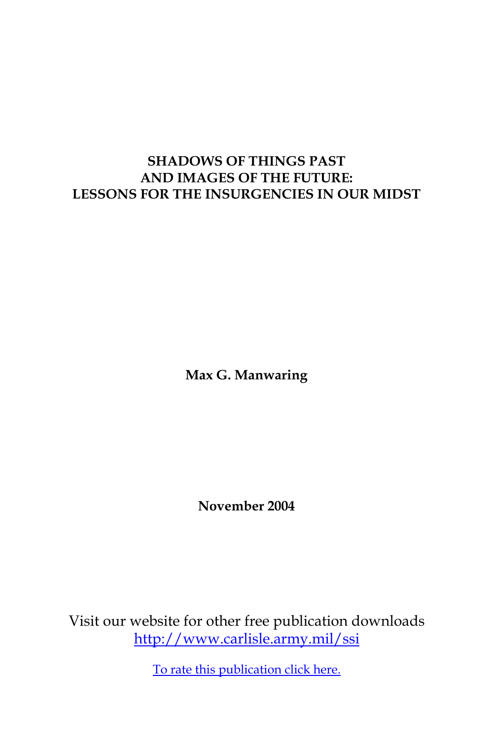# SHADOWS OF THINGS PAST AND IMAGES OF THE FUTURE: LESSONS FOR THE INSURGENCIES IN OUR MIDST

**Max G. Manwaring**

**November 2004**

Visit our website for other free publication downloads
[http://www.carlisle.army.mil/ssi](http://www.carlisle.army.mil/ssi)

To rate this publication click here.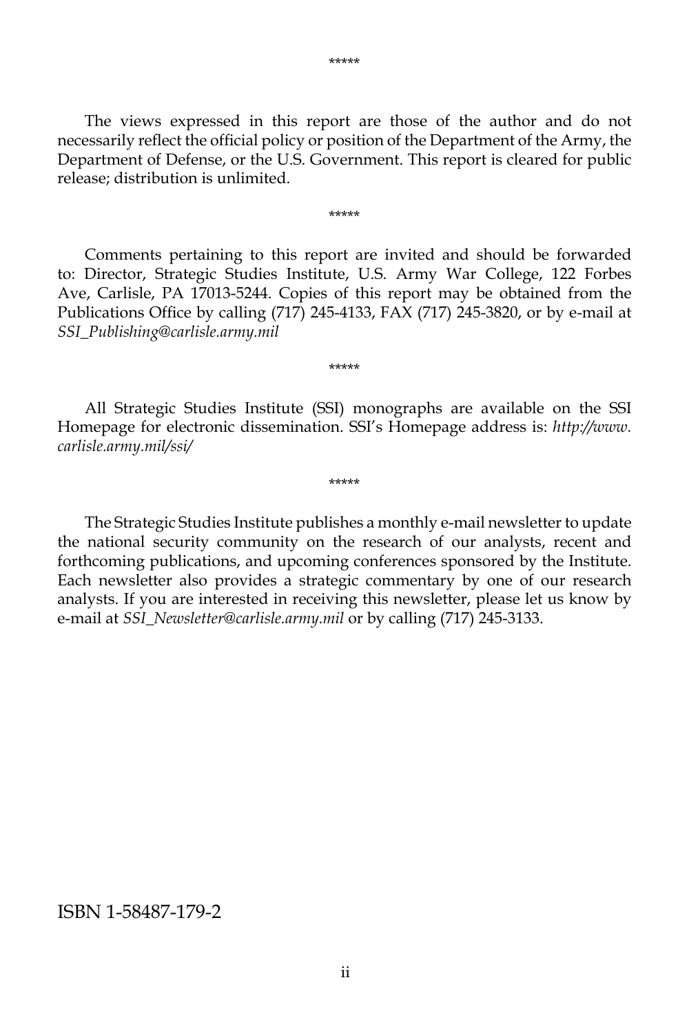*****

The views expressed in this report are those of the author and do not necessarily reflect the official policy or position of the Department of the Army, the Department of Defense, or the U.S. Government. This report is cleared for public release; distribution is unlimited.

*****

Comments pertaining to this report are invited and should be forwarded to: Director, Strategic Studies Institute, U.S. Army War College, 122 Forbes Ave, Carlisle, PA 17013-5244. Copies of this report may be obtained from the Publications Office by calling (717) 245-4133, FAX (717) 245-3820, or by e-mail at *SSI_Publishing@carlisle.army.mil*

*****

All Strategic Studies Institute (SSI) monographs are available on the SSI Homepage for electronic dissemination. SSI's Homepage address is: *http://www.carlisle.army.mil/ssi/*

*****

The Strategic Studies Institute publishes a monthly e-mail newsletter to update the national security community on the research of our analysts, recent and forthcoming publications, and upcoming conferences sponsored by the Institute. Each newsletter also provides a strategic commentary by one of our research analysts. If you are interested in receiving this newsletter, please let us know by e-mail at *SSI_Newsletter@carlisle.army.mil* or by calling (717) 245-3133.

ISBN 1-58487-179-2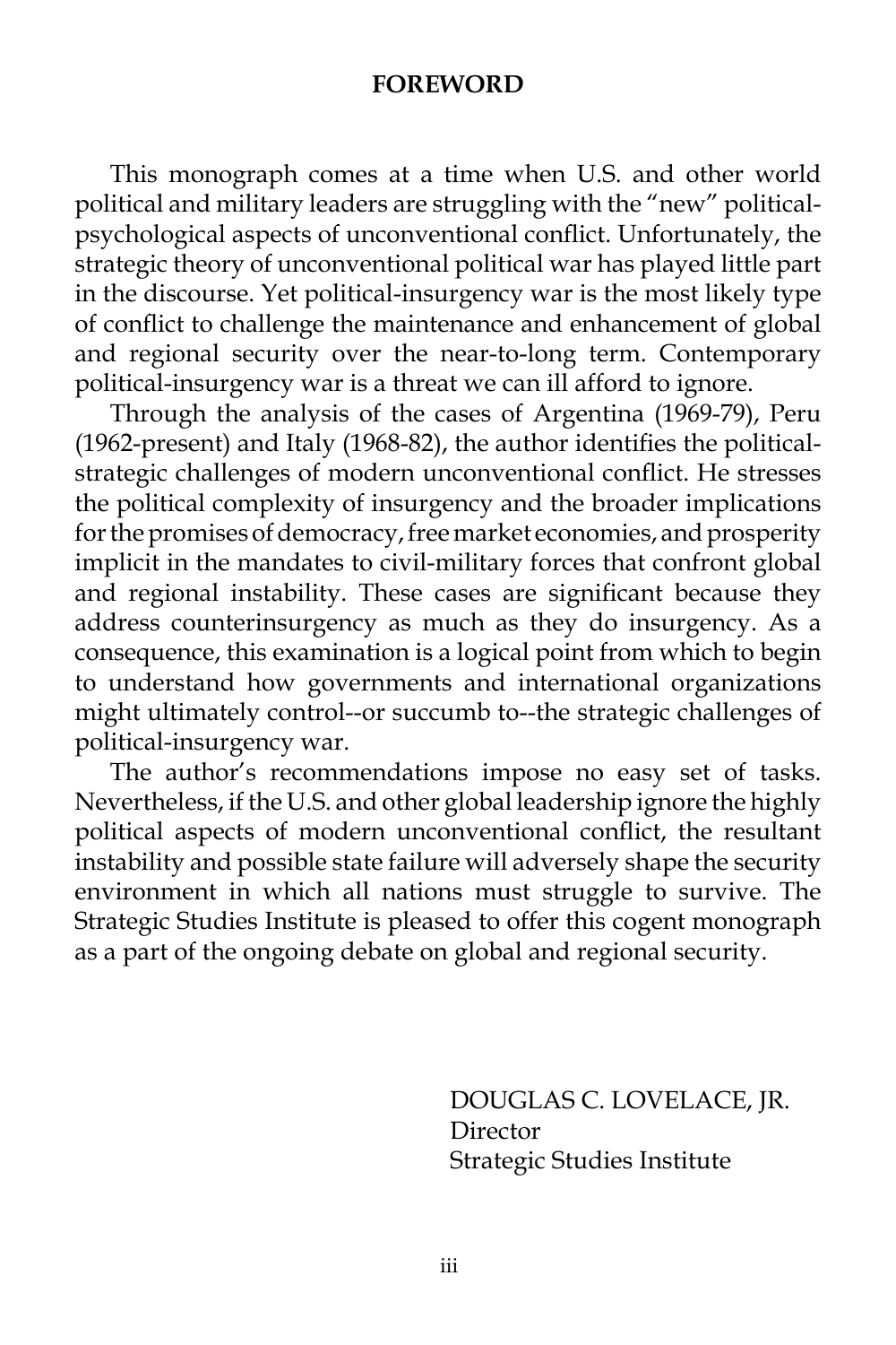## FOREWORD

This monograph comes at a time when U.S. and other world political and military leaders are struggling with the "new" political-psychological aspects of unconventional conflict. Unfortunately, the strategic theory of unconventional political war has played little part in the discourse. Yet political-insurgency war is the most likely type of conflict to challenge the maintenance and enhancement of global and regional security over the near-to-long term. Contemporary political-insurgency war is a threat we can ill afford to ignore.

Through the analysis of the cases of Argentina (1969-79), Peru (1962-present) and Italy (1968-82), the author identifies the political-strategic challenges of modern unconventional conflict. He stresses the political complexity of insurgency and the broader implications for the promises of democracy, free market economies, and prosperity implicit in the mandates to civil-military forces that confront global and regional instability. These cases are significant because they address counterinsurgency as much as they do insurgency. As a consequence, this examination is a logical point from which to begin to understand how governments and international organizations might ultimately control--or succumb to--the strategic challenges of political-insurgency war.

The author's recommendations impose no easy set of tasks. Nevertheless, if the U.S. and other global leadership ignore the highly political aspects of modern unconventional conflict, the resultant instability and possible state failure will adversely shape the security environment in which all nations must struggle to survive. The Strategic Studies Institute is pleased to offer this cogent monograph as a part of the ongoing debate on global and regional security.

DOUGLAS C. LOVELACE, JR.
Director
Strategic Studies Institute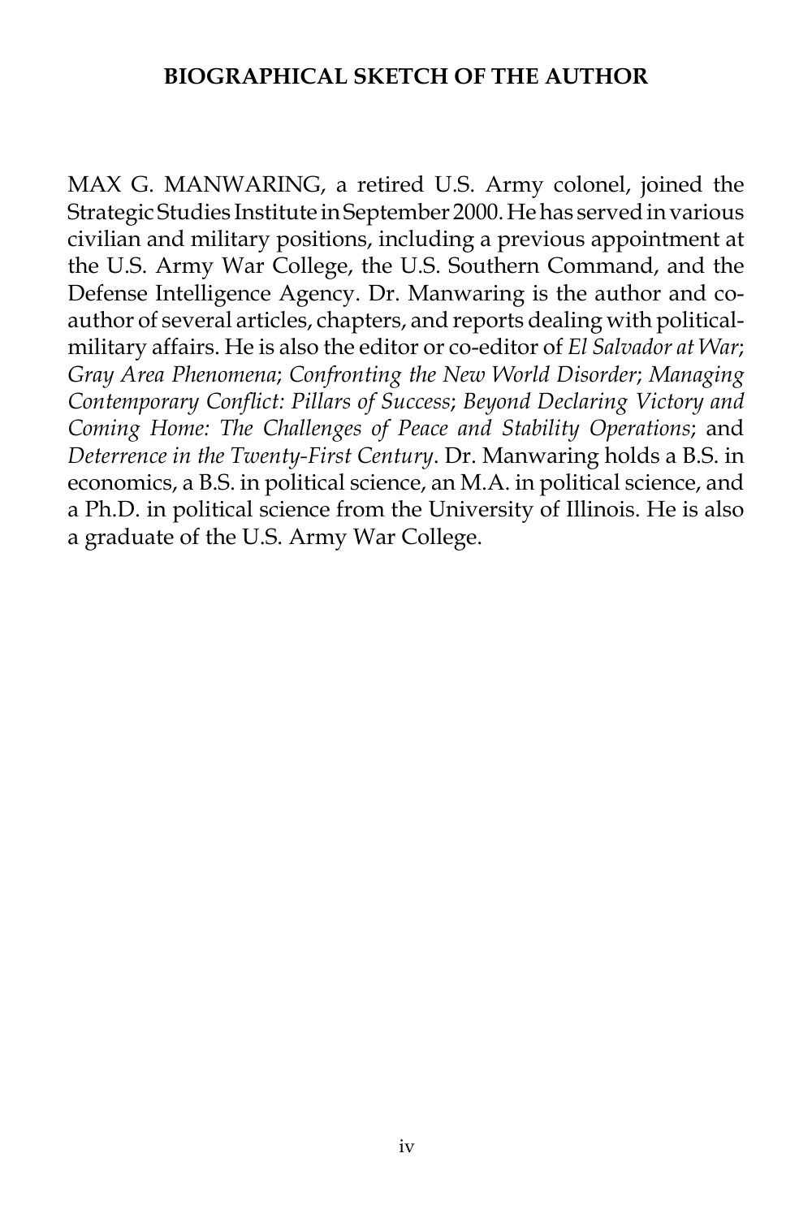## BIOGRAPHICAL SKETCH OF THE AUTHOR

MAX G. MANWARING, a retired U.S. Army colonel, joined the Strategic Studies Institute in September 2000. He has served in various civilian and military positions, including a previous appointment at the U.S. Army War College, the U.S. Southern Command, and the Defense Intelligence Agency. Dr. Manwaring is the author and co-author of several articles, chapters, and reports dealing with political-military affairs. He is also the editor or co-editor of *El Salvador at War*; *Gray Area Phenomena*; *Confronting the New World Disorder*; *Managing Contemporary Conflict: Pillars of Success*; *Beyond Declaring Victory and Coming Home: The Challenges of Peace and Stability Operations*; and *Deterrence in the Twenty-First Century*. Dr. Manwaring holds a B.S. in economics, a B.S. in political science, an M.A. in political science, and a Ph.D. in political science from the University of Illinois. He is also a graduate of the U.S. Army War College.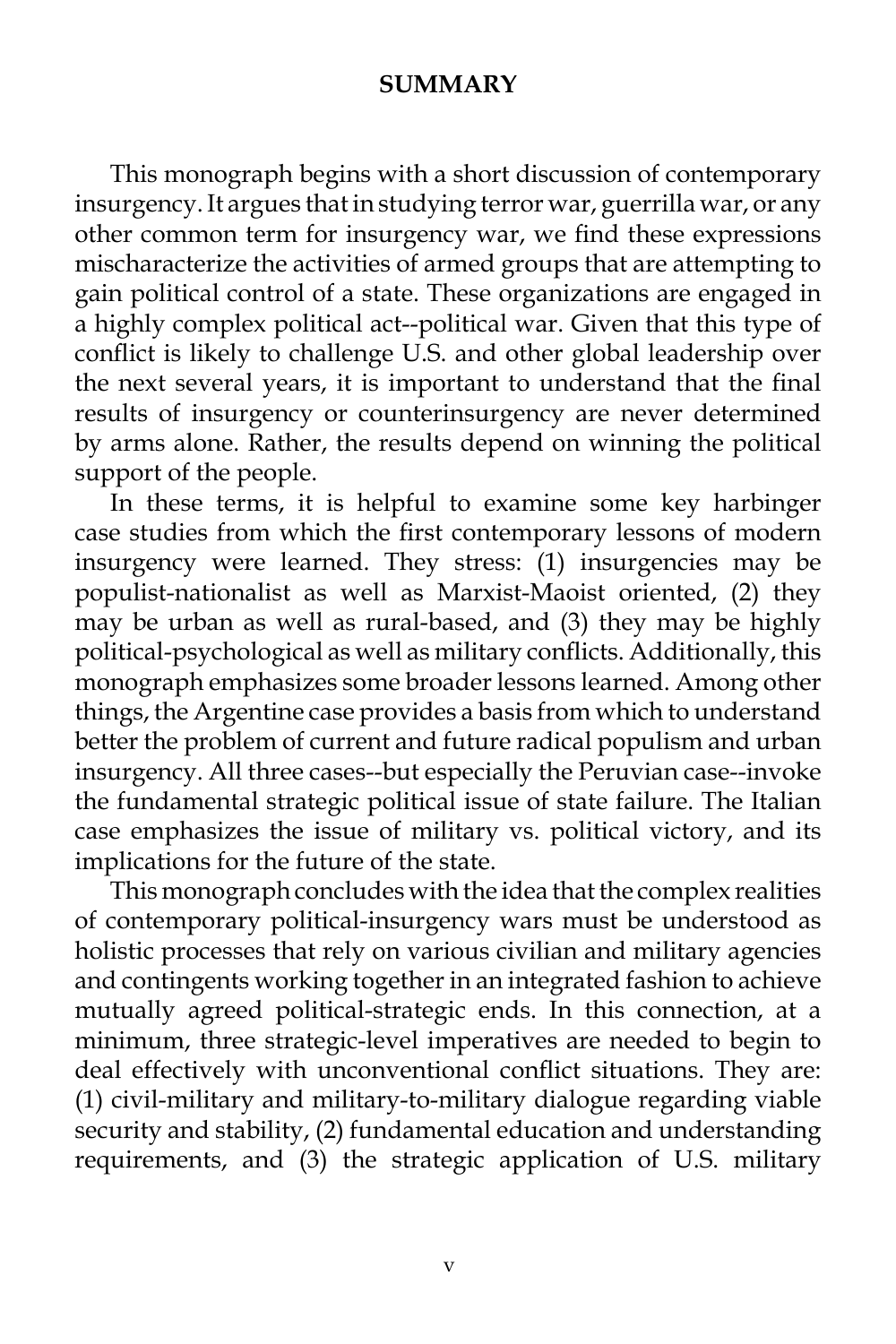# SUMMARY

This monograph begins with a short discussion of contemporary insurgency. It argues that in studying terror war, guerrilla war, or any other common term for insurgency war, we find these expressions mischaracterize the activities of armed groups that are attempting to gain political control of a state. These organizations are engaged in a highly complex political act--political war. Given that this type of conflict is likely to challenge U.S. and other global leadership over the next several years, it is important to understand that the final results of insurgency or counterinsurgency are never determined by arms alone. Rather, the results depend on winning the political support of the people.

In these terms, it is helpful to examine some key harbinger case studies from which the first contemporary lessons of modern insurgency were learned. They stress: (1) insurgencies may be populist-nationalist as well as Marxist-Maoist oriented, (2) they may be urban as well as rural-based, and (3) they may be highly political-psychological as well as military conflicts. Additionally, this monograph emphasizes some broader lessons learned. Among other things, the Argentine case provides a basis from which to understand better the problem of current and future radical populism and urban insurgency. All three cases--but especially the Peruvian case--invoke the fundamental strategic political issue of state failure. The Italian case emphasizes the issue of military vs. political victory, and its implications for the future of the state.

This monograph concludes with the idea that the complex realities of contemporary political-insurgency wars must be understood as holistic processes that rely on various civilian and military agencies and contingents working together in an integrated fashion to achieve mutually agreed political-strategic ends. In this connection, at a minimum, three strategic-level imperatives are needed to begin to deal effectively with unconventional conflict situations. They are: (1) civil-military and military-to-military dialogue regarding viable security and stability, (2) fundamental education and understanding requirements, and (3) the strategic application of U.S. military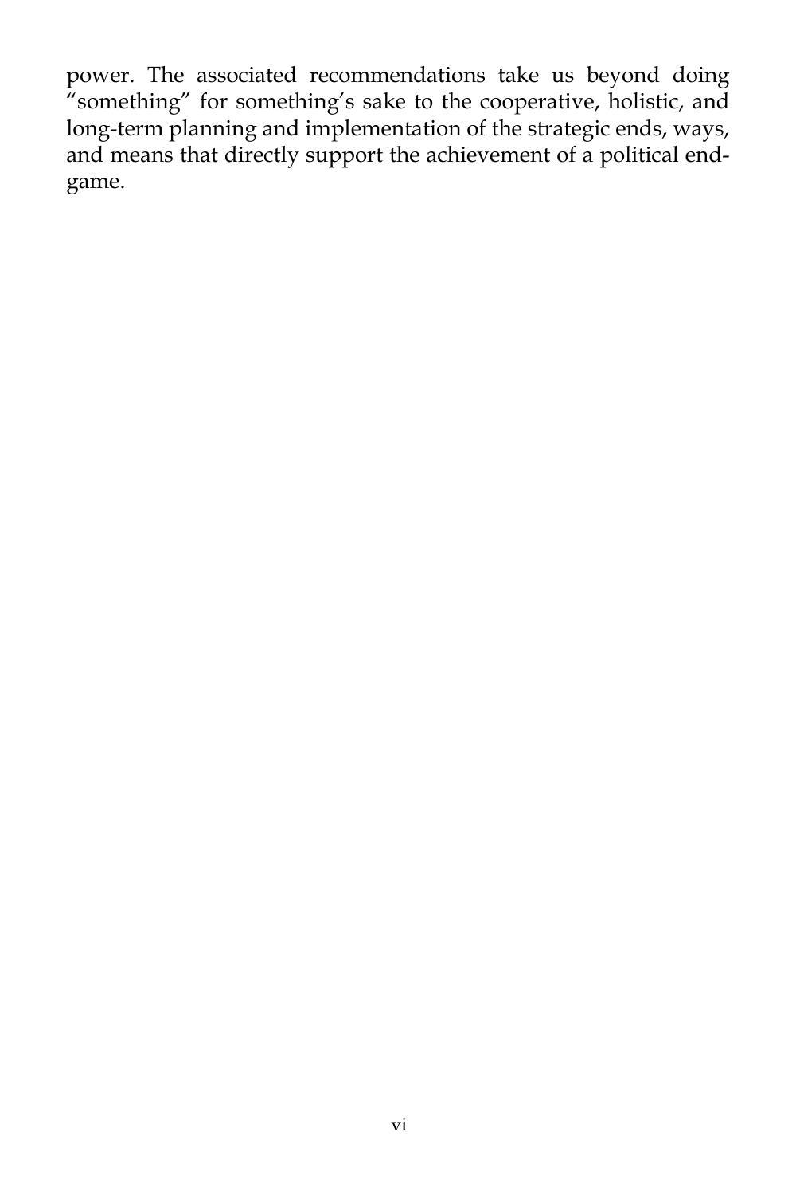power. The associated recommendations take us beyond doing "something" for something's sake to the cooperative, holistic, and long-term planning and implementation of the strategic ends, ways, and means that directly support the achievement of a political end-game.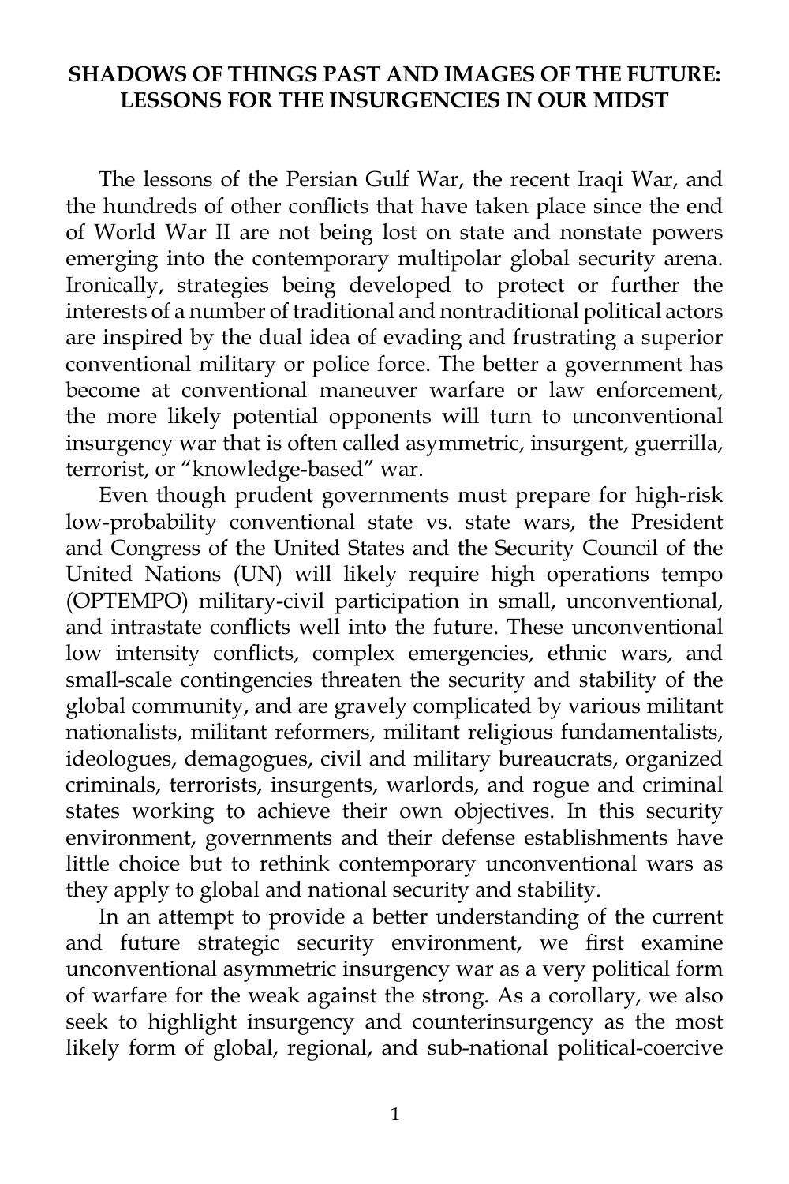# SHADOWS OF THINGS PAST AND IMAGES OF THE FUTURE: LESSONS FOR THE INSURGENCIES IN OUR MIDST

The lessons of the Persian Gulf War, the recent Iraqi War, and the hundreds of other conflicts that have taken place since the end of World War II are not being lost on state and nonstate powers emerging into the contemporary multipolar global security arena. Ironically, strategies being developed to protect or further the interests of a number of traditional and nontraditional political actors are inspired by the dual idea of evading and frustrating a superior conventional military or police force. The better a government has become at conventional maneuver warfare or law enforcement, the more likely potential opponents will turn to unconventional insurgency war that is often called asymmetric, insurgent, guerrilla, terrorist, or "knowledge-based" war.

Even though prudent governments must prepare for high-risk low-probability conventional state vs. state wars, the President and Congress of the United States and the Security Council of the United Nations (UN) will likely require high operations tempo (OPTEMPO) military-civil participation in small, unconventional, and intrastate conflicts well into the future. These unconventional low intensity conflicts, complex emergencies, ethnic wars, and small-scale contingencies threaten the security and stability of the global community, and are gravely complicated by various militant nationalists, militant reformers, militant religious fundamentalists, ideologues, demagogues, civil and military bureaucrats, organized criminals, terrorists, insurgents, warlords, and rogue and criminal states working to achieve their own objectives. In this security environment, governments and their defense establishments have little choice but to rethink contemporary unconventional wars as they apply to global and national security and stability.

In an attempt to provide a better understanding of the current and future strategic security environment, we first examine unconventional asymmetric insurgency war as a very political form of warfare for the weak against the strong. As a corollary, we also seek to highlight insurgency and counterinsurgency as the most likely form of global, regional, and sub-national political-coercive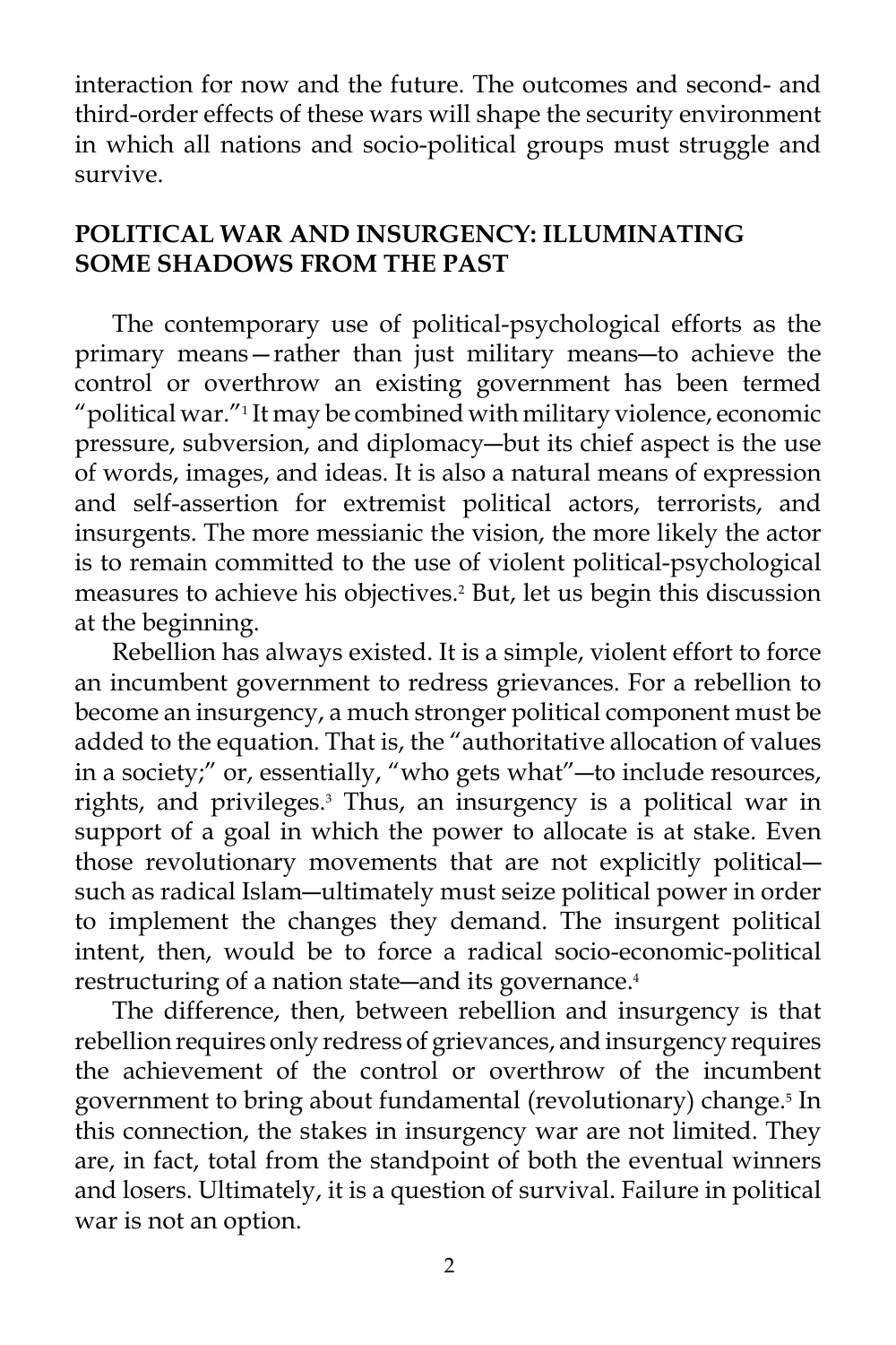interaction for now and the future. The outcomes and second- and third-order effects of these wars will shape the security environment in which all nations and socio-political groups must struggle and survive.

## POLITICAL WAR AND INSURGENCY: ILLUMINATING SOME SHADOWS FROM THE PAST

The contemporary use of political-psychological efforts as the primary means—rather than just military means—to achieve the control or overthrow an existing government has been termed "political war."[1] It may be combined with military violence, economic pressure, subversion, and diplomacy—but its chief aspect is the use of words, images, and ideas. It is also a natural means of expression and self-assertion for extremist political actors, terrorists, and insurgents. The more messianic the vision, the more likely the actor is to remain committed to the use of violent political-psychological measures to achieve his objectives.[2] But, let us begin this discussion at the beginning.

Rebellion has always existed. It is a simple, violent effort to force an incumbent government to redress grievances. For a rebellion to become an insurgency, a much stronger political component must be added to the equation. That is, the "authoritative allocation of values in a society;" or, essentially, "who gets what"—to include resources, rights, and privileges.[3] Thus, an insurgency is a political war in support of a goal in which the power to allocate is at stake. Even those revolutionary movements that are not explicitly political—such as radical Islam—ultimately must seize political power in order to implement the changes they demand. The insurgent political intent, then, would be to force a radical socio-economic-political restructuring of a nation state—and its governance.[4]

The difference, then, between rebellion and insurgency is that rebellion requires only redress of grievances, and insurgency requires the achievement of the control or overthrow of the incumbent government to bring about fundamental (revolutionary) change.[5] In this connection, the stakes in insurgency war are not limited. They are, in fact, total from the standpoint of both the eventual winners and losers. Ultimately, it is a question of survival. Failure in political war is not an option.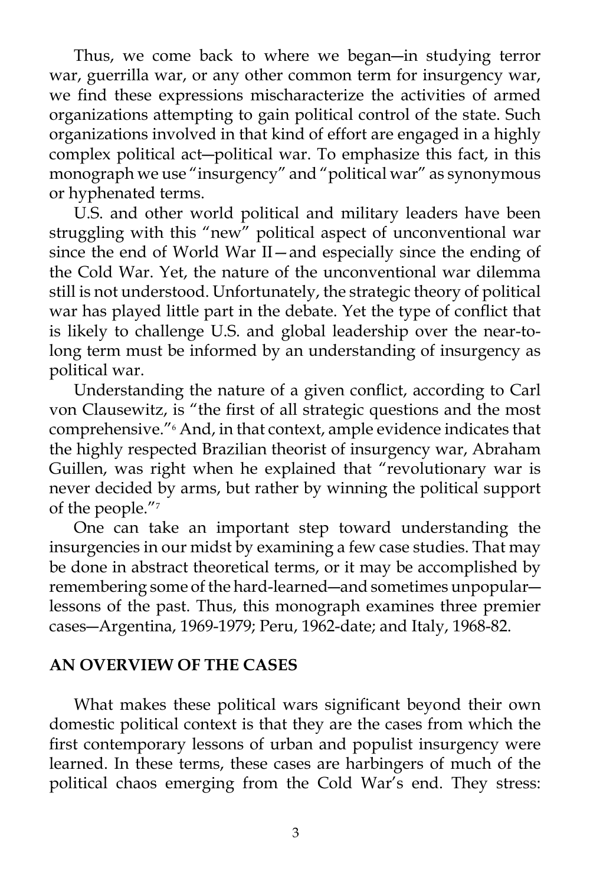Thus, we come back to where we began—in studying terror war, guerrilla war, or any other common term for insurgency war, we find these expressions mischaracterize the activities of armed organizations attempting to gain political control of the state. Such organizations involved in that kind of effort are engaged in a highly complex political act—political war. To emphasize this fact, in this monograph we use "insurgency" and "political war" as synonymous or hyphenated terms.

U.S. and other world political and military leaders have been struggling with this "new" political aspect of unconventional war since the end of World War II—and especially since the ending of the Cold War. Yet, the nature of the unconventional war dilemma still is not understood. Unfortunately, the strategic theory of political war has played little part in the debate. Yet the type of conflict that is likely to challenge U.S. and global leadership over the near-to-long term must be informed by an understanding of insurgency as political war.

Understanding the nature of a given conflict, according to Carl von Clausewitz, is "the first of all strategic questions and the most comprehensive."[6] And, in that context, ample evidence indicates that the highly respected Brazilian theorist of insurgency war, Abraham Guillen, was right when he explained that "revolutionary war is never decided by arms, but rather by winning the political support of the people."[7]

One can take an important step toward understanding the insurgencies in our midst by examining a few case studies. That may be done in abstract theoretical terms, or it may be accomplished by remembering some of the hard-learned—and sometimes unpopular—lessons of the past. Thus, this monograph examines three premier cases—Argentina, 1969-1979; Peru, 1962-date; and Italy, 1968-82.

## AN OVERVIEW OF THE CASES

What makes these political wars significant beyond their own domestic political context is that they are the cases from which the first contemporary lessons of urban and populist insurgency were learned. In these terms, these cases are harbingers of much of the political chaos emerging from the Cold War's end. They stress: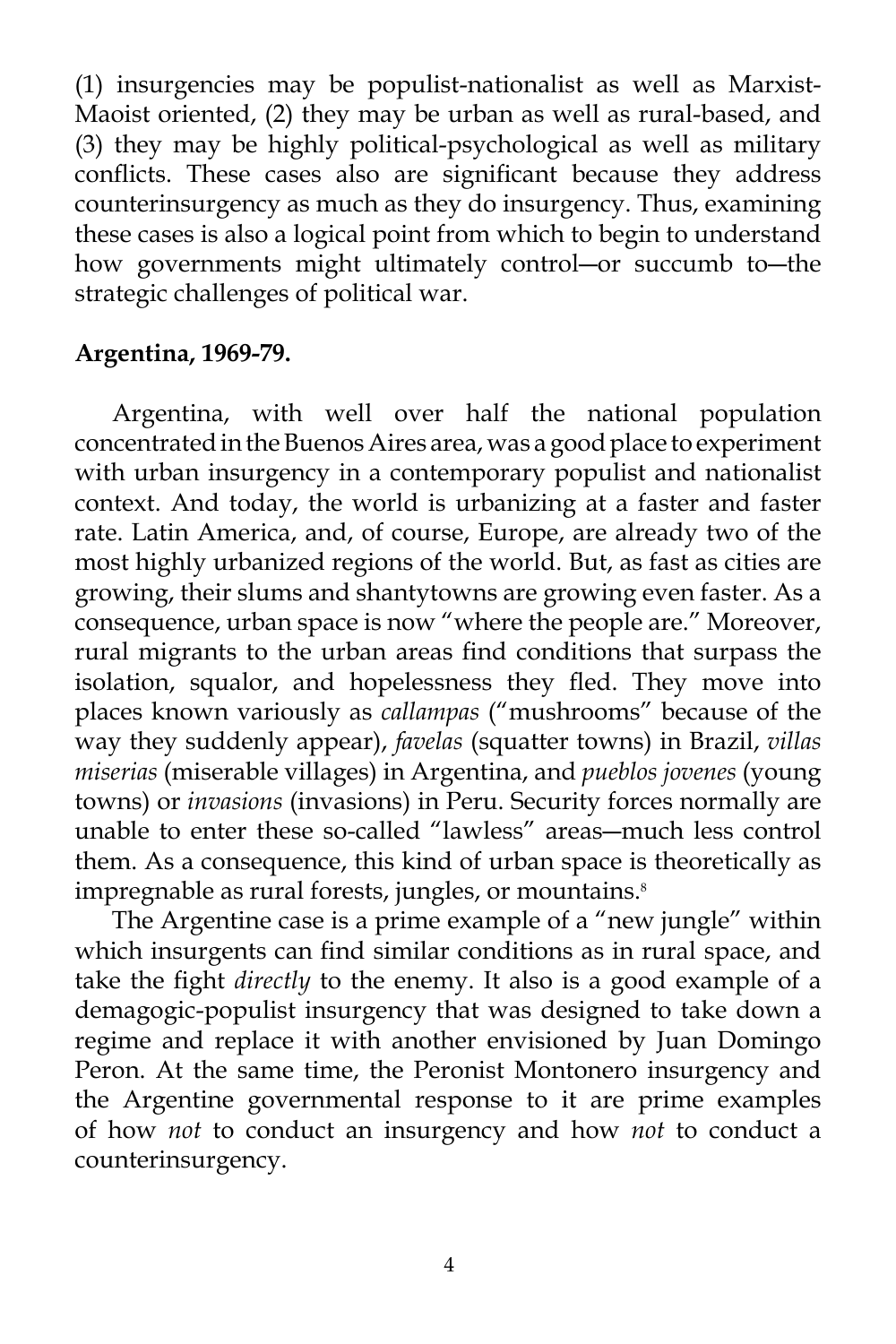(1) insurgencies may be populist-nationalist as well as Marxist-Maoist oriented, (2) they may be urban as well as rural-based, and (3) they may be highly political-psychological as well as military conflicts. These cases also are significant because they address counterinsurgency as much as they do insurgency. Thus, examining these cases is also a logical point from which to begin to understand how governments might ultimately control—or succumb to—the strategic challenges of political war.

**Argentina, 1969-79.**

Argentina, with well over half the national population concentrated in the Buenos Aires area, was a good place to experiment with urban insurgency in a contemporary populist and nationalist context. And today, the world is urbanizing at a faster and faster rate. Latin America, and, of course, Europe, are already two of the most highly urbanized regions of the world. But, as fast as cities are growing, their slums and shantytowns are growing even faster. As a consequence, urban space is now "where the people are." Moreover, rural migrants to the urban areas find conditions that surpass the isolation, squalor, and hopelessness they fled. They move into places known variously as *callampas* ("mushrooms" because of the way they suddenly appear), *favelas* (squatter towns) in Brazil, *villas miserias* (miserable villages) in Argentina, and *pueblos jovenes* (young towns) or *invasions* (invasions) in Peru. Security forces normally are unable to enter these so-called "lawless" areas—much less control them. As a consequence, this kind of urban space is theoretically as impregnable as rural forests, jungles, or mountains.[8]

The Argentine case is a prime example of a "new jungle" within which insurgents can find similar conditions as in rural space, and take the fight *directly* to the enemy. It also is a good example of a demagogic-populist insurgency that was designed to take down a regime and replace it with another envisioned by Juan Domingo Peron. At the same time, the Peronist Montonero insurgency and the Argentine governmental response to it are prime examples of how *not* to conduct an insurgency and how *not* to conduct a counterinsurgency.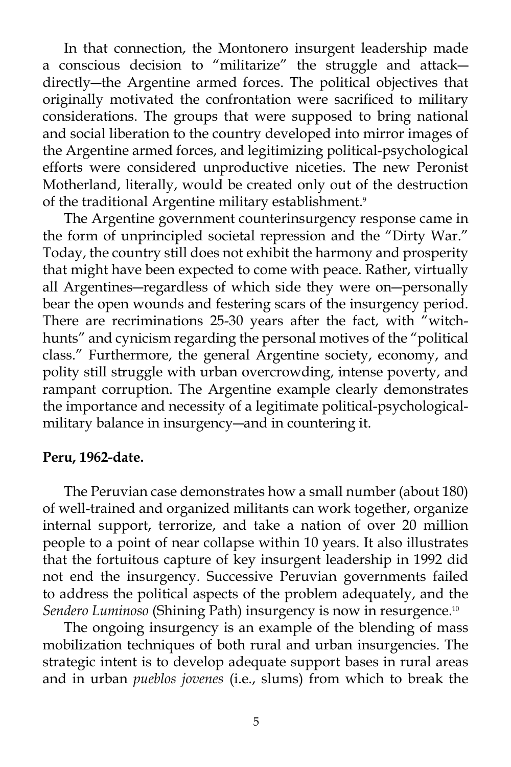In that connection, the Montonero insurgent leadership made a conscious decision to "militarize" the struggle and attack—directly—the Argentine armed forces. The political objectives that originally motivated the confrontation were sacrificed to military considerations. The groups that were supposed to bring national and social liberation to the country developed into mirror images of the Argentine armed forces, and legitimizing political-psychological efforts were considered unproductive niceties. The new Peronist Motherland, literally, would be created only out of the destruction of the traditional Argentine military establishment.[9]

The Argentine government counterinsurgency response came in the form of unprincipled societal repression and the "Dirty War." Today, the country still does not exhibit the harmony and prosperity that might have been expected to come with peace. Rather, virtually all Argentines—regardless of which side they were on—personally bear the open wounds and festering scars of the insurgency period. There are recriminations 25-30 years after the fact, with "witch-hunts" and cynicism regarding the personal motives of the "political class." Furthermore, the general Argentine society, economy, and polity still struggle with urban overcrowding, intense poverty, and rampant corruption. The Argentine example clearly demonstrates the importance and necessity of a legitimate political-psychological-military balance in insurgency—and in countering it.

**Peru, 1962-date.**

The Peruvian case demonstrates how a small number (about 180) of well-trained and organized militants can work together, organize internal support, terrorize, and take a nation of over 20 million people to a point of near collapse within 10 years. It also illustrates that the fortuitous capture of key insurgent leadership in 1992 did not end the insurgency. Successive Peruvian governments failed to address the political aspects of the problem adequately, and the *Sendero Luminoso* (Shining Path) insurgency is now in resurgence.[10]

The ongoing insurgency is an example of the blending of mass mobilization techniques of both rural and urban insurgencies. The strategic intent is to develop adequate support bases in rural areas and in urban *pueblos jovenes* (i.e., slums) from which to break the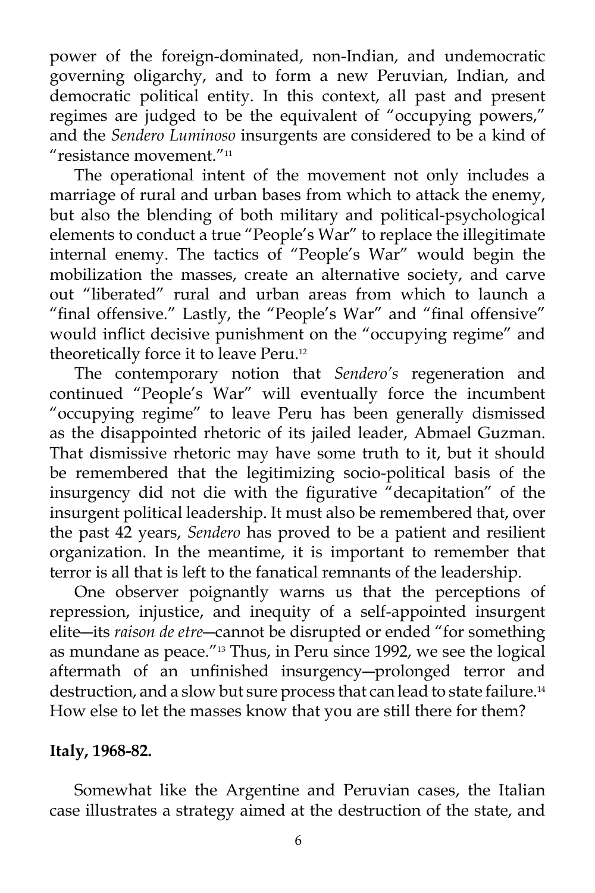power of the foreign-dominated, non-Indian, and undemocratic governing oligarchy, and to form a new Peruvian, Indian, and democratic political entity. In this context, all past and present regimes are judged to be the equivalent of "occupying powers," and the *Sendero Luminoso* insurgents are considered to be a kind of "resistance movement."[11]

The operational intent of the movement not only includes a marriage of rural and urban bases from which to attack the enemy, but also the blending of both military and political-psychological elements to conduct a true "People's War" to replace the illegitimate internal enemy. The tactics of "People's War" would begin the mobilization the masses, create an alternative society, and carve out "liberated" rural and urban areas from which to launch a "final offensive." Lastly, the "People's War" and "final offensive" would inflict decisive punishment on the "occupying regime" and theoretically force it to leave Peru.[12]

The contemporary notion that *Sendero's* regeneration and continued "People's War" will eventually force the incumbent "occupying regime" to leave Peru has been generally dismissed as the disappointed rhetoric of its jailed leader, Abmael Guzman. That dismissive rhetoric may have some truth to it, but it should be remembered that the legitimizing socio-political basis of the insurgency did not die with the figurative "decapitation" of the insurgent political leadership. It must also be remembered that, over the past 42 years, *Sendero* has proved to be a patient and resilient organization. In the meantime, it is important to remember that terror is all that is left to the fanatical remnants of the leadership.

One observer poignantly warns us that the perceptions of repression, injustice, and inequity of a self-appointed insurgent elite—its *raison de etre*—cannot be disrupted or ended "for something as mundane as peace."[13] Thus, in Peru since 1992, we see the logical aftermath of an unfinished insurgency—prolonged terror and destruction, and a slow but sure process that can lead to state failure.[14] How else to let the masses know that you are still there for them?

**Italy, 1968-82.**

Somewhat like the Argentine and Peruvian cases, the Italian case illustrates a strategy aimed at the destruction of the state, and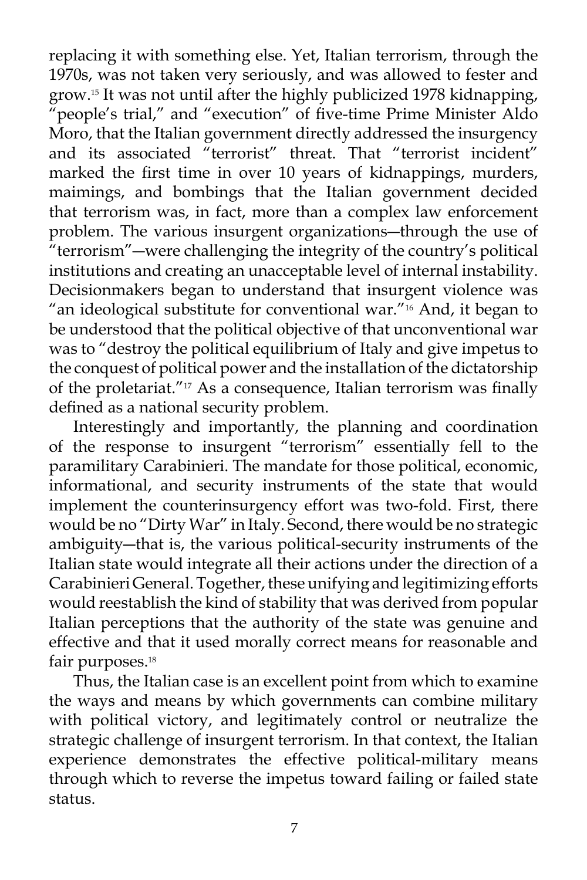replacing it with something else. Yet, Italian terrorism, through the 1970s, was not taken very seriously, and was allowed to fester and grow.[15] It was not until after the highly publicized 1978 kidnapping, "people's trial," and "execution" of five-time Prime Minister Aldo Moro, that the Italian government directly addressed the insurgency and its associated "terrorist" threat. That "terrorist incident" marked the first time in over 10 years of kidnappings, murders, maimings, and bombings that the Italian government decided that terrorism was, in fact, more than a complex law enforcement problem. The various insurgent organizations—through the use of "terrorism"—were challenging the integrity of the country's political institutions and creating an unacceptable level of internal instability. Decisionmakers began to understand that insurgent violence was "an ideological substitute for conventional war."[16] And, it began to be understood that the political objective of that unconventional war was to "destroy the political equilibrium of Italy and give impetus to the conquest of political power and the installation of the dictatorship of the proletariat."[17] As a consequence, Italian terrorism was finally defined as a national security problem.

Interestingly and importantly, the planning and coordination of the response to insurgent "terrorism" essentially fell to the paramilitary Carabinieri. The mandate for those political, economic, informational, and security instruments of the state that would implement the counterinsurgency effort was two-fold. First, there would be no "Dirty War" in Italy. Second, there would be no strategic ambiguity—that is, the various political-security instruments of the Italian state would integrate all their actions under the direction of a Carabinieri General. Together, these unifying and legitimizing efforts would reestablish the kind of stability that was derived from popular Italian perceptions that the authority of the state was genuine and effective and that it used morally correct means for reasonable and fair purposes.[18]

Thus, the Italian case is an excellent point from which to examine the ways and means by which governments can combine military with political victory, and legitimately control or neutralize the strategic challenge of insurgent terrorism. In that context, the Italian experience demonstrates the effective political-military means through which to reverse the impetus toward failing or failed state status.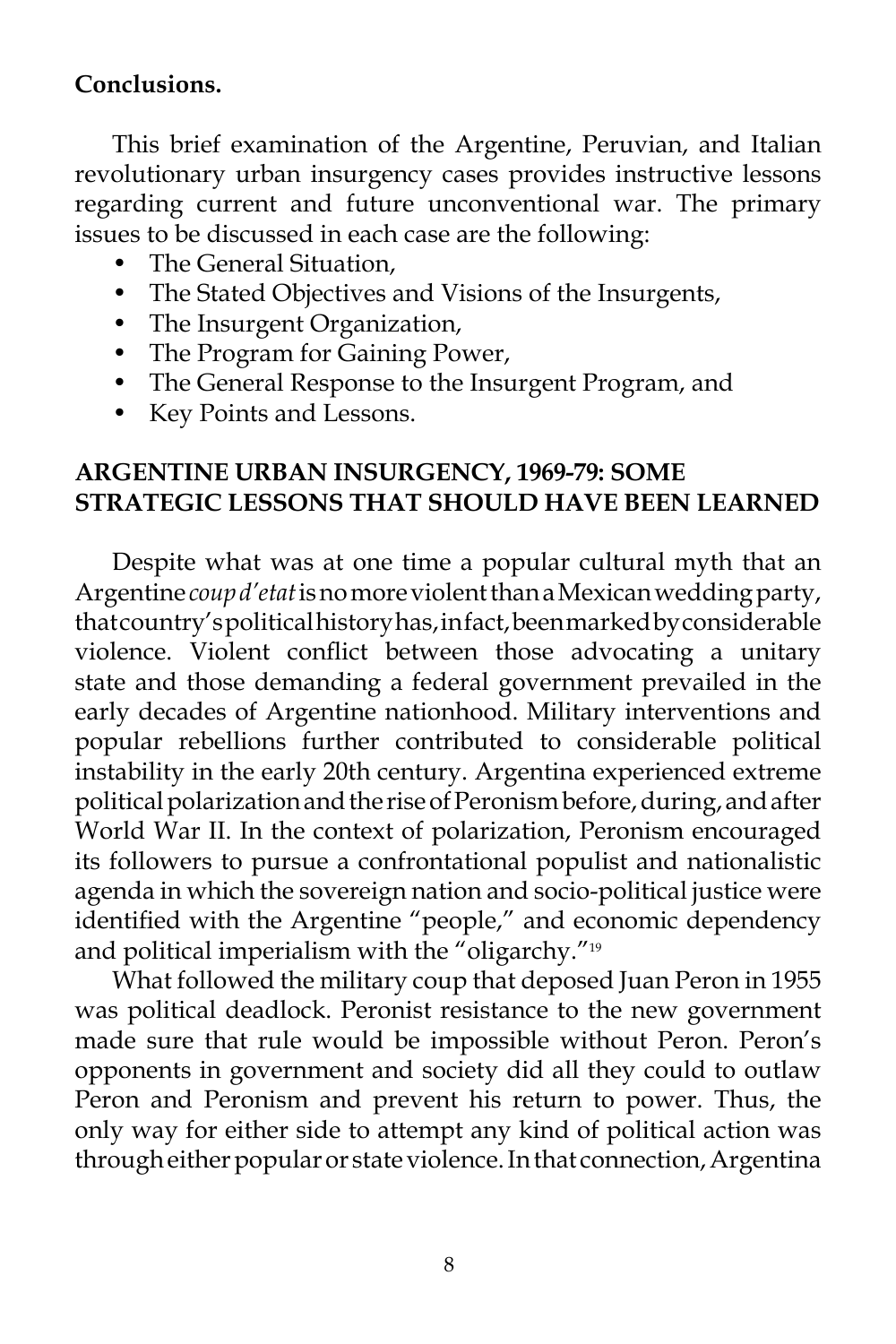**Conclusions.**

This brief examination of the Argentine, Peruvian, and Italian revolutionary urban insurgency cases provides instructive lessons regarding current and future unconventional war. The primary issues to be discussed in each case are the following:

- The General Situation,
- The Stated Objectives and Visions of the Insurgents,
- The Insurgent Organization,
- The Program for Gaining Power,
- The General Response to the Insurgent Program, and
- Key Points and Lessons.

## ARGENTINE URBAN INSURGENCY, 1969-79: SOME STRATEGIC LESSONS THAT SHOULD HAVE BEEN LEARNED

Despite what was at one time a popular cultural myth that an Argentine *coup d'etat* is no more violent than a Mexican wedding party, that country's political history has, in fact, been marked by considerable violence. Violent conflict between those advocating a unitary state and those demanding a federal government prevailed in the early decades of Argentine nationhood. Military interventions and popular rebellions further contributed to considerable political instability in the early 20th century. Argentina experienced extreme political polarization and the rise of Peronism before, during, and after World War II. In the context of polarization, Peronism encouraged its followers to pursue a confrontational populist and nationalistic agenda in which the sovereign nation and socio-political justice were identified with the Argentine "people," and economic dependency and political imperialism with the "oligarchy."[19]

What followed the military coup that deposed Juan Peron in 1955 was political deadlock. Peronist resistance to the new government made sure that rule would be impossible without Peron. Peron's opponents in government and society did all they could to outlaw Peron and Peronism and prevent his return to power. Thus, the only way for either side to attempt any kind of political action was through either popular or state violence. In that connection, Argentina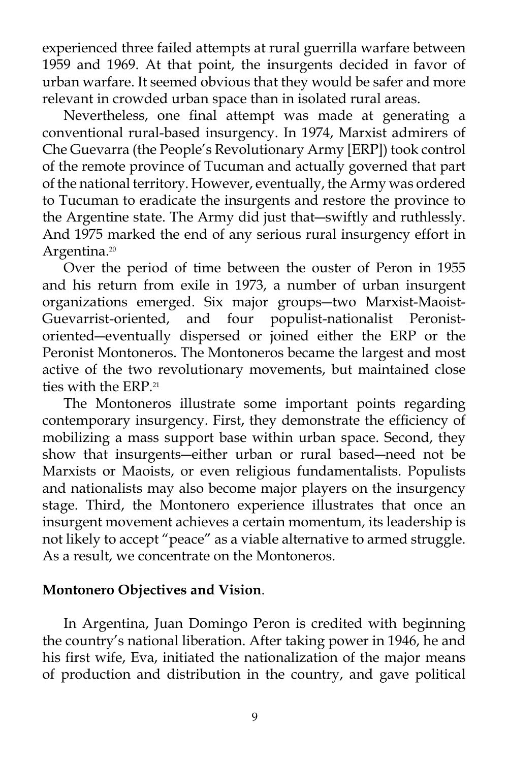experienced three failed attempts at rural guerrilla warfare between 1959 and 1969. At that point, the insurgents decided in favor of urban warfare. It seemed obvious that they would be safer and more relevant in crowded urban space than in isolated rural areas.

Nevertheless, one final attempt was made at generating a conventional rural-based insurgency. In 1974, Marxist admirers of Che Guevarra (the People's Revolutionary Army [ERP]) took control of the remote province of Tucuman and actually governed that part of the national territory. However, eventually, the Army was ordered to Tucuman to eradicate the insurgents and restore the province to the Argentine state. The Army did just that—swiftly and ruthlessly. And 1975 marked the end of any serious rural insurgency effort in Argentina.[20]

Over the period of time between the ouster of Peron in 1955 and his return from exile in 1973, a number of urban insurgent organizations emerged. Six major groups—two Marxist-Maoist-Guevarrist-oriented, and four populist-nationalist Peronist-oriented—eventually dispersed or joined either the ERP or the Peronist Montoneros. The Montoneros became the largest and most active of the two revolutionary movements, but maintained close ties with the ERP.[21]

The Montoneros illustrate some important points regarding contemporary insurgency. First, they demonstrate the efficiency of mobilizing a mass support base within urban space. Second, they show that insurgents—either urban or rural based—need not be Marxists or Maoists, or even religious fundamentalists. Populists and nationalists may also become major players on the insurgency stage. Third, the Montonero experience illustrates that once an insurgent movement achieves a certain momentum, its leadership is not likely to accept "peace" as a viable alternative to armed struggle. As a result, we concentrate on the Montoneros.

**Montonero Objectives and Vision**.

In Argentina, Juan Domingo Peron is credited with beginning the country's national liberation. After taking power in 1946, he and his first wife, Eva, initiated the nationalization of the major means of production and distribution in the country, and gave political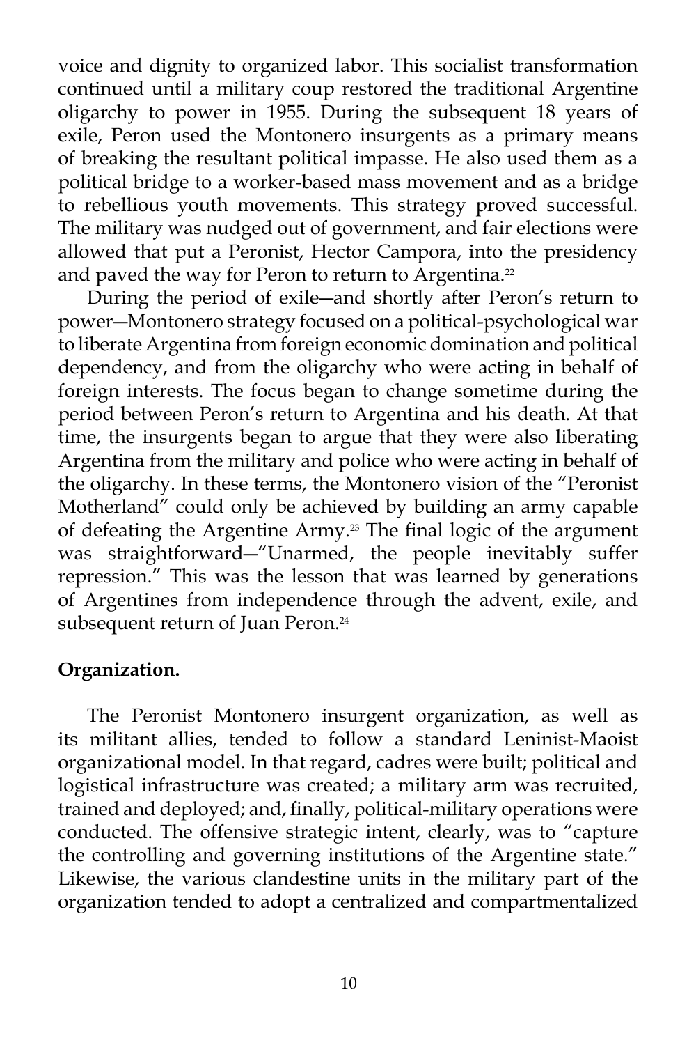voice and dignity to organized labor. This socialist transformation continued until a military coup restored the traditional Argentine oligarchy to power in 1955. During the subsequent 18 years of exile, Peron used the Montonero insurgents as a primary means of breaking the resultant political impasse. He also used them as a political bridge to a worker-based mass movement and as a bridge to rebellious youth movements. This strategy proved successful. The military was nudged out of government, and fair elections were allowed that put a Peronist, Hector Campora, into the presidency and paved the way for Peron to return to Argentina.[22]

During the period of exile—and shortly after Peron's return to power—Montonero strategy focused on a political-psychological war to liberate Argentina from foreign economic domination and political dependency, and from the oligarchy who were acting in behalf of foreign interests. The focus began to change sometime during the period between Peron's return to Argentina and his death. At that time, the insurgents began to argue that they were also liberating Argentina from the military and police who were acting in behalf of the oligarchy. In these terms, the Montonero vision of the "Peronist Motherland" could only be achieved by building an army capable of defeating the Argentine Army.[23] The final logic of the argument was straightforward—"Unarmed, the people inevitably suffer repression." This was the lesson that was learned by generations of Argentines from independence through the advent, exile, and subsequent return of Juan Peron.[24]

**Organization.**

The Peronist Montonero insurgent organization, as well as its militant allies, tended to follow a standard Leninist-Maoist organizational model. In that regard, cadres were built; political and logistical infrastructure was created; a military arm was recruited, trained and deployed; and, finally, political-military operations were conducted. The offensive strategic intent, clearly, was to "capture the controlling and governing institutions of the Argentine state." Likewise, the various clandestine units in the military part of the organization tended to adopt a centralized and compartmentalized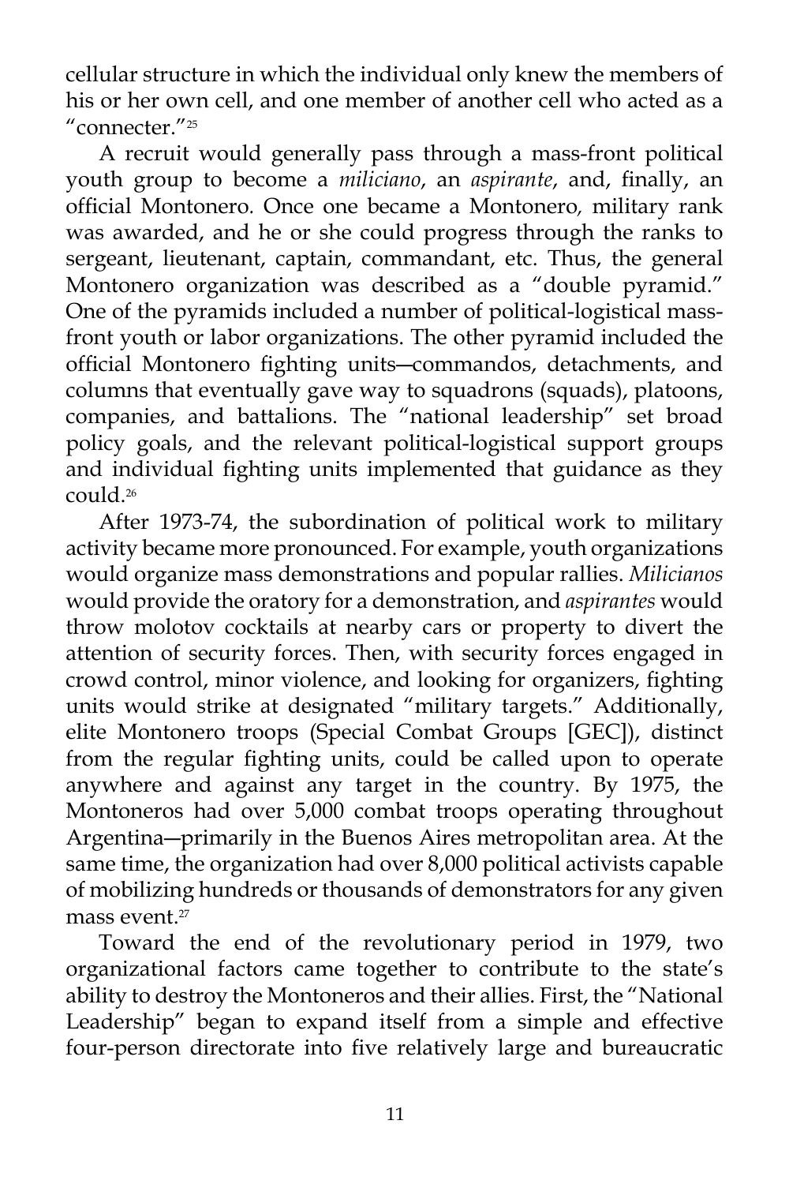cellular structure in which the individual only knew the members of his or her own cell, and one member of another cell who acted as a "connecter."[25]

A recruit would generally pass through a mass-front political youth group to become a *miliciano*, an *aspirante*, and, finally, an official Montonero. Once one became a Montonero, military rank was awarded, and he or she could progress through the ranks to sergeant, lieutenant, captain, commandant, etc. Thus, the general Montonero organization was described as a "double pyramid." One of the pyramids included a number of political-logistical mass-front youth or labor organizations. The other pyramid included the official Montonero fighting units―commandos, detachments, and columns that eventually gave way to squadrons (squads), platoons, companies, and battalions. The "national leadership" set broad policy goals, and the relevant political-logistical support groups and individual fighting units implemented that guidance as they could.[26]

After 1973-74, the subordination of political work to military activity became more pronounced. For example, youth organizations would organize mass demonstrations and popular rallies. *Milicianos* would provide the oratory for a demonstration, and *aspirantes* would throw molotov cocktails at nearby cars or property to divert the attention of security forces. Then, with security forces engaged in crowd control, minor violence, and looking for organizers, fighting units would strike at designated "military targets." Additionally, elite Montonero troops (Special Combat Groups [GEC]), distinct from the regular fighting units, could be called upon to operate anywhere and against any target in the country. By 1975, the Montoneros had over 5,000 combat troops operating throughout Argentina―primarily in the Buenos Aires metropolitan area. At the same time, the organization had over 8,000 political activists capable of mobilizing hundreds or thousands of demonstrators for any given mass event.[27]

Toward the end of the revolutionary period in 1979, two organizational factors came together to contribute to the state's ability to destroy the Montoneros and their allies. First, the "National Leadership" began to expand itself from a simple and effective four-person directorate into five relatively large and bureaucratic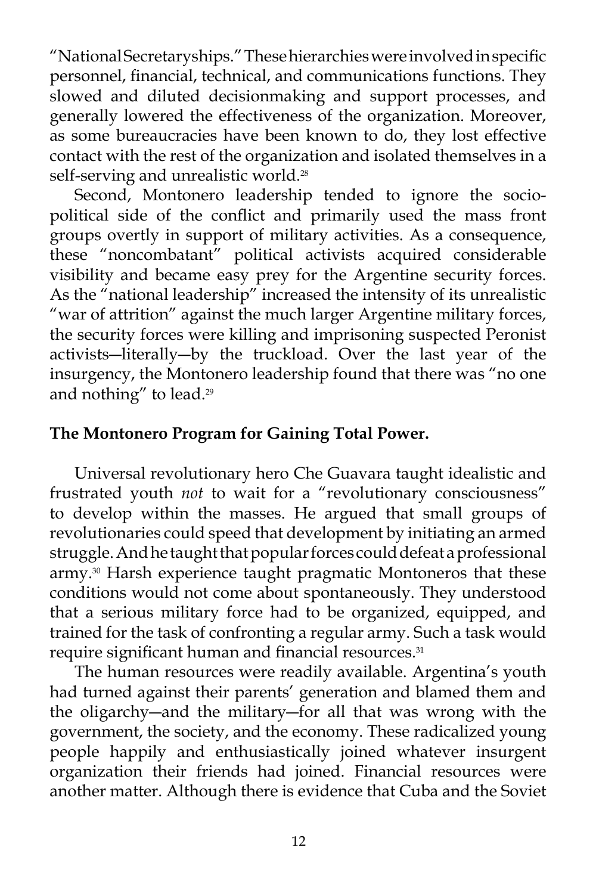"National Secretaryships." These hierarchies were involved in specific personnel, financial, technical, and communications functions. They slowed and diluted decisionmaking and support processes, and generally lowered the effectiveness of the organization. Moreover, as some bureaucracies have been known to do, they lost effective contact with the rest of the organization and isolated themselves in a self-serving and unrealistic world.[28]

Second, Montonero leadership tended to ignore the socio-political side of the conflict and primarily used the mass front groups overtly in support of military activities. As a consequence, these "noncombatant" political activists acquired considerable visibility and became easy prey for the Argentine security forces. As the "national leadership" increased the intensity of its unrealistic "war of attrition" against the much larger Argentine military forces, the security forces were killing and imprisoning suspected Peronist activists—literally—by the truckload. Over the last year of the insurgency, the Montonero leadership found that there was "no one and nothing" to lead.[29]

## The Montonero Program for Gaining Total Power.

Universal revolutionary hero Che Guavara taught idealistic and frustrated youth *not* to wait for a "revolutionary consciousness" to develop within the masses. He argued that small groups of revolutionaries could speed that development by initiating an armed struggle. And he taught that popular forces could defeat a professional army.[30] Harsh experience taught pragmatic Montoneros that these conditions would not come about spontaneously. They understood that a serious military force had to be organized, equipped, and trained for the task of confronting a regular army. Such a task would require significant human and financial resources.[31]

The human resources were readily available. Argentina's youth had turned against their parents' generation and blamed them and the oligarchy—and the military—for all that was wrong with the government, the society, and the economy. These radicalized young people happily and enthusiastically joined whatever insurgent organization their friends had joined. Financial resources were another matter. Although there is evidence that Cuba and the Soviet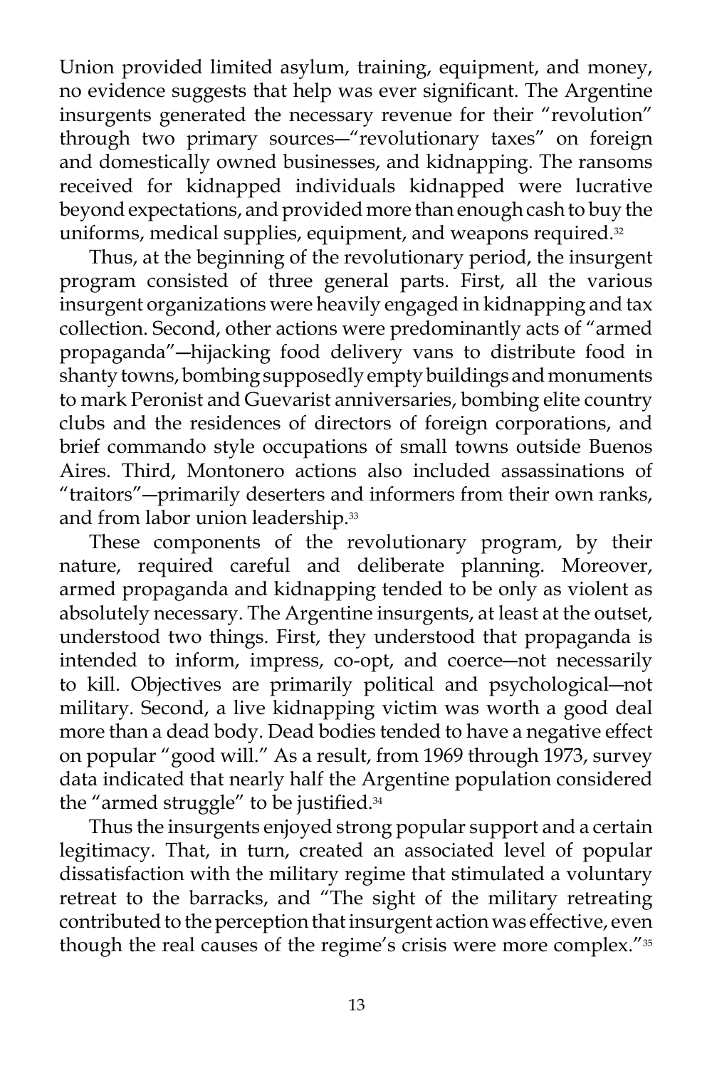Union provided limited asylum, training, equipment, and money, no evidence suggests that help was ever significant. The Argentine insurgents generated the necessary revenue for their "revolution" through two primary sources—"revolutionary taxes" on foreign and domestically owned businesses, and kidnapping. The ransoms received for kidnapped individuals kidnapped were lucrative beyond expectations, and provided more than enough cash to buy the uniforms, medical supplies, equipment, and weapons required.[32]

Thus, at the beginning of the revolutionary period, the insurgent program consisted of three general parts. First, all the various insurgent organizations were heavily engaged in kidnapping and tax collection. Second, other actions were predominantly acts of "armed propaganda"—hijacking food delivery vans to distribute food in shanty towns, bombing supposedly empty buildings and monuments to mark Peronist and Guevarist anniversaries, bombing elite country clubs and the residences of directors of foreign corporations, and brief commando style occupations of small towns outside Buenos Aires. Third, Montonero actions also included assassinations of "traitors"—primarily deserters and informers from their own ranks, and from labor union leadership.[33]

These components of the revolutionary program, by their nature, required careful and deliberate planning. Moreover, armed propaganda and kidnapping tended to be only as violent as absolutely necessary. The Argentine insurgents, at least at the outset, understood two things. First, they understood that propaganda is intended to inform, impress, co-opt, and coerce—not necessarily to kill. Objectives are primarily political and psychological—not military. Second, a live kidnapping victim was worth a good deal more than a dead body. Dead bodies tended to have a negative effect on popular "good will." As a result, from 1969 through 1973, survey data indicated that nearly half the Argentine population considered the "armed struggle" to be justified.[34]

Thus the insurgents enjoyed strong popular support and a certain legitimacy. That, in turn, created an associated level of popular dissatisfaction with the military regime that stimulated a voluntary retreat to the barracks, and "The sight of the military retreating contributed to the perception that insurgent action was effective, even though the real causes of the regime's crisis were more complex."[35]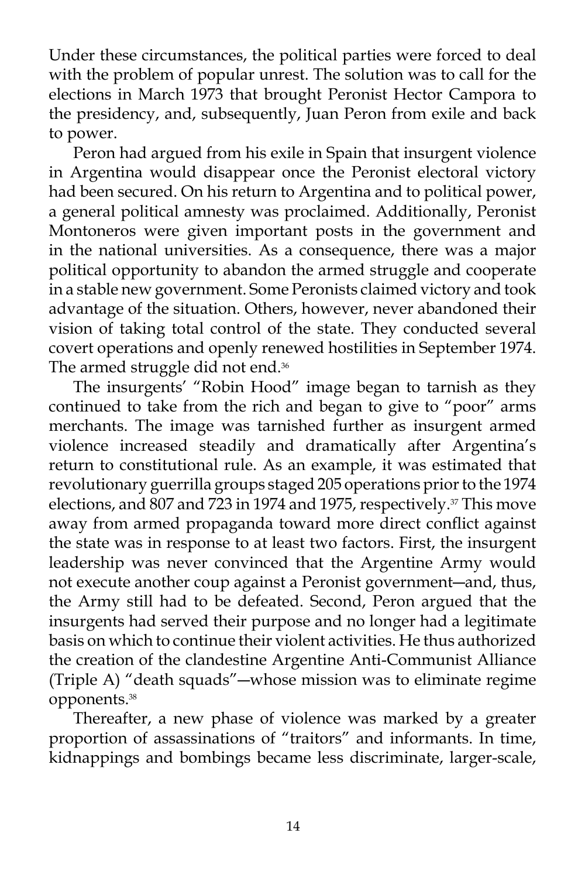Under these circumstances, the political parties were forced to deal with the problem of popular unrest. The solution was to call for the elections in March 1973 that brought Peronist Hector Campora to the presidency, and, subsequently, Juan Peron from exile and back to power.

Peron had argued from his exile in Spain that insurgent violence in Argentina would disappear once the Peronist electoral victory had been secured. On his return to Argentina and to political power, a general political amnesty was proclaimed. Additionally, Peronist Montoneros were given important posts in the government and in the national universities. As a consequence, there was a major political opportunity to abandon the armed struggle and cooperate in a stable new government. Some Peronists claimed victory and took advantage of the situation. Others, however, never abandoned their vision of taking total control of the state. They conducted several covert operations and openly renewed hostilities in September 1974. The armed struggle did not end.[36]

The insurgents' "Robin Hood" image began to tarnish as they continued to take from the rich and began to give to "poor" arms merchants. The image was tarnished further as insurgent armed violence increased steadily and dramatically after Argentina's return to constitutional rule. As an example, it was estimated that revolutionary guerrilla groups staged 205 operations prior to the 1974 elections, and 807 and 723 in 1974 and 1975, respectively.[37] This move away from armed propaganda toward more direct conflict against the state was in response to at least two factors. First, the insurgent leadership was never convinced that the Argentine Army would not execute another coup against a Peronist government—and, thus, the Army still had to be defeated. Second, Peron argued that the insurgents had served their purpose and no longer had a legitimate basis on which to continue their violent activities. He thus authorized the creation of the clandestine Argentine Anti-Communist Alliance (Triple A) "death squads"—whose mission was to eliminate regime opponents.[38]

Thereafter, a new phase of violence was marked by a greater proportion of assassinations of "traitors" and informants. In time, kidnappings and bombings became less discriminate, larger-scale,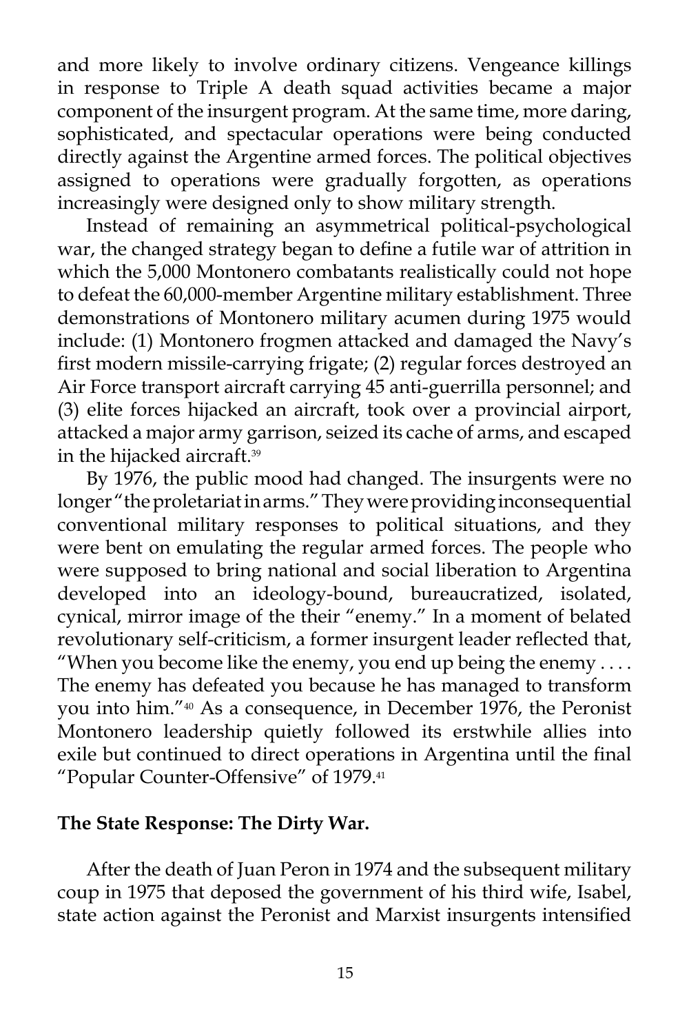and more likely to involve ordinary citizens. Vengeance killings in response to Triple A death squad activities became a major component of the insurgent program. At the same time, more daring, sophisticated, and spectacular operations were being conducted directly against the Argentine armed forces. The political objectives assigned to operations were gradually forgotten, as operations increasingly were designed only to show military strength.

Instead of remaining an asymmetrical political-psychological war, the changed strategy began to define a futile war of attrition in which the 5,000 Montonero combatants realistically could not hope to defeat the 60,000-member Argentine military establishment. Three demonstrations of Montonero military acumen during 1975 would include: (1) Montonero frogmen attacked and damaged the Navy's first modern missile-carrying frigate; (2) regular forces destroyed an Air Force transport aircraft carrying 45 anti-guerrilla personnel; and (3) elite forces hijacked an aircraft, took over a provincial airport, attacked a major army garrison, seized its cache of arms, and escaped in the hijacked aircraft.[39]

By 1976, the public mood had changed. The insurgents were no longer "the proletariat in arms." They were providing inconsequential conventional military responses to political situations, and they were bent on emulating the regular armed forces. The people who were supposed to bring national and social liberation to Argentina developed into an ideology-bound, bureaucratized, isolated, cynical, mirror image of the their "enemy." In a moment of belated revolutionary self-criticism, a former insurgent leader reflected that, "When you become like the enemy, you end up being the enemy . . . . The enemy has defeated you because he has managed to transform you into him."[40] As a consequence, in December 1976, the Peronist Montonero leadership quietly followed its erstwhile allies into exile but continued to direct operations in Argentina until the final "Popular Counter-Offensive" of 1979.[41]

**The State Response: The Dirty War.**

After the death of Juan Peron in 1974 and the subsequent military coup in 1975 that deposed the government of his third wife, Isabel, state action against the Peronist and Marxist insurgents intensified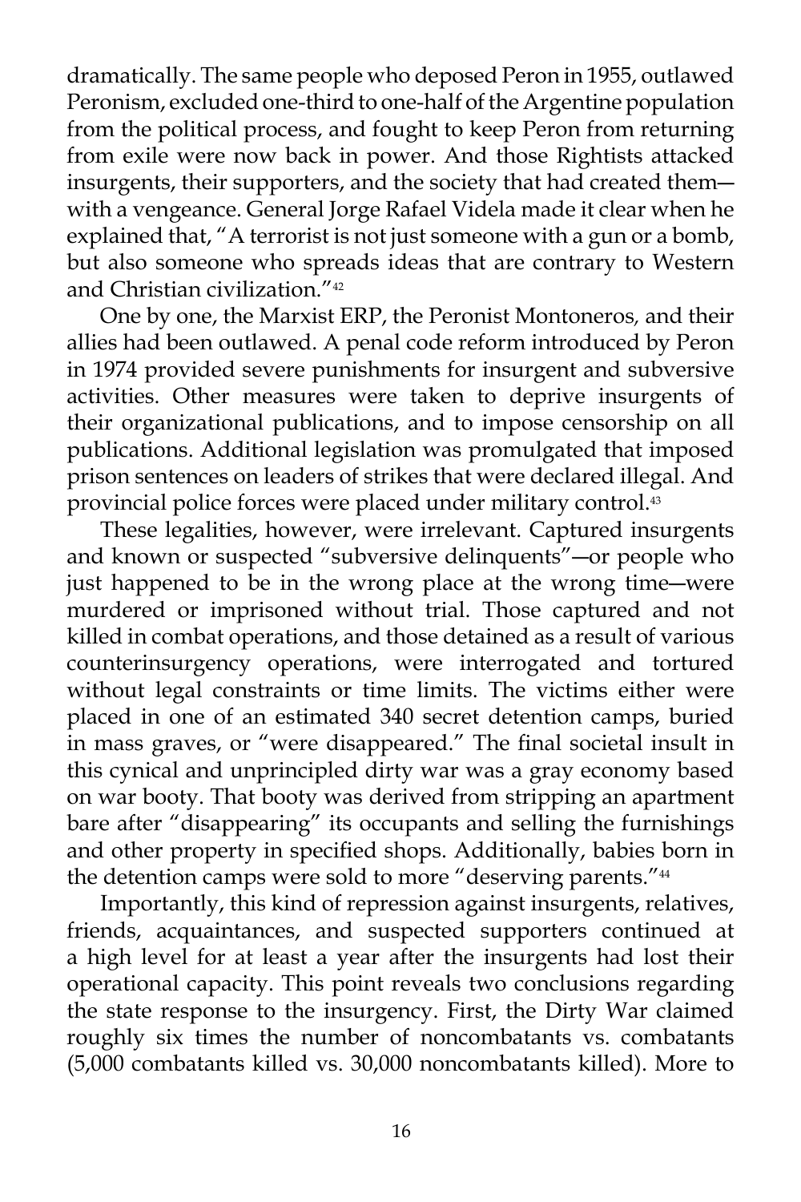dramatically. The same people who deposed Peron in 1955, outlawed Peronism, excluded one-third to one-half of the Argentine population from the political process, and fought to keep Peron from returning from exile were now back in power. And those Rightists attacked insurgents, their supporters, and the society that had created them—with a vengeance. General Jorge Rafael Videla made it clear when he explained that, "A terrorist is not just someone with a gun or a bomb, but also someone who spreads ideas that are contrary to Western and Christian civilization."[42]

One by one, the Marxist ERP, the Peronist Montoneros, and their allies had been outlawed. A penal code reform introduced by Peron in 1974 provided severe punishments for insurgent and subversive activities. Other measures were taken to deprive insurgents of their organizational publications, and to impose censorship on all publications. Additional legislation was promulgated that imposed prison sentences on leaders of strikes that were declared illegal. And provincial police forces were placed under military control.[43]

These legalities, however, were irrelevant. Captured insurgents and known or suspected "subversive delinquents"—or people who just happened to be in the wrong place at the wrong time—were murdered or imprisoned without trial. Those captured and not killed in combat operations, and those detained as a result of various counterinsurgency operations, were interrogated and tortured without legal constraints or time limits. The victims either were placed in one of an estimated 340 secret detention camps, buried in mass graves, or "were disappeared." The final societal insult in this cynical and unprincipled dirty war was a gray economy based on war booty. That booty was derived from stripping an apartment bare after "disappearing" its occupants and selling the furnishings and other property in specified shops. Additionally, babies born in the detention camps were sold to more "deserving parents."[44]

Importantly, this kind of repression against insurgents, relatives, friends, acquaintances, and suspected supporters continued at a high level for at least a year after the insurgents had lost their operational capacity. This point reveals two conclusions regarding the state response to the insurgency. First, the Dirty War claimed roughly six times the number of noncombatants vs. combatants (5,000 combatants killed vs. 30,000 noncombatants killed). More to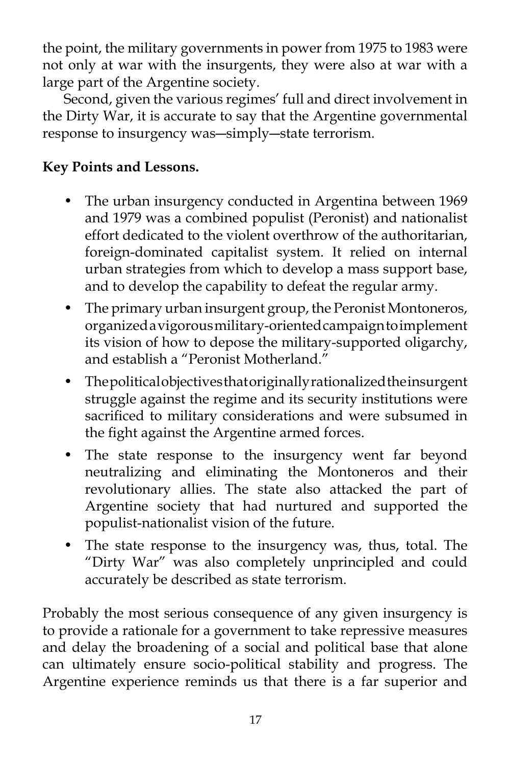the point, the military governments in power from 1975 to 1983 were not only at war with the insurgents, they were also at war with a large part of the Argentine society.

Second, given the various regimes' full and direct involvement in the Dirty War, it is accurate to say that the Argentine governmental response to insurgency was—simply—state terrorism.

**Key Points and Lessons.**

- The urban insurgency conducted in Argentina between 1969 and 1979 was a combined populist (Peronist) and nationalist effort dedicated to the violent overthrow of the authoritarian, foreign-dominated capitalist system. It relied on internal urban strategies from which to develop a mass support base, and to develop the capability to defeat the regular army.
- The primary urban insurgent group, the Peronist Montoneros, organized a vigorous military-oriented campaign to implement its vision of how to depose the military-supported oligarchy, and establish a "Peronist Motherland."
- The political objectives that originally rationalized the insurgent struggle against the regime and its security institutions were sacrificed to military considerations and were subsumed in the fight against the Argentine armed forces.
- The state response to the insurgency went far beyond neutralizing and eliminating the Montoneros and their revolutionary allies. The state also attacked the part of Argentine society that had nurtured and supported the populist-nationalist vision of the future.
- The state response to the insurgency was, thus, total. The "Dirty War" was also completely unprincipled and could accurately be described as state terrorism.

Probably the most serious consequence of any given insurgency is to provide a rationale for a government to take repressive measures and delay the broadening of a social and political base that alone can ultimately ensure socio-political stability and progress. The Argentine experience reminds us that there is a far superior and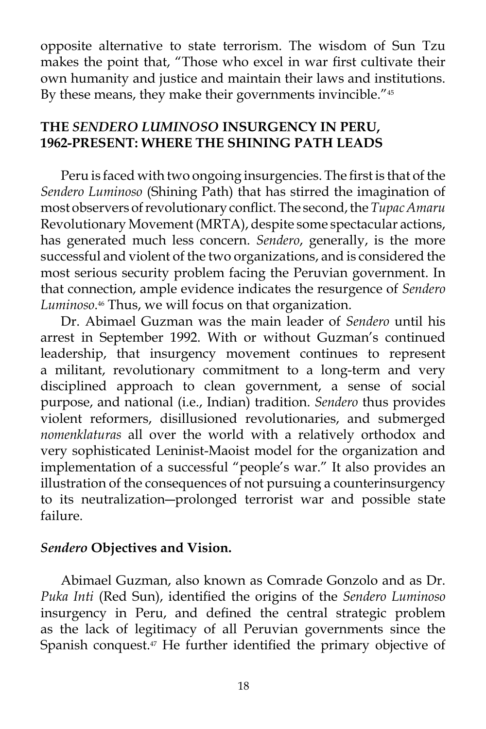opposite alternative to state terrorism. The wisdom of Sun Tzu makes the point that, "Those who excel in war first cultivate their own humanity and justice and maintain their laws and institutions. By these means, they make their governments invincible."[45]

## THE *SENDERO LUMINOSO* INSURGENCY IN PERU, 1962-PRESENT: WHERE THE SHINING PATH LEADS

Peru is faced with two ongoing insurgencies. The first is that of the *Sendero Luminoso* (Shining Path) that has stirred the imagination of most observers of revolutionary conflict. The second, the *Tupac Amaru* Revolutionary Movement (MRTA), despite some spectacular actions, has generated much less concern. *Sendero*, generally, is the more successful and violent of the two organizations, and is considered the most serious security problem facing the Peruvian government. In that connection, ample evidence indicates the resurgence of *Sendero Luminoso*.[46] Thus, we will focus on that organization.

Dr. Abimael Guzman was the main leader of *Sendero* until his arrest in September 1992. With or without Guzman's continued leadership, that insurgency movement continues to represent a militant, revolutionary commitment to a long-term and very disciplined approach to clean government, a sense of social purpose, and national (i.e., Indian) tradition. *Sendero* thus provides violent reformers, disillusioned revolutionaries, and submerged *nomenklaturas* all over the world with a relatively orthodox and very sophisticated Leninist-Maoist model for the organization and implementation of a successful "people's war." It also provides an illustration of the consequences of not pursuing a counterinsurgency to its neutralization—prolonged terrorist war and possible state failure.

### *Sendero* Objectives and Vision.

Abimael Guzman, also known as Comrade Gonzolo and as Dr. *Puka Inti* (Red Sun), identified the origins of the *Sendero Luminoso* insurgency in Peru, and defined the central strategic problem as the lack of legitimacy of all Peruvian governments since the Spanish conquest.[47] He further identified the primary objective of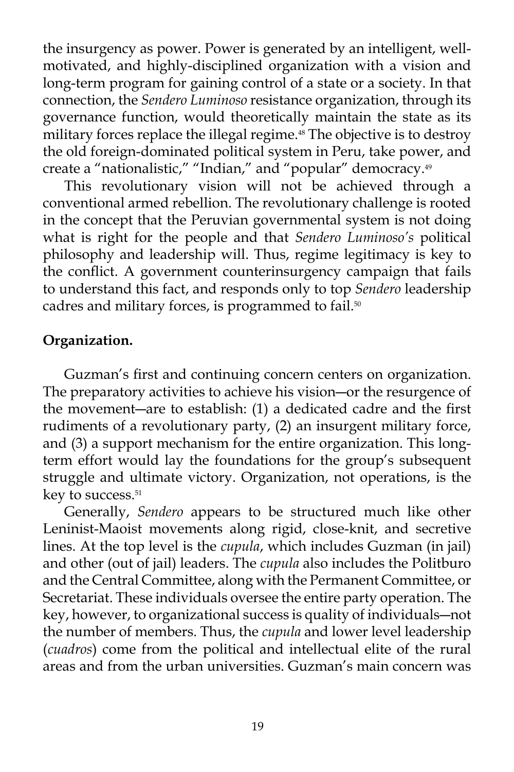the insurgency as power. Power is generated by an intelligent, well-motivated, and highly-disciplined organization with a vision and long-term program for gaining control of a state or a society. In that connection, the *Sendero Luminoso* resistance organization, through its governance function, would theoretically maintain the state as its military forces replace the illegal regime.[48] The objective is to destroy the old foreign-dominated political system in Peru, take power, and create a "nationalistic," "Indian," and "popular" democracy.[49]

This revolutionary vision will not be achieved through a conventional armed rebellion. The revolutionary challenge is rooted in the concept that the Peruvian governmental system is not doing what is right for the people and that *Sendero Luminoso's* political philosophy and leadership will. Thus, regime legitimacy is key to the conflict. A government counterinsurgency campaign that fails to understand this fact, and responds only to top *Sendero* leadership cadres and military forces, is programmed to fail.[50]

**Organization.**

Guzman's first and continuing concern centers on organization. The preparatory activities to achieve his vision—or the resurgence of the movement—are to establish: (1) a dedicated cadre and the first rudiments of a revolutionary party, (2) an insurgent military force, and (3) a support mechanism for the entire organization. This long-term effort would lay the foundations for the group's subsequent struggle and ultimate victory. Organization, not operations, is the key to success.[51]

Generally, *Sendero* appears to be structured much like other Leninist-Maoist movements along rigid, close-knit, and secretive lines. At the top level is the *cupula*, which includes Guzman (in jail) and other (out of jail) leaders. The *cupula* also includes the Politburo and the Central Committee, along with the Permanent Committee, or Secretariat. These individuals oversee the entire party operation. The key, however, to organizational success is quality of individuals—not the number of members. Thus, the *cupula* and lower level leadership (*cuadros*) come from the political and intellectual elite of the rural areas and from the urban universities. Guzman's main concern was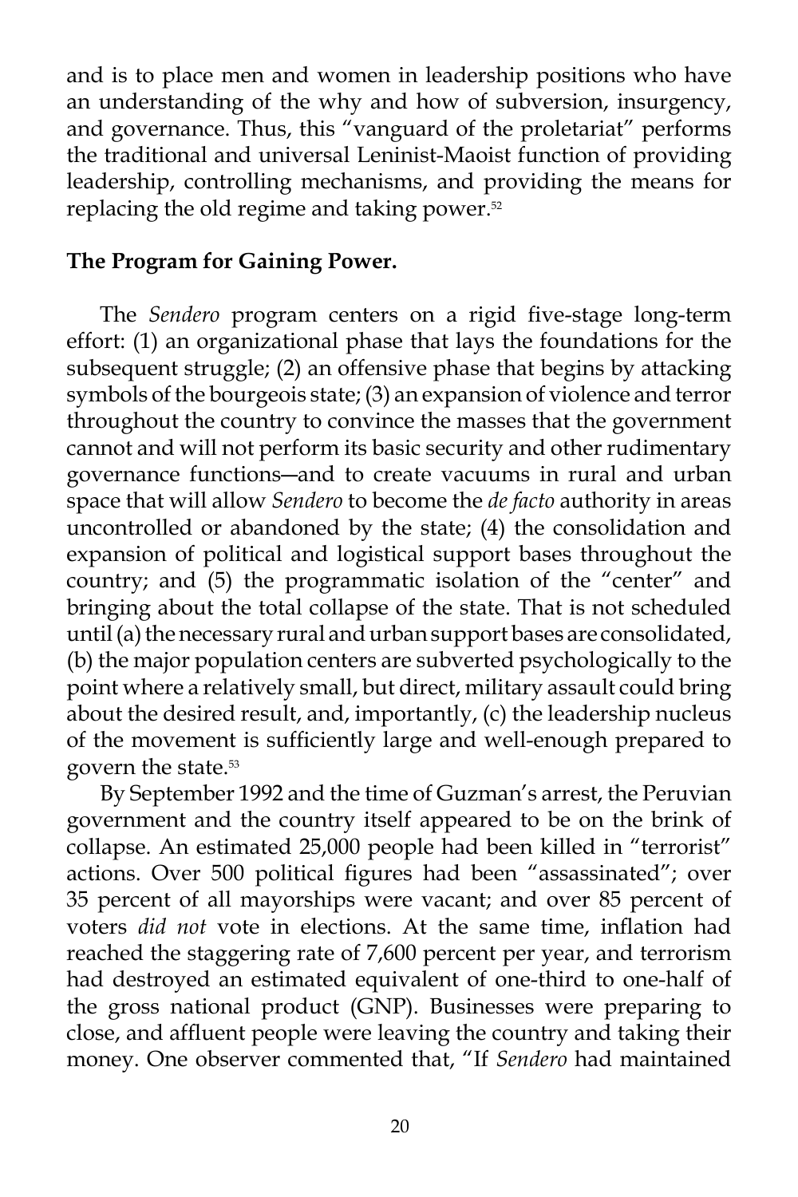and is to place men and women in leadership positions who have an understanding of the why and how of subversion, insurgency, and governance. Thus, this "vanguard of the proletariat" performs the traditional and universal Leninist-Maoist function of providing leadership, controlling mechanisms, and providing the means for replacing the old regime and taking power.[52]

**The Program for Gaining Power.**

The *Sendero* program centers on a rigid five-stage long-term effort: (1) an organizational phase that lays the foundations for the subsequent struggle; (2) an offensive phase that begins by attacking symbols of the bourgeois state; (3) an expansion of violence and terror throughout the country to convince the masses that the government cannot and will not perform its basic security and other rudimentary governance functions—and to create vacuums in rural and urban space that will allow *Sendero* to become the *de facto* authority in areas uncontrolled or abandoned by the state; (4) the consolidation and expansion of political and logistical support bases throughout the country; and (5) the programmatic isolation of the "center" and bringing about the total collapse of the state. That is not scheduled until (a) the necessary rural and urban support bases are consolidated, (b) the major population centers are subverted psychologically to the point where a relatively small, but direct, military assault could bring about the desired result, and, importantly, (c) the leadership nucleus of the movement is sufficiently large and well-enough prepared to govern the state.[53]

By September 1992 and the time of Guzman's arrest, the Peruvian government and the country itself appeared to be on the brink of collapse. An estimated 25,000 people had been killed in "terrorist" actions. Over 500 political figures had been "assassinated"; over 35 percent of all mayorships were vacant; and over 85 percent of voters *did not* vote in elections. At the same time, inflation had reached the staggering rate of 7,600 percent per year, and terrorism had destroyed an estimated equivalent of one-third to one-half of the gross national product (GNP). Businesses were preparing to close, and affluent people were leaving the country and taking their money. One observer commented that, "If *Sendero* had maintained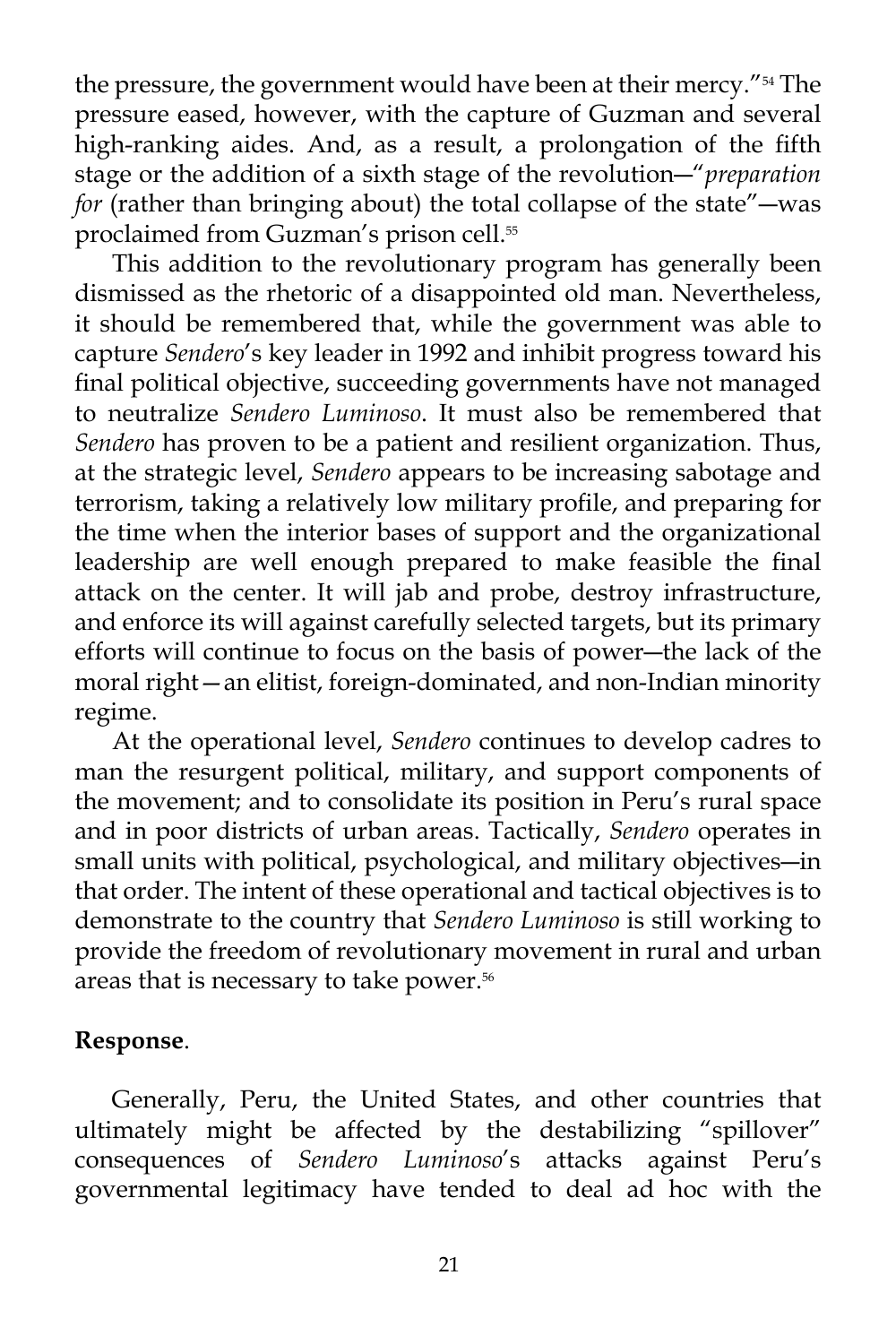the pressure, the government would have been at their mercy."[54] The pressure eased, however, with the capture of Guzman and several high-ranking aides. And, as a result, a prolongation of the fifth stage or the addition of a sixth stage of the revolution—"*preparation for* (rather than bringing about) the total collapse of the state"—was proclaimed from Guzman's prison cell.[55]

This addition to the revolutionary program has generally been dismissed as the rhetoric of a disappointed old man. Nevertheless, it should be remembered that, while the government was able to capture *Sendero*'s key leader in 1992 and inhibit progress toward his final political objective, succeeding governments have not managed to neutralize *Sendero Luminoso*. It must also be remembered that *Sendero* has proven to be a patient and resilient organization. Thus, at the strategic level, *Sendero* appears to be increasing sabotage and terrorism, taking a relatively low military profile, and preparing for the time when the interior bases of support and the organizational leadership are well enough prepared to make feasible the final attack on the center. It will jab and probe, destroy infrastructure, and enforce its will against carefully selected targets, but its primary efforts will continue to focus on the basis of power—the lack of the moral right—an elitist, foreign-dominated, and non-Indian minority regime.

At the operational level, *Sendero* continues to develop cadres to man the resurgent political, military, and support components of the movement; and to consolidate its position in Peru's rural space and in poor districts of urban areas. Tactically, *Sendero* operates in small units with political, psychological, and military objectives—in that order. The intent of these operational and tactical objectives is to demonstrate to the country that *Sendero Luminoso* is still working to provide the freedom of revolutionary movement in rural and urban areas that is necessary to take power.[56]

**Response**.

Generally, Peru, the United States, and other countries that ultimately might be affected by the destabilizing "spillover" consequences of *Sendero Luminoso*'s attacks against Peru's governmental legitimacy have tended to deal ad hoc with the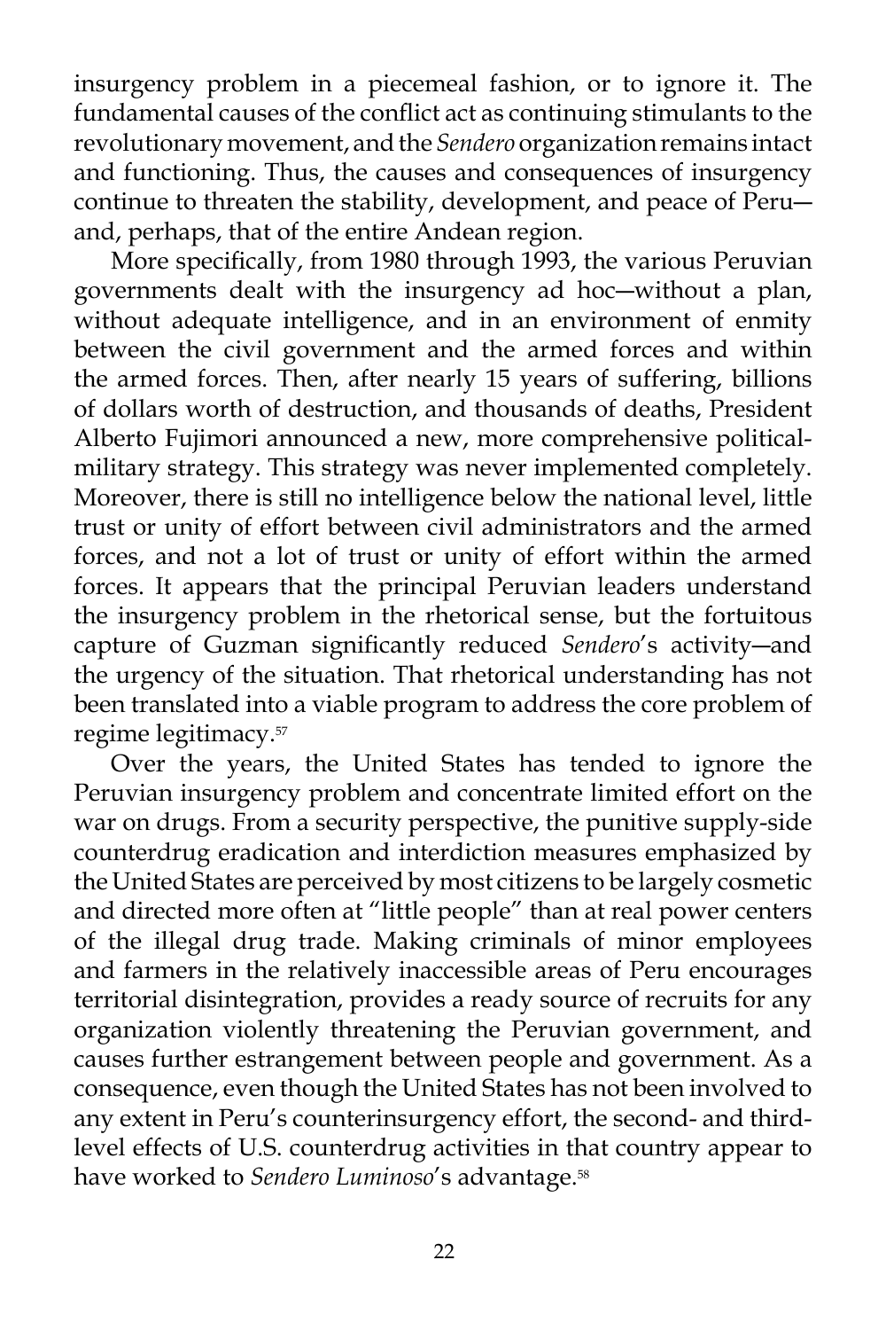insurgency problem in a piecemeal fashion, or to ignore it. The fundamental causes of the conflict act as continuing stimulants to the revolutionary movement, and the *Sendero* organization remains intact and functioning. Thus, the causes and consequences of insurgency continue to threaten the stability, development, and peace of Peru—and, perhaps, that of the entire Andean region.

More specifically, from 1980 through 1993, the various Peruvian governments dealt with the insurgency ad hoc—without a plan, without adequate intelligence, and in an environment of enmity between the civil government and the armed forces and within the armed forces. Then, after nearly 15 years of suffering, billions of dollars worth of destruction, and thousands of deaths, President Alberto Fujimori announced a new, more comprehensive political-military strategy. This strategy was never implemented completely. Moreover, there is still no intelligence below the national level, little trust or unity of effort between civil administrators and the armed forces, and not a lot of trust or unity of effort within the armed forces. It appears that the principal Peruvian leaders understand the insurgency problem in the rhetorical sense, but the fortuitous capture of Guzman significantly reduced *Sendero*'s activity—and the urgency of the situation. That rhetorical understanding has not been translated into a viable program to address the core problem of regime legitimacy.[57]

Over the years, the United States has tended to ignore the Peruvian insurgency problem and concentrate limited effort on the war on drugs. From a security perspective, the punitive supply-side counterdrug eradication and interdiction measures emphasized by the United States are perceived by most citizens to be largely cosmetic and directed more often at "little people" than at real power centers of the illegal drug trade. Making criminals of minor employees and farmers in the relatively inaccessible areas of Peru encourages territorial disintegration, provides a ready source of recruits for any organization violently threatening the Peruvian government, and causes further estrangement between people and government. As a consequence, even though the United States has not been involved to any extent in Peru's counterinsurgency effort, the second- and third-level effects of U.S. counterdrug activities in that country appear to have worked to *Sendero Luminoso*'s advantage.[58]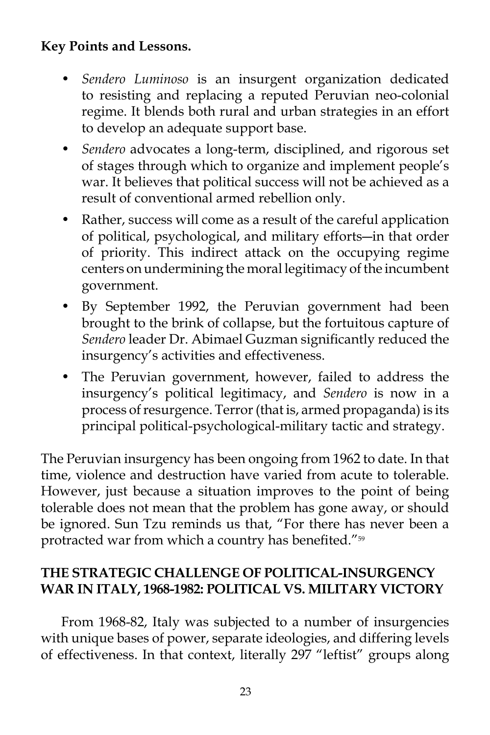**Key Points and Lessons.**

- *Sendero Luminoso* is an insurgent organization dedicated to resisting and replacing a reputed Peruvian neo-colonial regime. It blends both rural and urban strategies in an effort to develop an adequate support base.
- *Sendero* advocates a long-term, disciplined, and rigorous set of stages through which to organize and implement people's war. It believes that political success will not be achieved as a result of conventional armed rebellion only.
- Rather, success will come as a result of the careful application of political, psychological, and military efforts—in that order of priority. This indirect attack on the occupying regime centers on undermining the moral legitimacy of the incumbent government.
- By September 1992, the Peruvian government had been brought to the brink of collapse, but the fortuitous capture of *Sendero* leader Dr. Abimael Guzman significantly reduced the insurgency's activities and effectiveness.
- The Peruvian government, however, failed to address the insurgency's political legitimacy, and *Sendero* is now in a process of resurgence. Terror (that is, armed propaganda) is its principal political-psychological-military tactic and strategy.

The Peruvian insurgency has been ongoing from 1962 to date. In that time, violence and destruction have varied from acute to tolerable. However, just because a situation improves to the point of being tolerable does not mean that the problem has gone away, or should be ignored. Sun Tzu reminds us that, "For there has never been a protracted war from which a country has benefited."[59]

## THE STRATEGIC CHALLENGE OF POLITICAL-INSURGENCY WAR IN ITALY, 1968-1982: POLITICAL VS. MILITARY VICTORY

From 1968-82, Italy was subjected to a number of insurgencies with unique bases of power, separate ideologies, and differing levels of effectiveness. In that context, literally 297 "leftist" groups along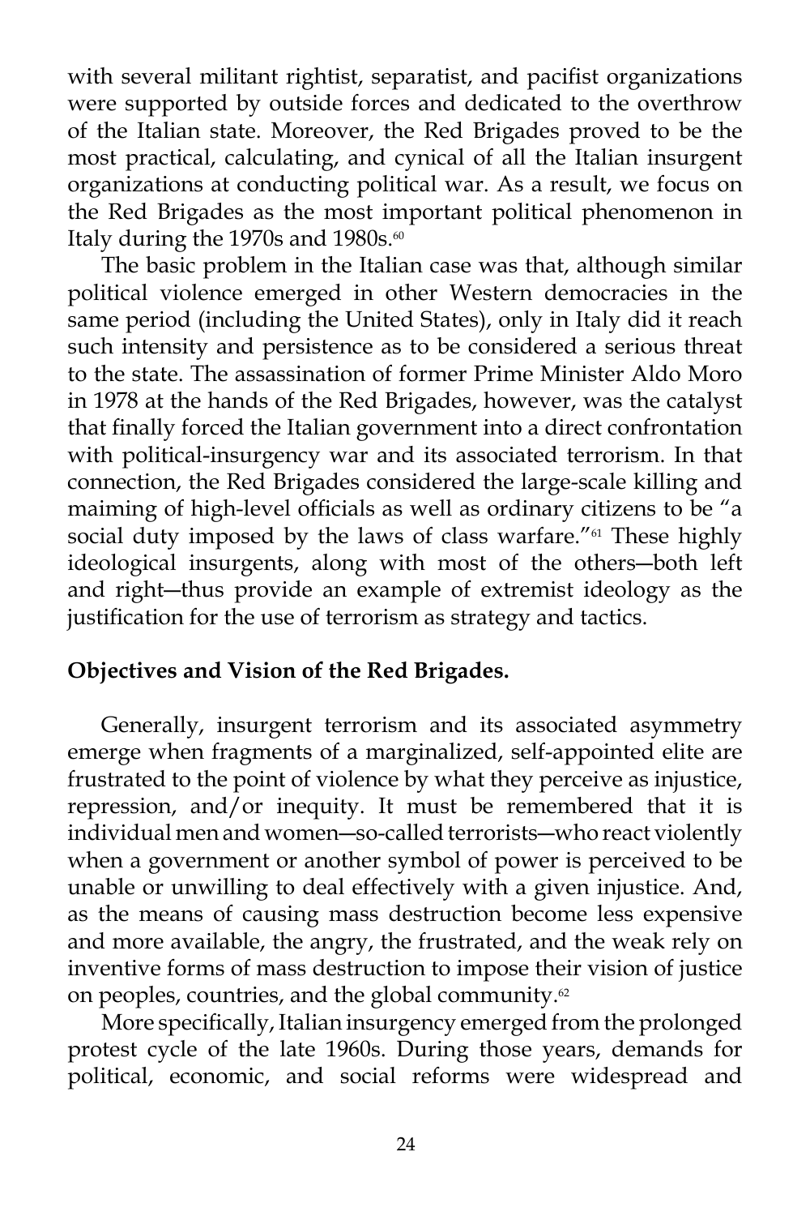with several militant rightist, separatist, and pacifist organizations were supported by outside forces and dedicated to the overthrow of the Italian state. Moreover, the Red Brigades proved to be the most practical, calculating, and cynical of all the Italian insurgent organizations at conducting political war. As a result, we focus on the Red Brigades as the most important political phenomenon in Italy during the 1970s and 1980s.[60]

The basic problem in the Italian case was that, although similar political violence emerged in other Western democracies in the same period (including the United States), only in Italy did it reach such intensity and persistence as to be considered a serious threat to the state. The assassination of former Prime Minister Aldo Moro in 1978 at the hands of the Red Brigades, however, was the catalyst that finally forced the Italian government into a direct confrontation with political-insurgency war and its associated terrorism. In that connection, the Red Brigades considered the large-scale killing and maiming of high-level officials as well as ordinary citizens to be "a social duty imposed by the laws of class warfare."[61] These highly ideological insurgents, along with most of the others—both left and right—thus provide an example of extremist ideology as the justification for the use of terrorism as strategy and tactics.

**Objectives and Vision of the Red Brigades.**

Generally, insurgent terrorism and its associated asymmetry emerge when fragments of a marginalized, self-appointed elite are frustrated to the point of violence by what they perceive as injustice, repression, and/or inequity. It must be remembered that it is individual men and women—so-called terrorists—who react violently when a government or another symbol of power is perceived to be unable or unwilling to deal effectively with a given injustice. And, as the means of causing mass destruction become less expensive and more available, the angry, the frustrated, and the weak rely on inventive forms of mass destruction to impose their vision of justice on peoples, countries, and the global community.[62]

More specifically, Italian insurgency emerged from the prolonged protest cycle of the late 1960s. During those years, demands for political, economic, and social reforms were widespread and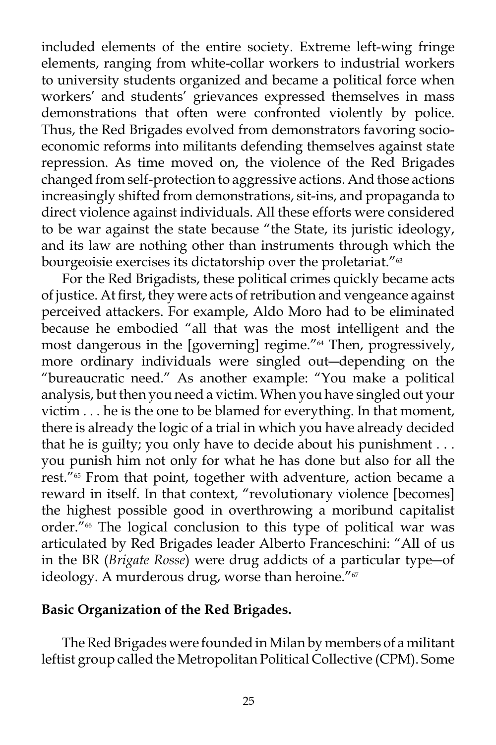included elements of the entire society. Extreme left-wing fringe elements, ranging from white-collar workers to industrial workers to university students organized and became a political force when workers' and students' grievances expressed themselves in mass demonstrations that often were confronted violently by police. Thus, the Red Brigades evolved from demonstrators favoring socio-economic reforms into militants defending themselves against state repression. As time moved on, the violence of the Red Brigades changed from self-protection to aggressive actions. And those actions increasingly shifted from demonstrations, sit-ins, and propaganda to direct violence against individuals. All these efforts were considered to be war against the state because "the State, its juristic ideology, and its law are nothing other than instruments through which the bourgeoisie exercises its dictatorship over the proletariat."[63]

For the Red Brigadists, these political crimes quickly became acts of justice. At first, they were acts of retribution and vengeance against perceived attackers. For example, Aldo Moro had to be eliminated because he embodied "all that was the most intelligent and the most dangerous in the [governing] regime."[64] Then, progressively, more ordinary individuals were singled out—depending on the "bureaucratic need." As another example: "You make a political analysis, but then you need a victim. When you have singled out your victim . . . he is the one to be blamed for everything. In that moment, there is already the logic of a trial in which you have already decided that he is guilty; you only have to decide about his punishment . . . you punish him not only for what he has done but also for all the rest."[65] From that point, together with adventure, action became a reward in itself. In that context, "revolutionary violence [becomes] the highest possible good in overthrowing a moribund capitalist order."[66] The logical conclusion to this type of political war was articulated by Red Brigades leader Alberto Franceschini: "All of us in the BR (*Brigate Rosse*) were drug addicts of a particular type—of ideology. A murderous drug, worse than heroine."[67]

**Basic Organization of the Red Brigades.**

The Red Brigades were founded in Milan by members of a militant leftist group called the Metropolitan Political Collective (CPM). Some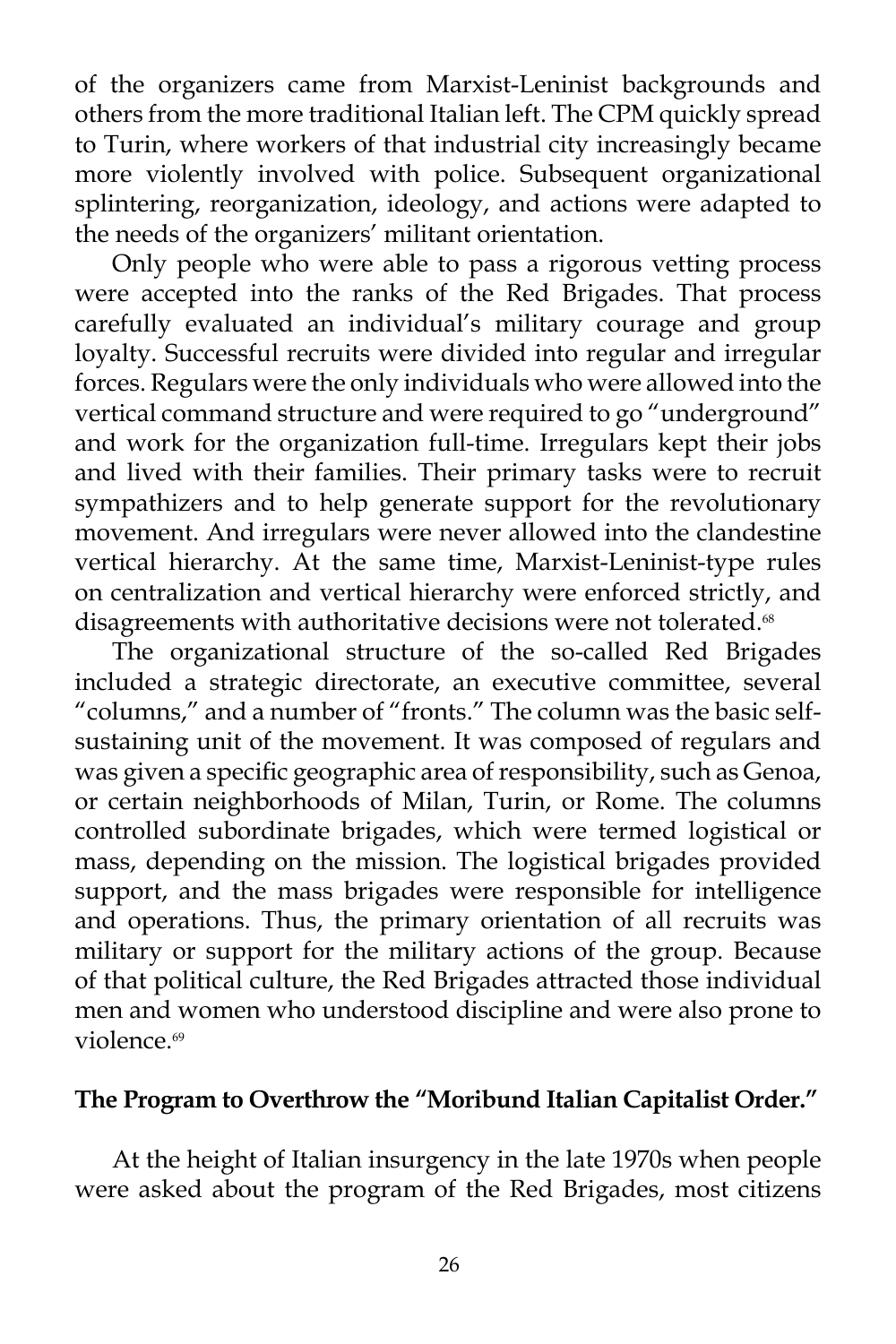of the organizers came from Marxist-Leninist backgrounds and others from the more traditional Italian left. The CPM quickly spread to Turin, where workers of that industrial city increasingly became more violently involved with police. Subsequent organizational splintering, reorganization, ideology, and actions were adapted to the needs of the organizers' militant orientation.

Only people who were able to pass a rigorous vetting process were accepted into the ranks of the Red Brigades. That process carefully evaluated an individual's military courage and group loyalty. Successful recruits were divided into regular and irregular forces. Regulars were the only individuals who were allowed into the vertical command structure and were required to go "underground" and work for the organization full-time. Irregulars kept their jobs and lived with their families. Their primary tasks were to recruit sympathizers and to help generate support for the revolutionary movement. And irregulars were never allowed into the clandestine vertical hierarchy. At the same time, Marxist-Leninist-type rules on centralization and vertical hierarchy were enforced strictly, and disagreements with authoritative decisions were not tolerated.[68]

The organizational structure of the so-called Red Brigades included a strategic directorate, an executive committee, several "columns," and a number of "fronts." The column was the basic self-sustaining unit of the movement. It was composed of regulars and was given a specific geographic area of responsibility, such as Genoa, or certain neighborhoods of Milan, Turin, or Rome. The columns controlled subordinate brigades, which were termed logistical or mass, depending on the mission. The logistical brigades provided support, and the mass brigades were responsible for intelligence and operations. Thus, the primary orientation of all recruits was military or support for the military actions of the group. Because of that political culture, the Red Brigades attracted those individual men and women who understood discipline and were also prone to violence.[69]

**The Program to Overthrow the "Moribund Italian Capitalist Order."**

At the height of Italian insurgency in the late 1970s when people were asked about the program of the Red Brigades, most citizens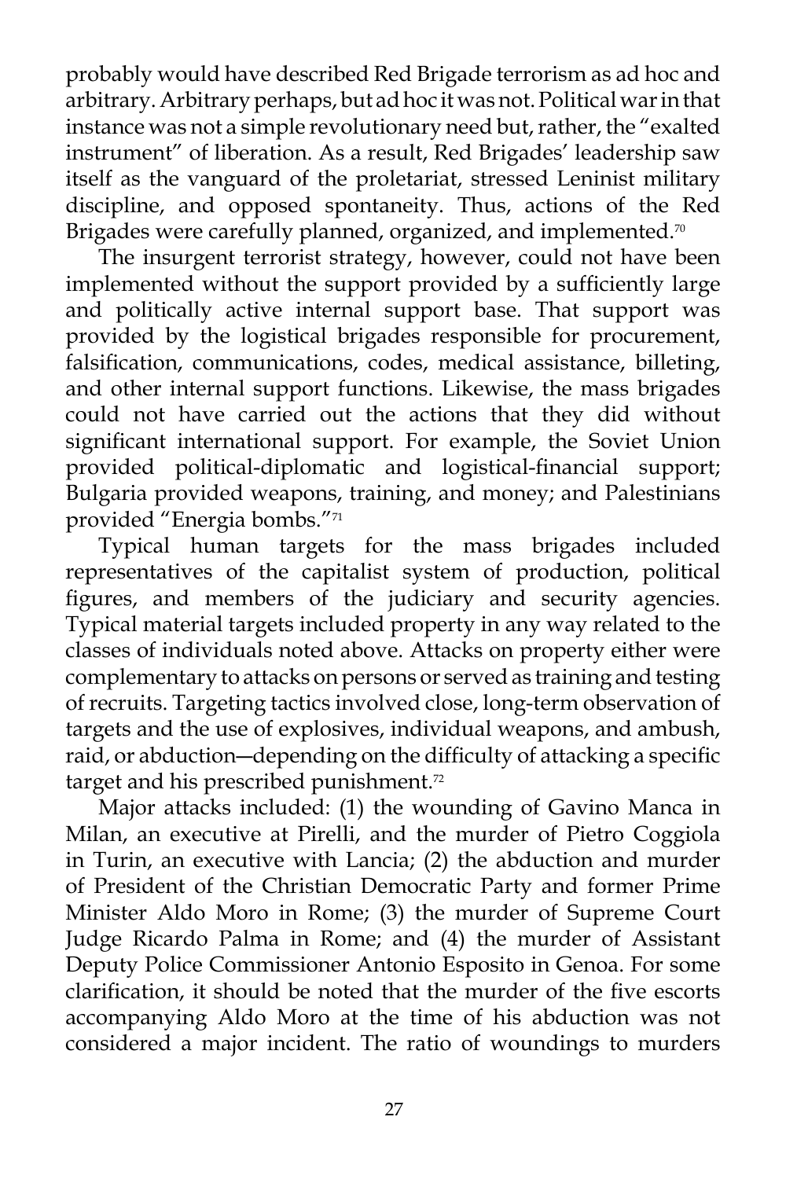probably would have described Red Brigade terrorism as ad hoc and arbitrary. Arbitrary perhaps, but ad hoc it was not. Political war in that instance was not a simple revolutionary need but, rather, the "exalted instrument" of liberation. As a result, Red Brigades' leadership saw itself as the vanguard of the proletariat, stressed Leninist military discipline, and opposed spontaneity. Thus, actions of the Red Brigades were carefully planned, organized, and implemented.[70]

The insurgent terrorist strategy, however, could not have been implemented without the support provided by a sufficiently large and politically active internal support base. That support was provided by the logistical brigades responsible for procurement, falsification, communications, codes, medical assistance, billeting, and other internal support functions. Likewise, the mass brigades could not have carried out the actions that they did without significant international support. For example, the Soviet Union provided political-diplomatic and logistical-financial support; Bulgaria provided weapons, training, and money; and Palestinians provided "Energia bombs."[71]

Typical human targets for the mass brigades included representatives of the capitalist system of production, political figures, and members of the judiciary and security agencies. Typical material targets included property in any way related to the classes of individuals noted above. Attacks on property either were complementary to attacks on persons or served as training and testing of recruits. Targeting tactics involved close, long-term observation of targets and the use of explosives, individual weapons, and ambush, raid, or abduction—depending on the difficulty of attacking a specific target and his prescribed punishment.[72]

Major attacks included: (1) the wounding of Gavino Manca in Milan, an executive at Pirelli, and the murder of Pietro Coggiola in Turin, an executive with Lancia; (2) the abduction and murder of President of the Christian Democratic Party and former Prime Minister Aldo Moro in Rome; (3) the murder of Supreme Court Judge Ricardo Palma in Rome; and (4) the murder of Assistant Deputy Police Commissioner Antonio Esposito in Genoa. For some clarification, it should be noted that the murder of the five escorts accompanying Aldo Moro at the time of his abduction was not considered a major incident. The ratio of woundings to murders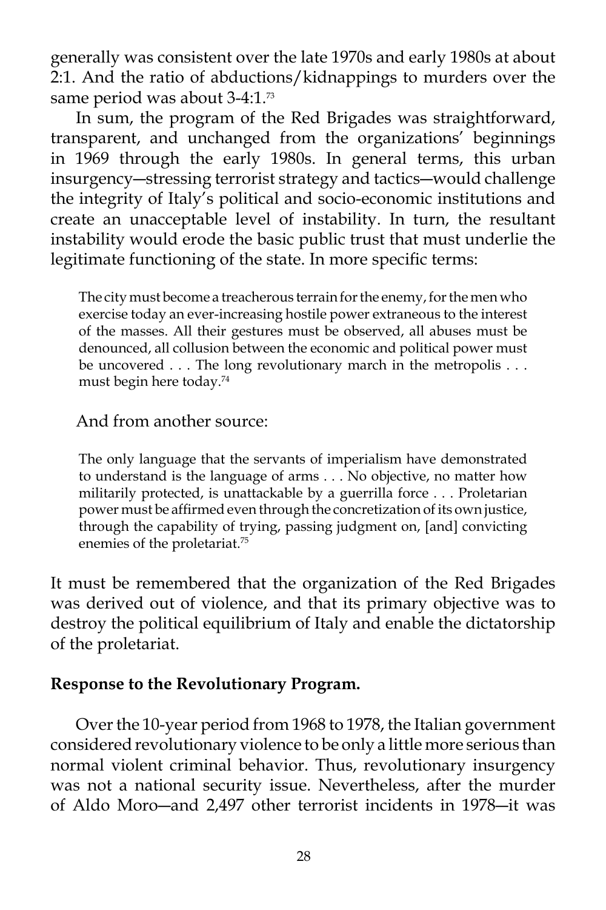generally was consistent over the late 1970s and early 1980s at about 2:1. And the ratio of abductions/kidnappings to murders over the same period was about 3-4:1.[73]

In sum, the program of the Red Brigades was straightforward, transparent, and unchanged from the organizations' beginnings in 1969 through the early 1980s. In general terms, this urban insurgency—stressing terrorist strategy and tactics—would challenge the integrity of Italy's political and socio-economic institutions and create an unacceptable level of instability. In turn, the resultant instability would erode the basic public trust that must underlie the legitimate functioning of the state. In more specific terms:

> The city must become a treacherous terrain for the enemy, for the men who exercise today an ever-increasing hostile power extraneous to the interest of the masses. All their gestures must be observed, all abuses must be denounced, all collusion between the economic and political power must be uncovered . . . The long revolutionary march in the metropolis . . . must begin here today.[74]

And from another source:

> The only language that the servants of imperialism have demonstrated to understand is the language of arms . . . No objective, no matter how militarily protected, is unattackable by a guerrilla force . . . Proletarian power must be affirmed even through the concretization of its own justice, through the capability of trying, passing judgment on, [and] convicting enemies of the proletariat.[75]

It must be remembered that the organization of the Red Brigades was derived out of violence, and that its primary objective was to destroy the political equilibrium of Italy and enable the dictatorship of the proletariat.

**Response to the Revolutionary Program.**

Over the 10-year period from 1968 to 1978, the Italian government considered revolutionary violence to be only a little more serious than normal violent criminal behavior. Thus, revolutionary insurgency was not a national security issue. Nevertheless, after the murder of Aldo Moro—and 2,497 other terrorist incidents in 1978—it was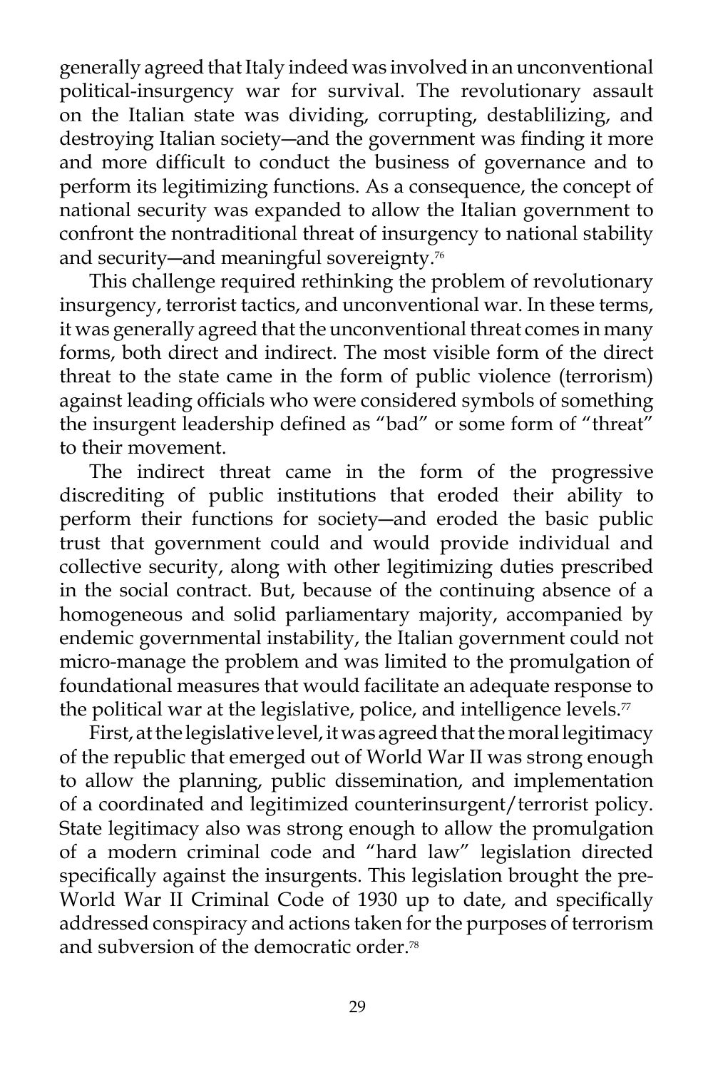generally agreed that Italy indeed was involved in an unconventional political-insurgency war for survival. The revolutionary assault on the Italian state was dividing, corrupting, destablilizing, and destroying Italian society—and the government was finding it more and more difficult to conduct the business of governance and to perform its legitimizing functions. As a consequence, the concept of national security was expanded to allow the Italian government to confront the nontraditional threat of insurgency to national stability and security—and meaningful sovereignty.[76]

This challenge required rethinking the problem of revolutionary insurgency, terrorist tactics, and unconventional war. In these terms, it was generally agreed that the unconventional threat comes in many forms, both direct and indirect. The most visible form of the direct threat to the state came in the form of public violence (terrorism) against leading officials who were considered symbols of something the insurgent leadership defined as "bad" or some form of "threat" to their movement.

The indirect threat came in the form of the progressive discrediting of public institutions that eroded their ability to perform their functions for society—and eroded the basic public trust that government could and would provide individual and collective security, along with other legitimizing duties prescribed in the social contract. But, because of the continuing absence of a homogeneous and solid parliamentary majority, accompanied by endemic governmental instability, the Italian government could not micro-manage the problem and was limited to the promulgation of foundational measures that would facilitate an adequate response to the political war at the legislative, police, and intelligence levels.[77]

First, at the legislative level, it was agreed that the moral legitimacy of the republic that emerged out of World War II was strong enough to allow the planning, public dissemination, and implementation of a coordinated and legitimized counterinsurgent/terrorist policy. State legitimacy also was strong enough to allow the promulgation of a modern criminal code and "hard law" legislation directed specifically against the insurgents. This legislation brought the pre-World War II Criminal Code of 1930 up to date, and specifically addressed conspiracy and actions taken for the purposes of terrorism and subversion of the democratic order.[78]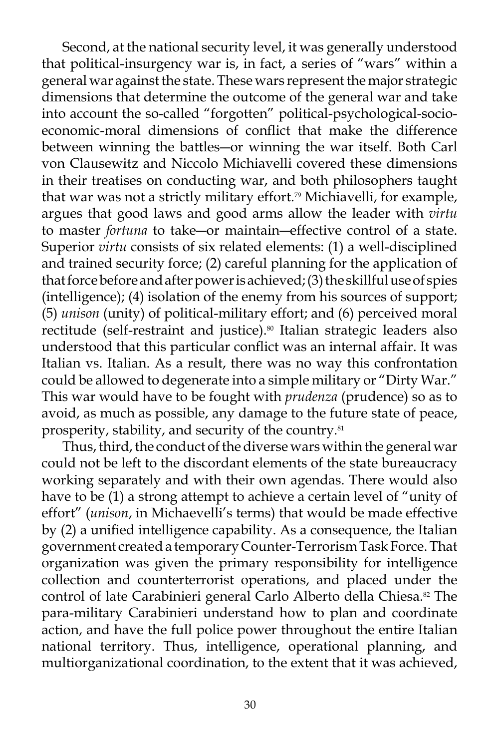Second, at the national security level, it was generally understood that political-insurgency war is, in fact, a series of "wars" within a general war against the state. These wars represent the major strategic dimensions that determine the outcome of the general war and take into account the so-called "forgotten" political-psychological-socio-economic-moral dimensions of conflict that make the difference between winning the battles—or winning the war itself. Both Carl von Clausewitz and Niccolo Michiavelli covered these dimensions in their treatises on conducting war, and both philosophers taught that war was not a strictly military effort.[79] Michiavelli, for example, argues that good laws and good arms allow the leader with *virtu* to master *fortuna* to take—or maintain—effective control of a state. Superior *virtu* consists of six related elements: (1) a well-disciplined and trained security force; (2) careful planning for the application of that force before and after power is achieved; (3) the skillful use of spies (intelligence); (4) isolation of the enemy from his sources of support; (5) *unison* (unity) of political-military effort; and (6) perceived moral rectitude (self-restraint and justice).[80] Italian strategic leaders also understood that this particular conflict was an internal affair. It was Italian vs. Italian. As a result, there was no way this confrontation could be allowed to degenerate into a simple military or "Dirty War." This war would have to be fought with *prudenza* (prudence) so as to avoid, as much as possible, any damage to the future state of peace, prosperity, stability, and security of the country.[81]

Thus, third, the conduct of the diverse wars within the general war could not be left to the discordant elements of the state bureaucracy working separately and with their own agendas. There would also have to be (1) a strong attempt to achieve a certain level of "unity of effort" (*unison*, in Michaevelli's terms) that would be made effective by (2) a unified intelligence capability. As a consequence, the Italian government created a temporary Counter-Terrorism Task Force. That organization was given the primary responsibility for intelligence collection and counterterrorist operations, and placed under the control of late Carabinieri general Carlo Alberto della Chiesa.[82] The para-military Carabinieri understand how to plan and coordinate action, and have the full police power throughout the entire Italian national territory. Thus, intelligence, operational planning, and multiorganizational coordination, to the extent that it was achieved,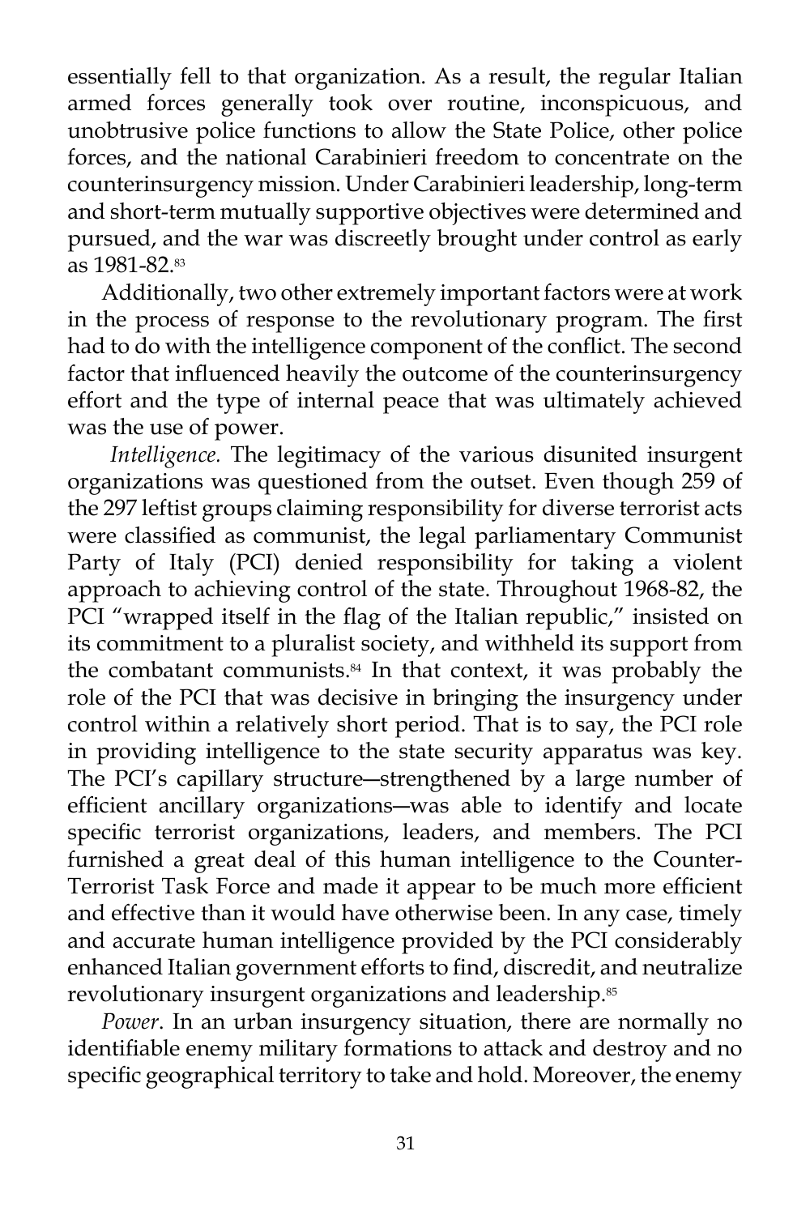essentially fell to that organization. As a result, the regular Italian armed forces generally took over routine, inconspicuous, and unobtrusive police functions to allow the State Police, other police forces, and the national Carabinieri freedom to concentrate on the counterinsurgency mission. Under Carabinieri leadership, long-term and short-term mutually supportive objectives were determined and pursued, and the war was discreetly brought under control as early as 1981-82.[83]

Additionally, two other extremely important factors were at work in the process of response to the revolutionary program. The first had to do with the intelligence component of the conflict. The second factor that influenced heavily the outcome of the counterinsurgency effort and the type of internal peace that was ultimately achieved was the use of power.

*Intelligence.* The legitimacy of the various disunited insurgent organizations was questioned from the outset. Even though 259 of the 297 leftist groups claiming responsibility for diverse terrorist acts were classified as communist, the legal parliamentary Communist Party of Italy (PCI) denied responsibility for taking a violent approach to achieving control of the state. Throughout 1968-82, the PCI "wrapped itself in the flag of the Italian republic," insisted on its commitment to a pluralist society, and withheld its support from the combatant communists.[84] In that context, it was probably the role of the PCI that was decisive in bringing the insurgency under control within a relatively short period. That is to say, the PCI role in providing intelligence to the state security apparatus was key. The PCI's capillary structure—strengthened by a large number of efficient ancillary organizations—was able to identify and locate specific terrorist organizations, leaders, and members. The PCI furnished a great deal of this human intelligence to the Counter-Terrorist Task Force and made it appear to be much more efficient and effective than it would have otherwise been. In any case, timely and accurate human intelligence provided by the PCI considerably enhanced Italian government efforts to find, discredit, and neutralize revolutionary insurgent organizations and leadership.[85]

*Power*. In an urban insurgency situation, there are normally no identifiable enemy military formations to attack and destroy and no specific geographical territory to take and hold. Moreover, the enemy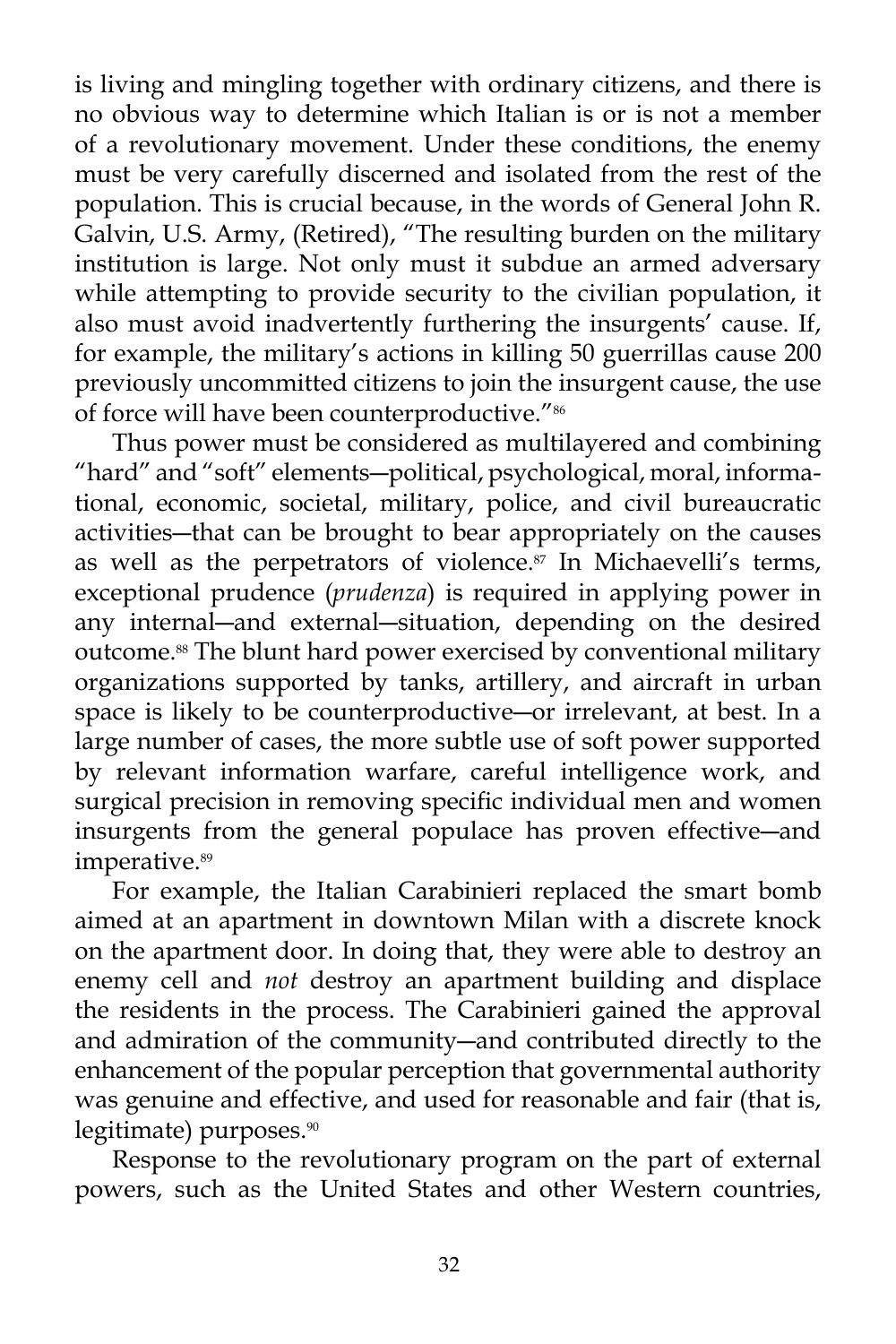is living and mingling together with ordinary citizens, and there is no obvious way to determine which Italian is or is not a member of a revolutionary movement. Under these conditions, the enemy must be very carefully discerned and isolated from the rest of the population. This is crucial because, in the words of General John R. Galvin, U.S. Army, (Retired), "The resulting burden on the military institution is large. Not only must it subdue an armed adversary while attempting to provide security to the civilian population, it also must avoid inadvertently furthering the insurgents' cause. If, for example, the military's actions in killing 50 guerrillas cause 200 previously uncommitted citizens to join the insurgent cause, the use of force will have been counterproductive."[86]

Thus power must be considered as multilayered and combining "hard" and "soft" elements—political, psychological, moral, informational, economic, societal, military, police, and civil bureaucratic activities—that can be brought to bear appropriately on the causes as well as the perpetrators of violence.[87] In Michaevelli's terms, exceptional prudence (*prudenza*) is required in applying power in any internal—and external—situation, depending on the desired outcome.[88] The blunt hard power exercised by conventional military organizations supported by tanks, artillery, and aircraft in urban space is likely to be counterproductive—or irrelevant, at best. In a large number of cases, the more subtle use of soft power supported by relevant information warfare, careful intelligence work, and surgical precision in removing specific individual men and women insurgents from the general populace has proven effective—and imperative.[89]

For example, the Italian Carabinieri replaced the smart bomb aimed at an apartment in downtown Milan with a discrete knock on the apartment door. In doing that, they were able to destroy an enemy cell and *not* destroy an apartment building and displace the residents in the process. The Carabinieri gained the approval and admiration of the community—and contributed directly to the enhancement of the popular perception that governmental authority was genuine and effective, and used for reasonable and fair (that is, legitimate) purposes.[90]

Response to the revolutionary program on the part of external powers, such as the United States and other Western countries,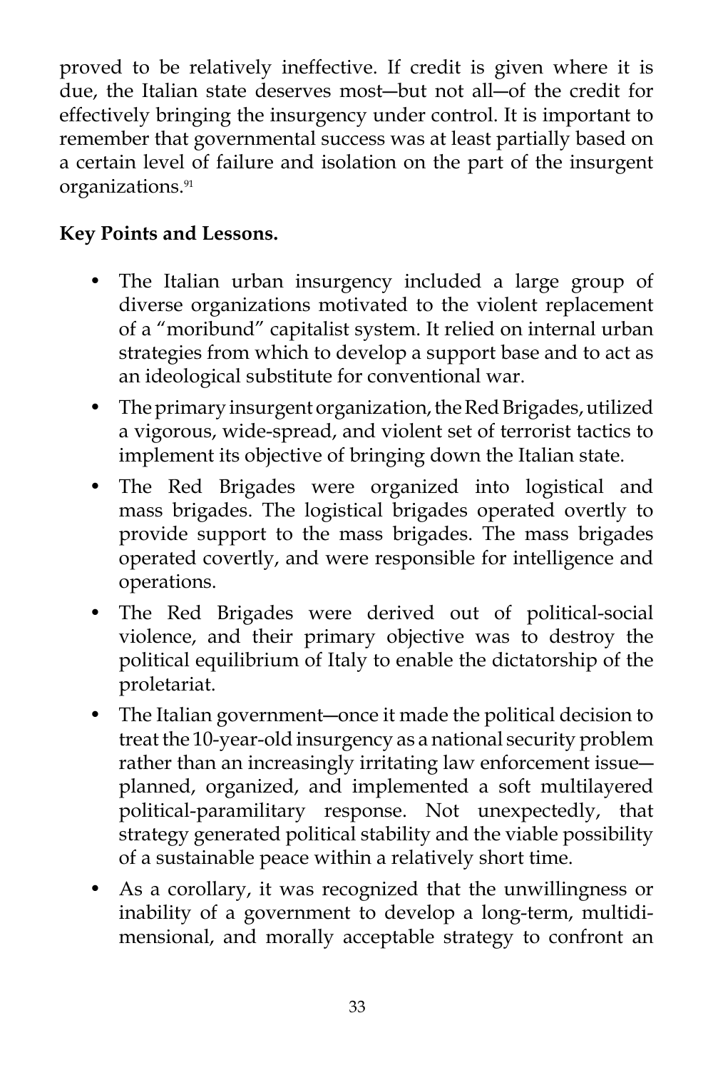proved to be relatively ineffective. If credit is given where it is due, the Italian state deserves most—but not all—of the credit for effectively bringing the insurgency under control. It is important to remember that governmental success was at least partially based on a certain level of failure and isolation on the part of the insurgent organizations.[91]

**Key Points and Lessons.**

- The Italian urban insurgency included a large group of diverse organizations motivated to the violent replacement of a "moribund" capitalist system. It relied on internal urban strategies from which to develop a support base and to act as an ideological substitute for conventional war.
- The primary insurgent organization, the Red Brigades, utilized a vigorous, wide-spread, and violent set of terrorist tactics to implement its objective of bringing down the Italian state.
- The Red Brigades were organized into logistical and mass brigades. The logistical brigades operated overtly to provide support to the mass brigades. The mass brigades operated covertly, and were responsible for intelligence and operations.
- The Red Brigades were derived out of political-social violence, and their primary objective was to destroy the political equilibrium of Italy to enable the dictatorship of the proletariat.
- The Italian government—once it made the political decision to treat the 10-year-old insurgency as a national security problem rather than an increasingly irritating law enforcement issue—planned, organized, and implemented a soft multilayered political-paramilitary response. Not unexpectedly, that strategy generated political stability and the viable possibility of a sustainable peace within a relatively short time.
- As a corollary, it was recognized that the unwillingness or inability of a government to develop a long-term, multidimensional, and morally acceptable strategy to confront an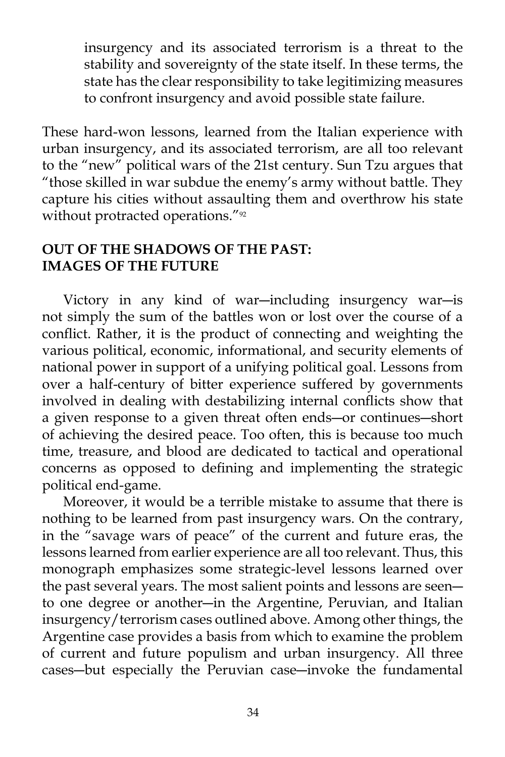insurgency and its associated terrorism is a threat to the stability and sovereignty of the state itself. In these terms, the state has the clear responsibility to take legitimizing measures to confront insurgency and avoid possible state failure.

These hard-won lessons, learned from the Italian experience with urban insurgency, and its associated terrorism, are all too relevant to the "new" political wars of the 21st century. Sun Tzu argues that "those skilled in war subdue the enemy's army without battle. They capture his cities without assaulting them and overthrow his state without protracted operations."[92]

## OUT OF THE SHADOWS OF THE PAST: IMAGES OF THE FUTURE

Victory in any kind of war—including insurgency war—is not simply the sum of the battles won or lost over the course of a conflict. Rather, it is the product of connecting and weighting the various political, economic, informational, and security elements of national power in support of a unifying political goal. Lessons from over a half-century of bitter experience suffered by governments involved in dealing with destabilizing internal conflicts show that a given response to a given threat often ends—or continues—short of achieving the desired peace. Too often, this is because too much time, treasure, and blood are dedicated to tactical and operational concerns as opposed to defining and implementing the strategic political end-game.

Moreover, it would be a terrible mistake to assume that there is nothing to be learned from past insurgency wars. On the contrary, in the "savage wars of peace" of the current and future eras, the lessons learned from earlier experience are all too relevant. Thus, this monograph emphasizes some strategic-level lessons learned over the past several years. The most salient points and lessons are seen—to one degree or another—in the Argentine, Peruvian, and Italian insurgency/terrorism cases outlined above. Among other things, the Argentine case provides a basis from which to examine the problem of current and future populism and urban insurgency. All three cases—but especially the Peruvian case—invoke the fundamental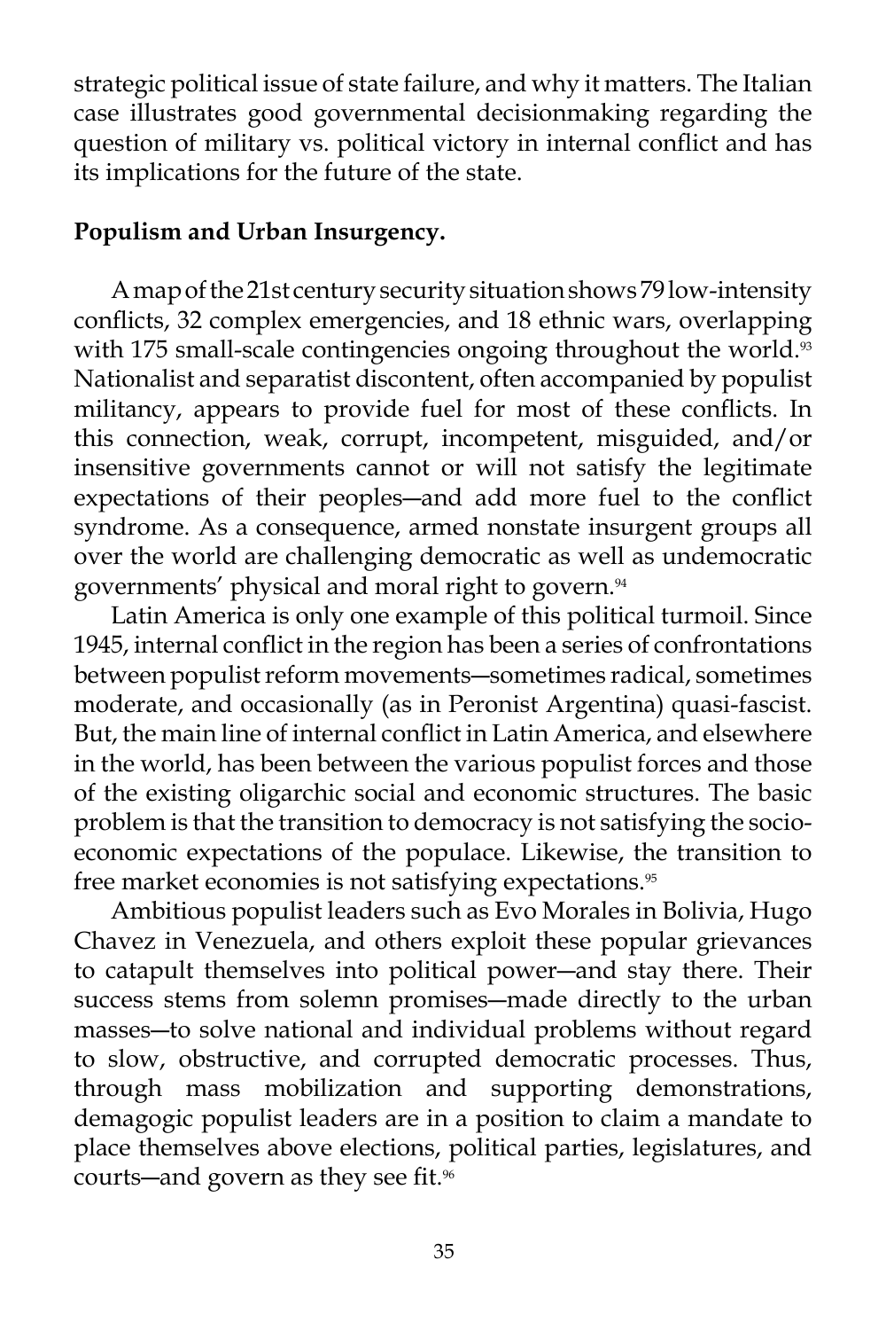strategic political issue of state failure, and why it matters. The Italian case illustrates good governmental decisionmaking regarding the question of military vs. political victory in internal conflict and has its implications for the future of the state.

**Populism and Urban Insurgency.**

A map of the 21st century security situation shows 79 low-intensity conflicts, 32 complex emergencies, and 18 ethnic wars, overlapping with 175 small-scale contingencies ongoing throughout the world.[93] Nationalist and separatist discontent, often accompanied by populist militancy, appears to provide fuel for most of these conflicts. In this connection, weak, corrupt, incompetent, misguided, and/or insensitive governments cannot or will not satisfy the legitimate expectations of their peoples—and add more fuel to the conflict syndrome. As a consequence, armed nonstate insurgent groups all over the world are challenging democratic as well as undemocratic governments' physical and moral right to govern.[94]

Latin America is only one example of this political turmoil. Since 1945, internal conflict in the region has been a series of confrontations between populist reform movements—sometimes radical, sometimes moderate, and occasionally (as in Peronist Argentina) quasi-fascist. But, the main line of internal conflict in Latin America, and elsewhere in the world, has been between the various populist forces and those of the existing oligarchic social and economic structures. The basic problem is that the transition to democracy is not satisfying the socio-economic expectations of the populace. Likewise, the transition to free market economies is not satisfying expectations.[95]

Ambitious populist leaders such as Evo Morales in Bolivia, Hugo Chavez in Venezuela, and others exploit these popular grievances to catapult themselves into political power—and stay there. Their success stems from solemn promises—made directly to the urban masses—to solve national and individual problems without regard to slow, obstructive, and corrupted democratic processes. Thus, through mass mobilization and supporting demonstrations, demagogic populist leaders are in a position to claim a mandate to place themselves above elections, political parties, legislatures, and courts—and govern as they see fit.[96]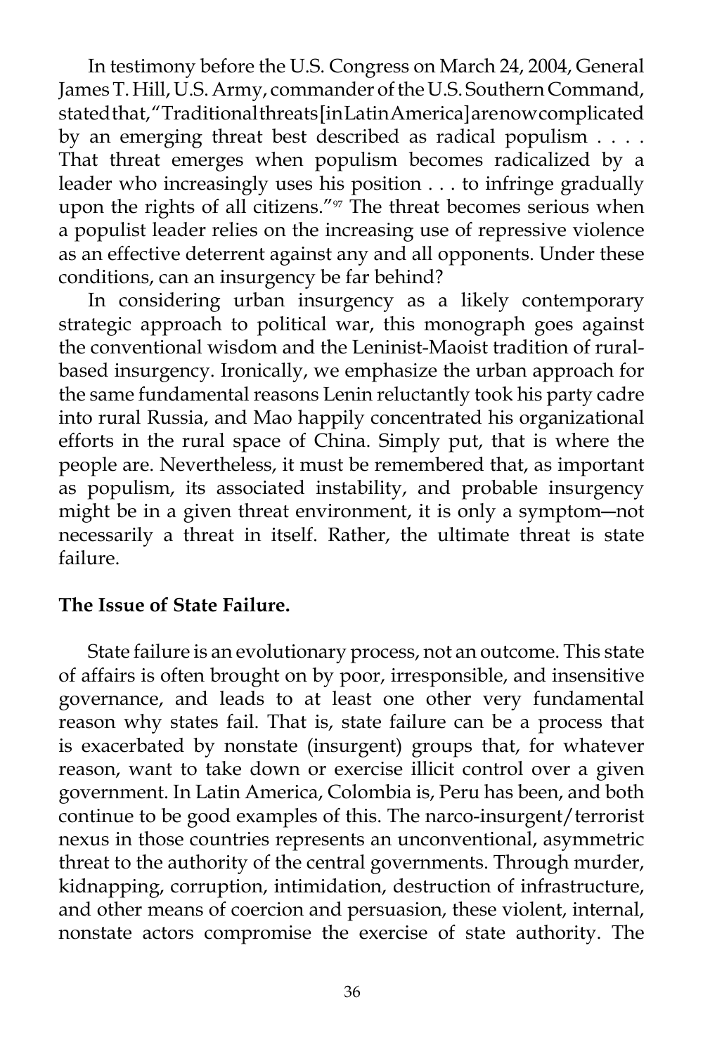In testimony before the U.S. Congress on March 24, 2004, General James T. Hill, U.S. Army, commander of the U.S. Southern Command, stated that, "Traditional threats [in Latin America] are now complicated by an emerging threat best described as radical populism . . . . That threat emerges when populism becomes radicalized by a leader who increasingly uses his position . . . to infringe gradually upon the rights of all citizens."[97] The threat becomes serious when a populist leader relies on the increasing use of repressive violence as an effective deterrent against any and all opponents. Under these conditions, can an insurgency be far behind?

In considering urban insurgency as a likely contemporary strategic approach to political war, this monograph goes against the conventional wisdom and the Leninist-Maoist tradition of rural-based insurgency. Ironically, we emphasize the urban approach for the same fundamental reasons Lenin reluctantly took his party cadre into rural Russia, and Mao happily concentrated his organizational efforts in the rural space of China. Simply put, that is where the people are. Nevertheless, it must be remembered that, as important as populism, its associated instability, and probable insurgency might be in a given threat environment, it is only a symptom—not necessarily a threat in itself. Rather, the ultimate threat is state failure.

**The Issue of State Failure.**

State failure is an evolutionary process, not an outcome. This state of affairs is often brought on by poor, irresponsible, and insensitive governance, and leads to at least one other very fundamental reason why states fail. That is, state failure can be a process that is exacerbated by nonstate (insurgent) groups that, for whatever reason, want to take down or exercise illicit control over a given government. In Latin America, Colombia is, Peru has been, and both continue to be good examples of this. The narco-insurgent/terrorist nexus in those countries represents an unconventional, asymmetric threat to the authority of the central governments. Through murder, kidnapping, corruption, intimidation, destruction of infrastructure, and other means of coercion and persuasion, these violent, internal, nonstate actors compromise the exercise of state authority. The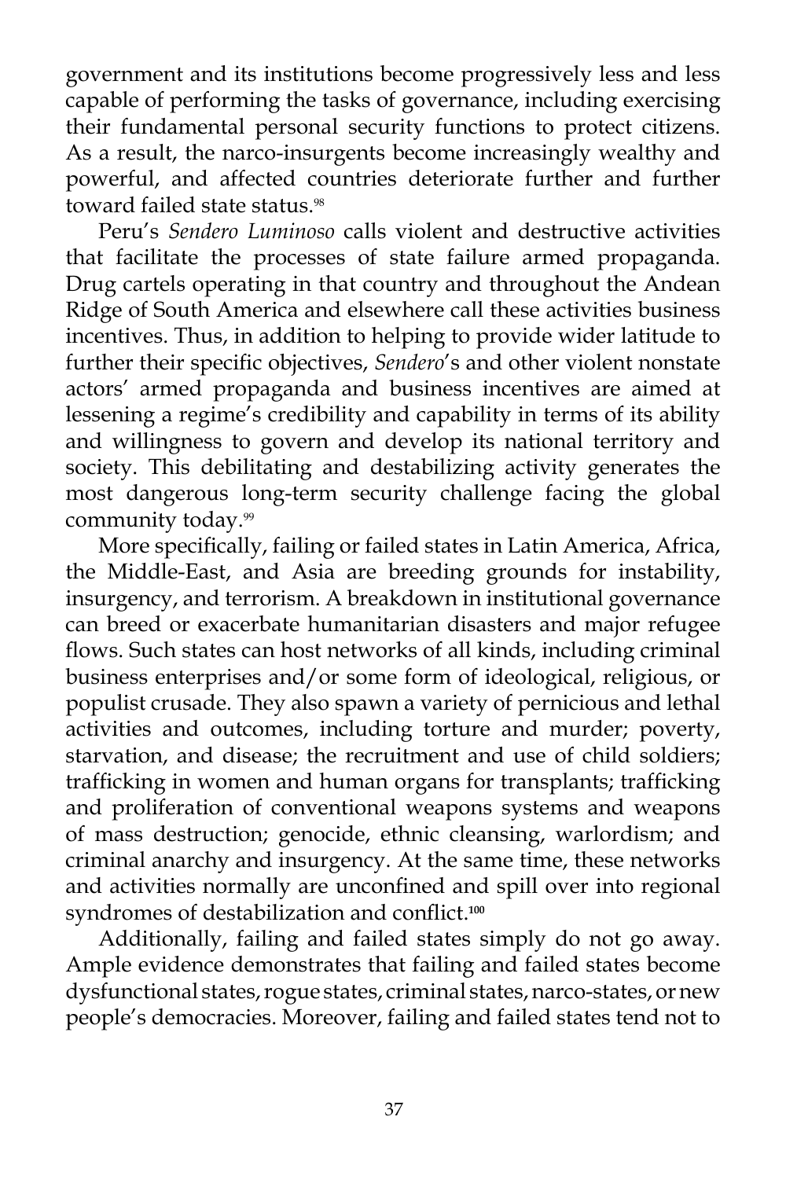government and its institutions become progressively less and less capable of performing the tasks of governance, including exercising their fundamental personal security functions to protect citizens. As a result, the narco-insurgents become increasingly wealthy and powerful, and affected countries deteriorate further and further toward failed state status.[98]

Peru's *Sendero Luminoso* calls violent and destructive activities that facilitate the processes of state failure armed propaganda. Drug cartels operating in that country and throughout the Andean Ridge of South America and elsewhere call these activities business incentives. Thus, in addition to helping to provide wider latitude to further their specific objectives, *Sendero*'s and other violent nonstate actors' armed propaganda and business incentives are aimed at lessening a regime's credibility and capability in terms of its ability and willingness to govern and develop its national territory and society. This debilitating and destabilizing activity generates the most dangerous long-term security challenge facing the global community today.[99]

More specifically, failing or failed states in Latin America, Africa, the Middle-East, and Asia are breeding grounds for instability, insurgency, and terrorism. A breakdown in institutional governance can breed or exacerbate humanitarian disasters and major refugee flows. Such states can host networks of all kinds, including criminal business enterprises and/or some form of ideological, religious, or populist crusade. They also spawn a variety of pernicious and lethal activities and outcomes, including torture and murder; poverty, starvation, and disease; the recruitment and use of child soldiers; trafficking in women and human organs for transplants; trafficking and proliferation of conventional weapons systems and weapons of mass destruction; genocide, ethnic cleansing, warlordism; and criminal anarchy and insurgency. At the same time, these networks and activities normally are unconfined and spill over into regional syndromes of destabilization and conflict.[100]

Additionally, failing and failed states simply do not go away. Ample evidence demonstrates that failing and failed states become dysfunctional states, rogue states, criminal states, narco-states, or new people's democracies. Moreover, failing and failed states tend not to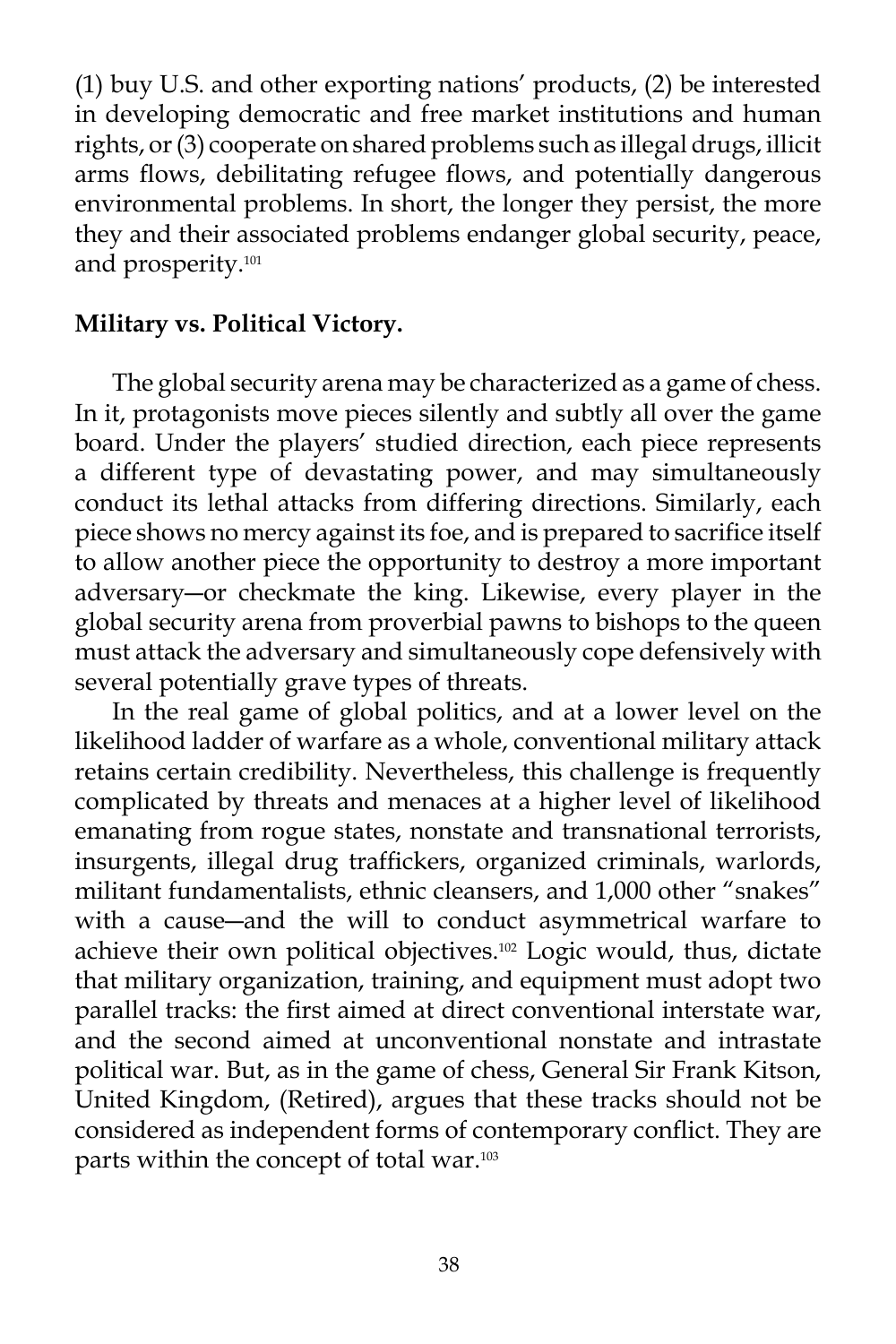(1) buy U.S. and other exporting nations' products, (2) be interested in developing democratic and free market institutions and human rights, or (3) cooperate on shared problems such as illegal drugs, illicit arms flows, debilitating refugee flows, and potentially dangerous environmental problems. In short, the longer they persist, the more they and their associated problems endanger global security, peace, and prosperity.[101]

**Military vs. Political Victory.**

The global security arena may be characterized as a game of chess. In it, protagonists move pieces silently and subtly all over the game board. Under the players' studied direction, each piece represents a different type of devastating power, and may simultaneously conduct its lethal attacks from differing directions. Similarly, each piece shows no mercy against its foe, and is prepared to sacrifice itself to allow another piece the opportunity to destroy a more important adversary—or checkmate the king. Likewise, every player in the global security arena from proverbial pawns to bishops to the queen must attack the adversary and simultaneously cope defensively with several potentially grave types of threats.

In the real game of global politics, and at a lower level on the likelihood ladder of warfare as a whole, conventional military attack retains certain credibility. Nevertheless, this challenge is frequently complicated by threats and menaces at a higher level of likelihood emanating from rogue states, nonstate and transnational terrorists, insurgents, illegal drug traffickers, organized criminals, warlords, militant fundamentalists, ethnic cleansers, and 1,000 other "snakes" with a cause—and the will to conduct asymmetrical warfare to achieve their own political objectives.[102] Logic would, thus, dictate that military organization, training, and equipment must adopt two parallel tracks: the first aimed at direct conventional interstate war, and the second aimed at unconventional nonstate and intrastate political war. But, as in the game of chess, General Sir Frank Kitson, United Kingdom, (Retired), argues that these tracks should not be considered as independent forms of contemporary conflict. They are parts within the concept of total war.[103]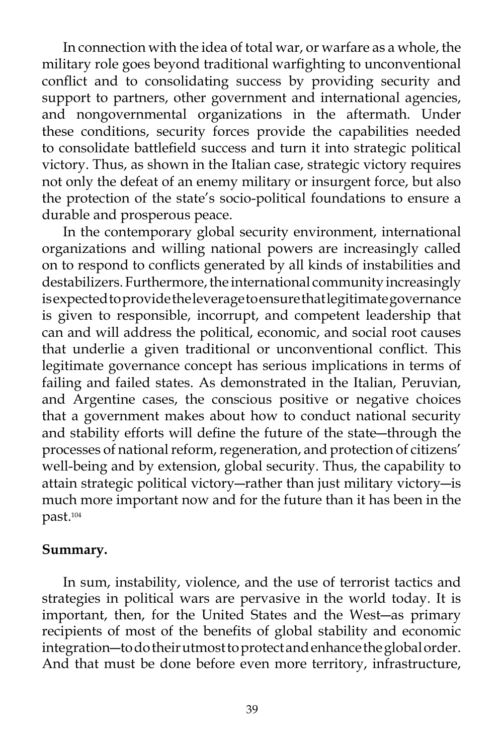In connection with the idea of total war, or warfare as a whole, the military role goes beyond traditional warfighting to unconventional conflict and to consolidating success by providing security and support to partners, other government and international agencies, and nongovernmental organizations in the aftermath. Under these conditions, security forces provide the capabilities needed to consolidate battlefield success and turn it into strategic political victory. Thus, as shown in the Italian case, strategic victory requires not only the defeat of an enemy military or insurgent force, but also the protection of the state's socio-political foundations to ensure a durable and prosperous peace.

In the contemporary global security environment, international organizations and willing national powers are increasingly called on to respond to conflicts generated by all kinds of instabilities and destabilizers. Furthermore, the international community increasingly is expected to provide the leverage to ensure that legitimate governance is given to responsible, incorrupt, and competent leadership that can and will address the political, economic, and social root causes that underlie a given traditional or unconventional conflict. This legitimate governance concept has serious implications in terms of failing and failed states. As demonstrated in the Italian, Peruvian, and Argentine cases, the conscious positive or negative choices that a government makes about how to conduct national security and stability efforts will define the future of the state—through the processes of national reform, regeneration, and protection of citizens' well-being and by extension, global security. Thus, the capability to attain strategic political victory—rather than just military victory—is much more important now and for the future than it has been in the past.[104]

**Summary.**

In sum, instability, violence, and the use of terrorist tactics and strategies in political wars are pervasive in the world today. It is important, then, for the United States and the West—as primary recipients of most of the benefits of global stability and economic integration—to do their utmost to protect and enhance the global order. And that must be done before even more territory, infrastructure,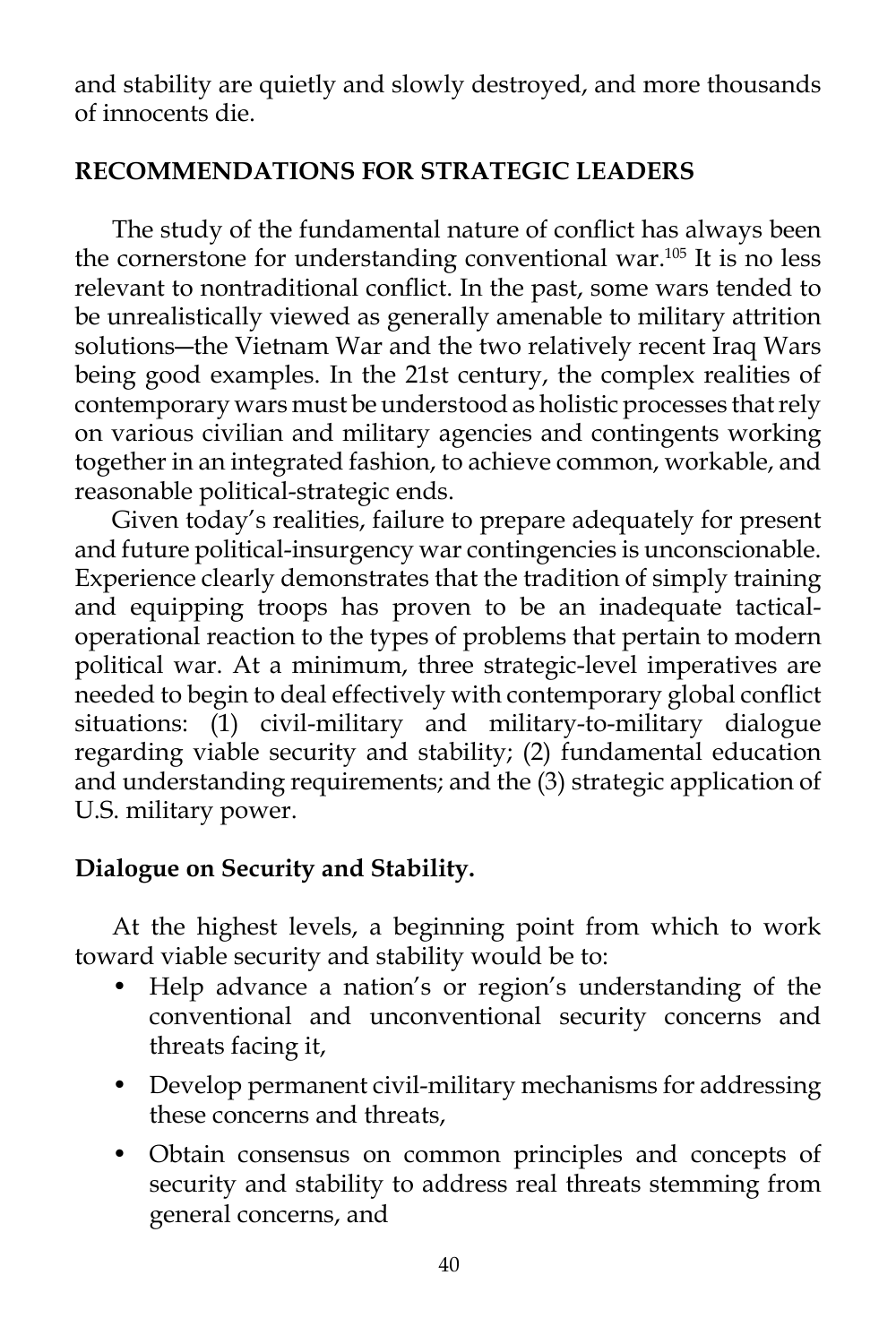and stability are quietly and slowly destroyed, and more thousands of innocents die.

## RECOMMENDATIONS FOR STRATEGIC LEADERS

The study of the fundamental nature of conflict has always been the cornerstone for understanding conventional war.[105] It is no less relevant to nontraditional conflict. In the past, some wars tended to be unrealistically viewed as generally amenable to military attrition solutions—the Vietnam War and the two relatively recent Iraq Wars being good examples. In the 21st century, the complex realities of contemporary wars must be understood as holistic processes that rely on various civilian and military agencies and contingents working together in an integrated fashion, to achieve common, workable, and reasonable political-strategic ends.

Given today's realities, failure to prepare adequately for present and future political-insurgency war contingencies is unconscionable. Experience clearly demonstrates that the tradition of simply training and equipping troops has proven to be an inadequate tactical-operational reaction to the types of problems that pertain to modern political war. At a minimum, three strategic-level imperatives are needed to begin to deal effectively with contemporary global conflict situations: (1) civil-military and military-to-military dialogue regarding viable security and stability; (2) fundamental education and understanding requirements; and the (3) strategic application of U.S. military power.

### Dialogue on Security and Stability.

At the highest levels, a beginning point from which to work toward viable security and stability would be to:

- Help advance a nation's or region's understanding of the conventional and unconventional security concerns and threats facing it,
- Develop permanent civil-military mechanisms for addressing these concerns and threats,
- Obtain consensus on common principles and concepts of security and stability to address real threats stemming from general concerns, and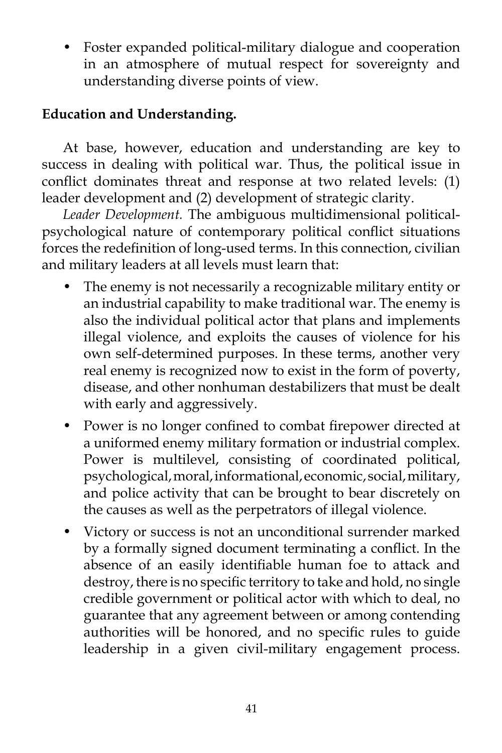- Foster expanded political-military dialogue and cooperation in an atmosphere of mutual respect for sovereignty and understanding diverse points of view.

**Education and Understanding.**

At base, however, education and understanding are key to success in dealing with political war. Thus, the political issue in conflict dominates threat and response at two related levels: (1) leader development and (2) development of strategic clarity.

*Leader Development.* The ambiguous multidimensional political-psychological nature of contemporary political conflict situations forces the redefinition of long-used terms. In this connection, civilian and military leaders at all levels must learn that:

- The enemy is not necessarily a recognizable military entity or an industrial capability to make traditional war. The enemy is also the individual political actor that plans and implements illegal violence, and exploits the causes of violence for his own self-determined purposes. In these terms, another very real enemy is recognized now to exist in the form of poverty, disease, and other nonhuman destabilizers that must be dealt with early and aggressively.
- Power is no longer confined to combat firepower directed at a uniformed enemy military formation or industrial complex. Power is multilevel, consisting of coordinated political, psychological, moral, informational, economic, social, military, and police activity that can be brought to bear discretely on the causes as well as the perpetrators of illegal violence.
- Victory or success is not an unconditional surrender marked by a formally signed document terminating a conflict. In the absence of an easily identifiable human foe to attack and destroy, there is no specific territory to take and hold, no single credible government or political actor with which to deal, no guarantee that any agreement between or among contending authorities will be honored, and no specific rules to guide leadership in a given civil-military engagement process.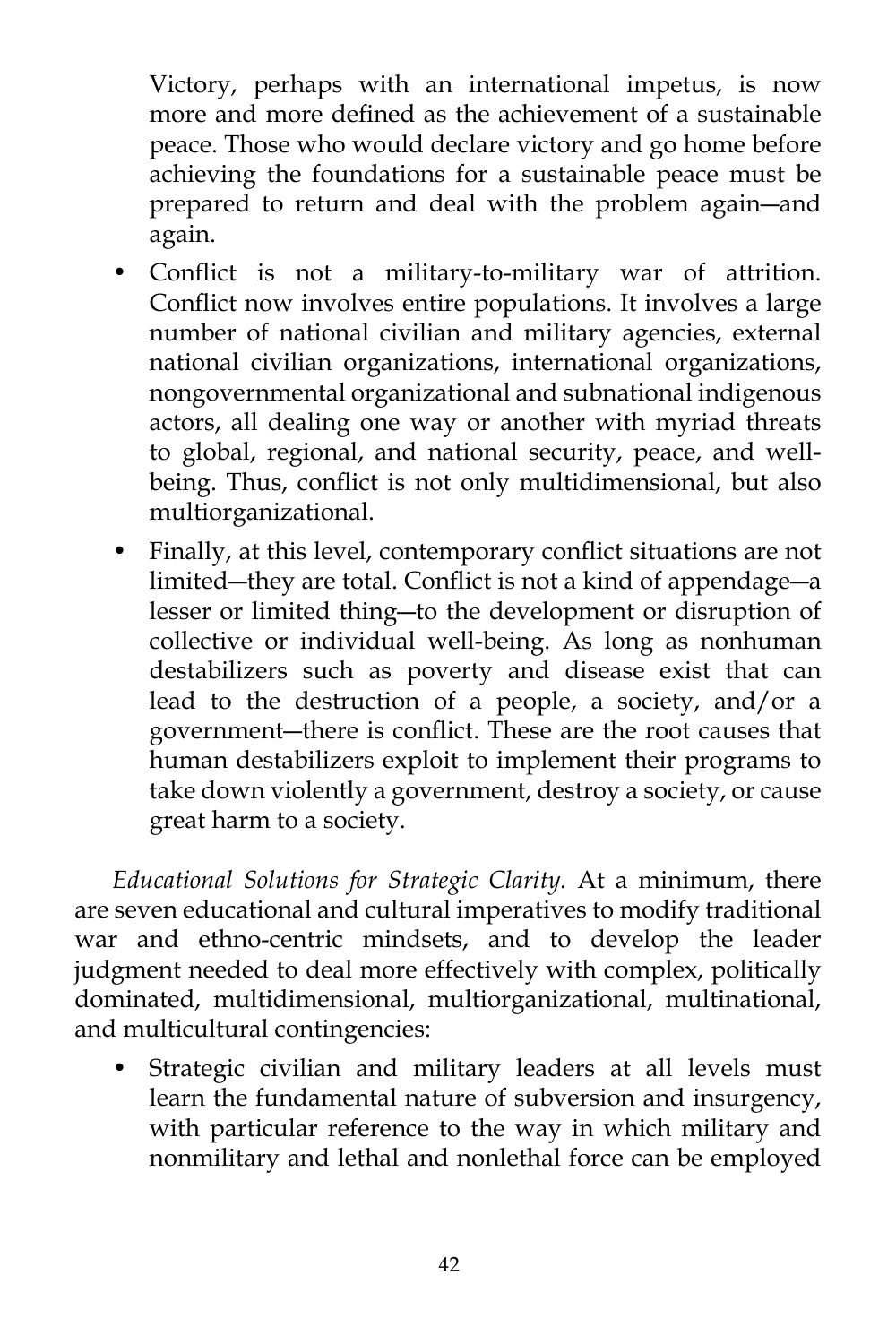Victory, perhaps with an international impetus, is now more and more defined as the achievement of a sustainable peace. Those who would declare victory and go home before achieving the foundations for a sustainable peace must be prepared to return and deal with the problem again—and again.

- Conflict is not a military-to-military war of attrition. Conflict now involves entire populations. It involves a large number of national civilian and military agencies, external national civilian organizations, international organizations, nongovernmental organizational and subnational indigenous actors, all dealing one way or another with myriad threats to global, regional, and national security, peace, and well-being. Thus, conflict is not only multidimensional, but also multiorganizational.
- Finally, at this level, contemporary conflict situations are not limited—they are total. Conflict is not a kind of appendage—a lesser or limited thing—to the development or disruption of collective or individual well-being. As long as nonhuman destabilizers such as poverty and disease exist that can lead to the destruction of a people, a society, and/or a government—there is conflict. These are the root causes that human destabilizers exploit to implement their programs to take down violently a government, destroy a society, or cause great harm to a society.

*Educational Solutions for Strategic Clarity.* At a minimum, there are seven educational and cultural imperatives to modify traditional war and ethno-centric mindsets, and to develop the leader judgment needed to deal more effectively with complex, politically dominated, multidimensional, multiorganizational, multinational, and multicultural contingencies:

- Strategic civilian and military leaders at all levels must learn the fundamental nature of subversion and insurgency, with particular reference to the way in which military and nonmilitary and lethal and nonlethal force can be employed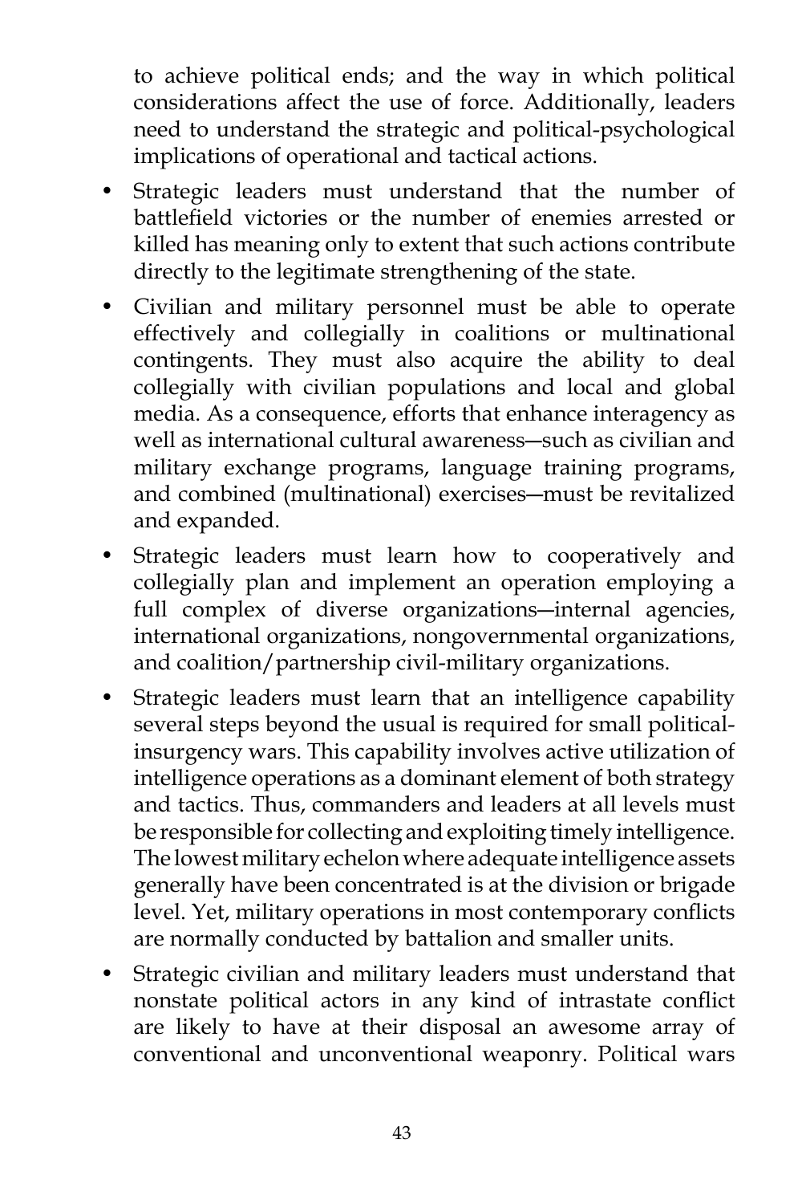to achieve political ends; and the way in which political considerations affect the use of force. Additionally, leaders need to understand the strategic and political-psychological implications of operational and tactical actions.

- Strategic leaders must understand that the number of battlefield victories or the number of enemies arrested or killed has meaning only to extent that such actions contribute directly to the legitimate strengthening of the state.
- Civilian and military personnel must be able to operate effectively and collegially in coalitions or multinational contingents. They must also acquire the ability to deal collegially with civilian populations and local and global media. As a consequence, efforts that enhance interagency as well as international cultural awareness—such as civilian and military exchange programs, language training programs, and combined (multinational) exercises—must be revitalized and expanded.
- Strategic leaders must learn how to cooperatively and collegially plan and implement an operation employing a full complex of diverse organizations—internal agencies, international organizations, nongovernmental organizations, and coalition/partnership civil-military organizations.
- Strategic leaders must learn that an intelligence capability several steps beyond the usual is required for small political-insurgency wars. This capability involves active utilization of intelligence operations as a dominant element of both strategy and tactics. Thus, commanders and leaders at all levels must be responsible for collecting and exploiting timely intelligence. The lowest military echelon where adequate intelligence assets generally have been concentrated is at the division or brigade level. Yet, military operations in most contemporary conflicts are normally conducted by battalion and smaller units.
- Strategic civilian and military leaders must understand that nonstate political actors in any kind of intrastate conflict are likely to have at their disposal an awesome array of conventional and unconventional weaponry. Political wars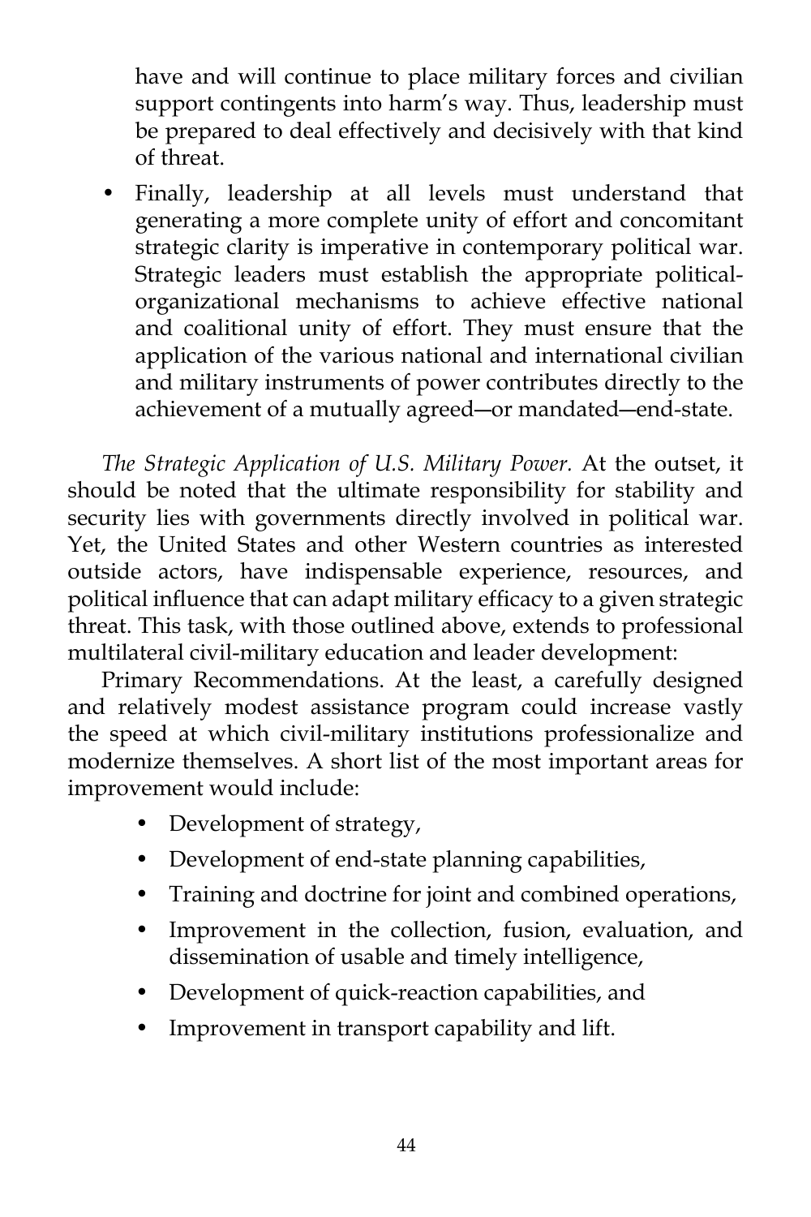have and will continue to place military forces and civilian support contingents into harm's way. Thus, leadership must be prepared to deal effectively and decisively with that kind of threat.

- Finally, leadership at all levels must understand that generating a more complete unity of effort and concomitant strategic clarity is imperative in contemporary political war. Strategic leaders must establish the appropriate political-organizational mechanisms to achieve effective national and coalitional unity of effort. They must ensure that the application of the various national and international civilian and military instruments of power contributes directly to the achievement of a mutually agreed—or mandated—end-state.

*The Strategic Application of U.S. Military Power.* At the outset, it should be noted that the ultimate responsibility for stability and security lies with governments directly involved in political war. Yet, the United States and other Western countries as interested outside actors, have indispensable experience, resources, and political influence that can adapt military efficacy to a given strategic threat. This task, with those outlined above, extends to professional multilateral civil-military education and leader development:

Primary Recommendations. At the least, a carefully designed and relatively modest assistance program could increase vastly the speed at which civil-military institutions professionalize and modernize themselves. A short list of the most important areas for improvement would include:

- Development of strategy,
- Development of end-state planning capabilities,
- Training and doctrine for joint and combined operations,
- Improvement in the collection, fusion, evaluation, and dissemination of usable and timely intelligence,
- Development of quick-reaction capabilities, and
- Improvement in transport capability and lift.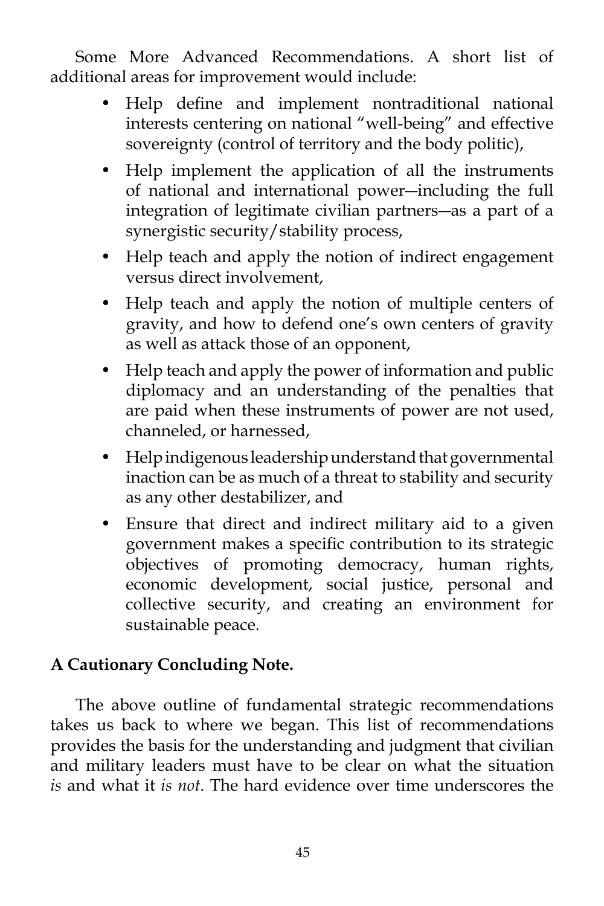Some More Advanced Recommendations. A short list of additional areas for improvement would include:

- Help define and implement nontraditional national interests centering on national "well-being" and effective sovereignty (control of territory and the body politic),
- Help implement the application of all the instruments of national and international power—including the full integration of legitimate civilian partners—as a part of a synergistic security/stability process,
- Help teach and apply the notion of indirect engagement versus direct involvement,
- Help teach and apply the notion of multiple centers of gravity, and how to defend one's own centers of gravity as well as attack those of an opponent,
- Help teach and apply the power of information and public diplomacy and an understanding of the penalties that are paid when these instruments of power are not used, channeled, or harnessed,
- Help indigenous leadership understand that governmental inaction can be as much of a threat to stability and security as any other destabilizer, and
- Ensure that direct and indirect military aid to a given government makes a specific contribution to its strategic objectives of promoting democracy, human rights, economic development, social justice, personal and collective security, and creating an environment for sustainable peace.

**A Cautionary Concluding Note.**

The above outline of fundamental strategic recommendations takes us back to where we began. This list of recommendations provides the basis for the understanding and judgment that civilian and military leaders must have to be clear on what the situation *is* and what it *is not*. The hard evidence over time underscores the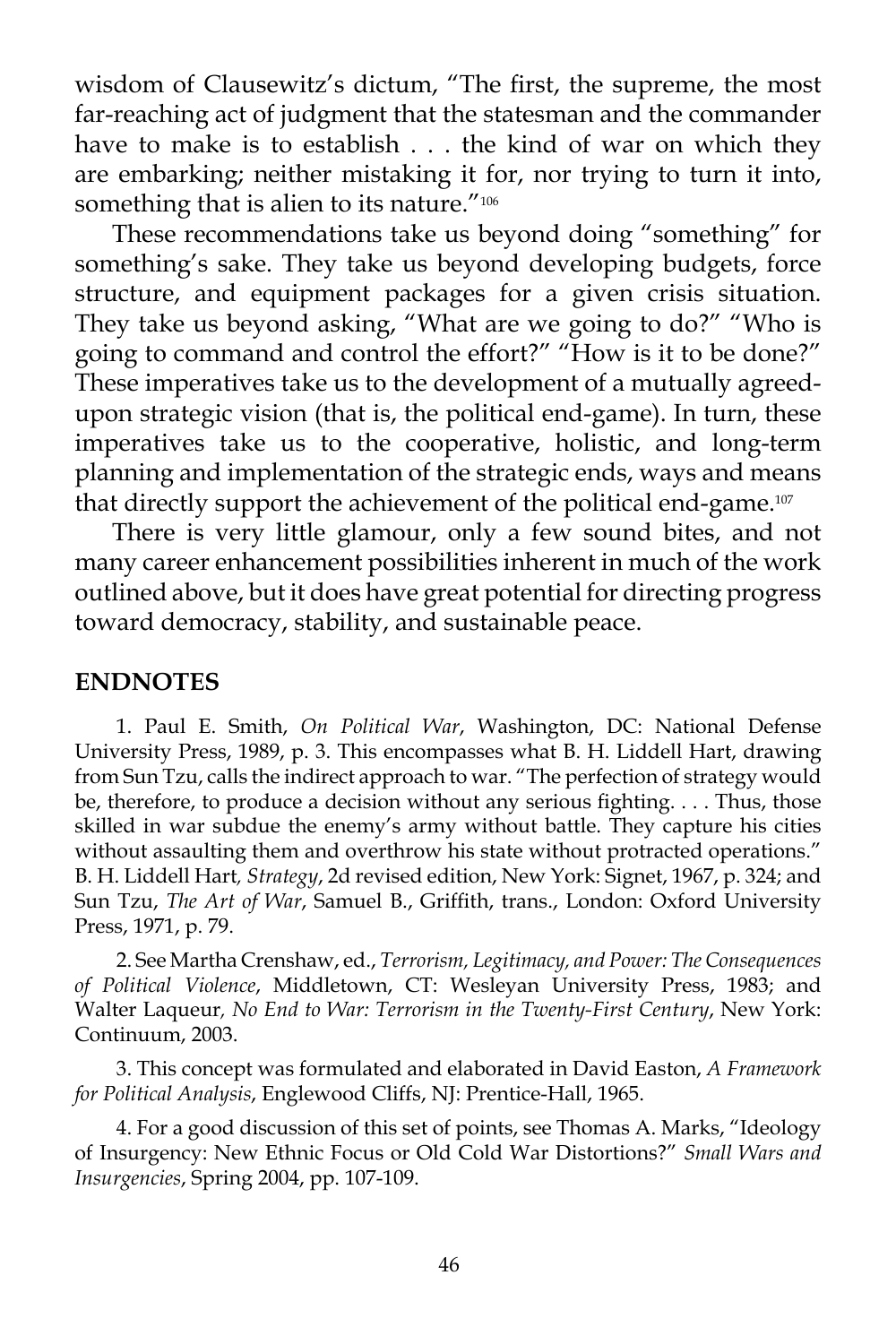wisdom of Clausewitz's dictum, "The first, the supreme, the most far-reaching act of judgment that the statesman and the commander have to make is to establish . . . the kind of war on which they are embarking; neither mistaking it for, nor trying to turn it into, something that is alien to its nature."[106]

These recommendations take us beyond doing "something" for something's sake. They take us beyond developing budgets, force structure, and equipment packages for a given crisis situation. They take us beyond asking, "What are we going to do?" "Who is going to command and control the effort?" "How is it to be done?" These imperatives take us to the development of a mutually agreed-upon strategic vision (that is, the political end-game). In turn, these imperatives take us to the cooperative, holistic, and long-term planning and implementation of the strategic ends, ways and means that directly support the achievement of the political end-game.[107]

There is very little glamour, only a few sound bites, and not many career enhancement possibilities inherent in much of the work outlined above, but it does have great potential for directing progress toward democracy, stability, and sustainable peace.

## ENDNOTES

1. Paul E. Smith, *On Political War*, Washington, DC: National Defense University Press, 1989, p. 3. This encompasses what B. H. Liddell Hart, drawing from Sun Tzu, calls the indirect approach to war. "The perfection of strategy would be, therefore, to produce a decision without any serious fighting. . . . Thus, those skilled in war subdue the enemy's army without battle. They capture his cities without assaulting them and overthrow his state without protracted operations." B. H. Liddell Hart, *Strategy*, 2d revised edition, New York: Signet, 1967, p. 324; and Sun Tzu, *The Art of War*, Samuel B., Griffith, trans., London: Oxford University Press, 1971, p. 79.

2. See Martha Crenshaw, ed., *Terrorism, Legitimacy, and Power: The Consequences of Political Violence*, Middletown, CT: Wesleyan University Press, 1983; and Walter Laqueur, *No End to War: Terrorism in the Twenty-First Century*, New York: Continuum, 2003.

3. This concept was formulated and elaborated in David Easton, *A Framework for Political Analysis*, Englewood Cliffs, NJ: Prentice-Hall, 1965.

4. For a good discussion of this set of points, see Thomas A. Marks, "Ideology of Insurgency: New Ethnic Focus or Old Cold War Distortions?" *Small Wars and Insurgencies*, Spring 2004, pp. 107-109.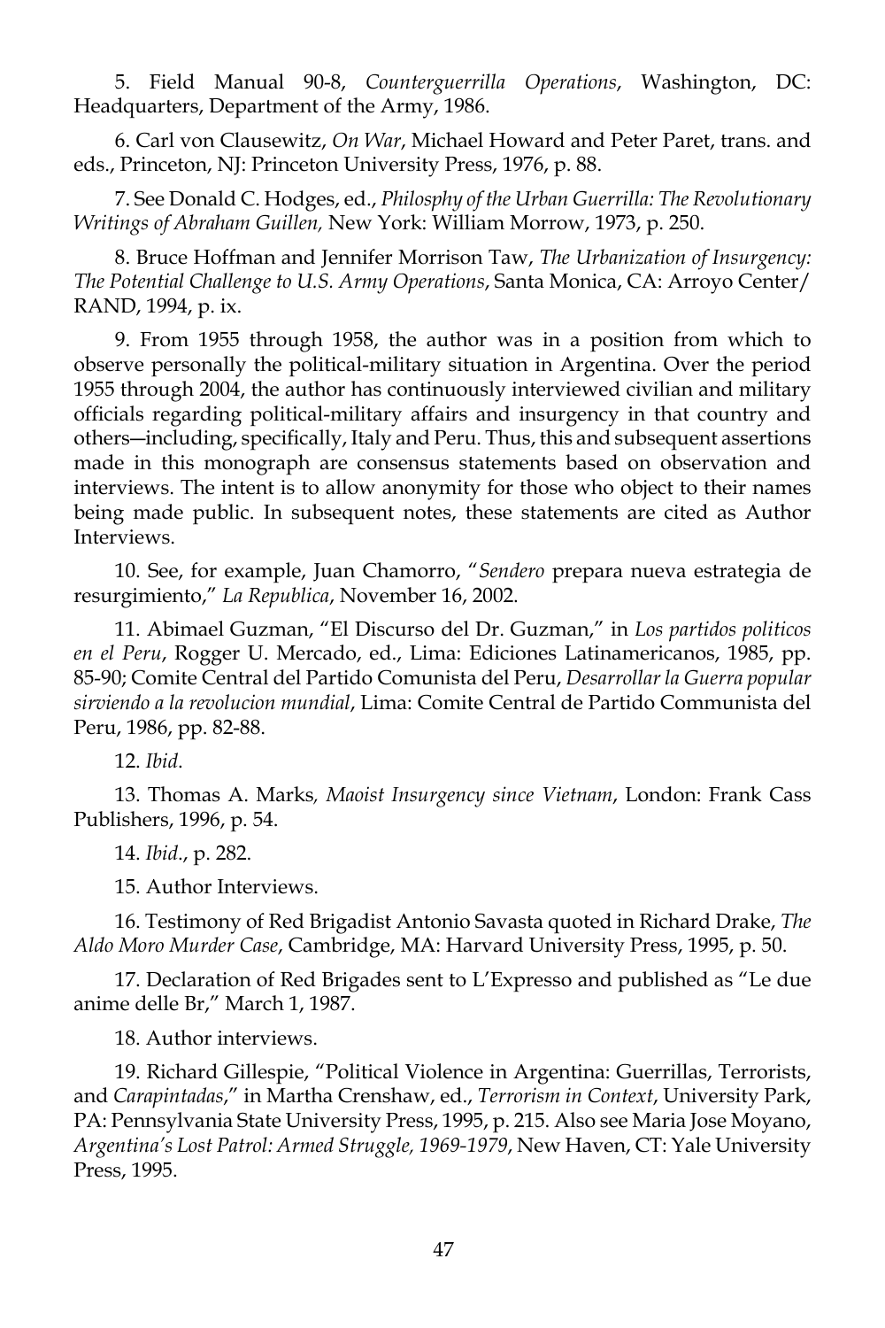5. Field Manual 90-8, *Counterguerrilla Operations*, Washington, DC: Headquarters, Department of the Army, 1986.

6. Carl von Clausewitz, *On War*, Michael Howard and Peter Paret, trans. and eds., Princeton, NJ: Princeton University Press, 1976, p. 88.

7. See Donald C. Hodges, ed., *Philosphy of the Urban Guerrilla: The Revolutionary Writings of Abraham Guillen,* New York: William Morrow, 1973, p. 250.

8. Bruce Hoffman and Jennifer Morrison Taw, *The Urbanization of Insurgency: The Potential Challenge to U.S. Army Operations*, Santa Monica, CA: Arroyo Center/RAND, 1994, p. ix.

9. From 1955 through 1958, the author was in a position from which to observe personally the political-military situation in Argentina. Over the period 1955 through 2004, the author has continuously interviewed civilian and military officials regarding political-military affairs and insurgency in that country and others—including, specifically, Italy and Peru. Thus, this and subsequent assertions made in this monograph are consensus statements based on observation and interviews. The intent is to allow anonymity for those who object to their names being made public. In subsequent notes, these statements are cited as Author Interviews.

10. See, for example, Juan Chamorro, "*Sendero* prepara nueva estrategia de resurgimiento," *La Republica*, November 16, 2002.

11. Abimael Guzman, "El Discurso del Dr. Guzman," in *Los partidos politicos en el Peru*, Rogger U. Mercado, ed., Lima: Ediciones Latinamericanos, 1985, pp. 85-90; Comite Central del Partido Comunista del Peru, *Desarrollar la Guerra popular sirviendo a la revolucion mundial*, Lima: Comite Central de Partido Communista del Peru, 1986, pp. 82-88.

12. *Ibid*.

13. Thomas A. Marks*, Maoist Insurgency since Vietnam*, London: Frank Cass Publishers, 1996, p. 54.

14. *Ibid*., p. 282.

15. Author Interviews.

16. Testimony of Red Brigadist Antonio Savasta quoted in Richard Drake, *The Aldo Moro Murder Case*, Cambridge, MA: Harvard University Press, 1995, p. 50.

17. Declaration of Red Brigades sent to L'Expresso and published as "Le due anime delle Br," March 1, 1987.

18. Author interviews.

19. Richard Gillespie, "Political Violence in Argentina: Guerrillas, Terrorists, and *Carapintadas*," in Martha Crenshaw, ed., *Terrorism in Context*, University Park, PA: Pennsylvania State University Press, 1995, p. 215. Also see Maria Jose Moyano, *Argentina's Lost Patrol: Armed Struggle, 1969-1979*, New Haven, CT: Yale University Press, 1995.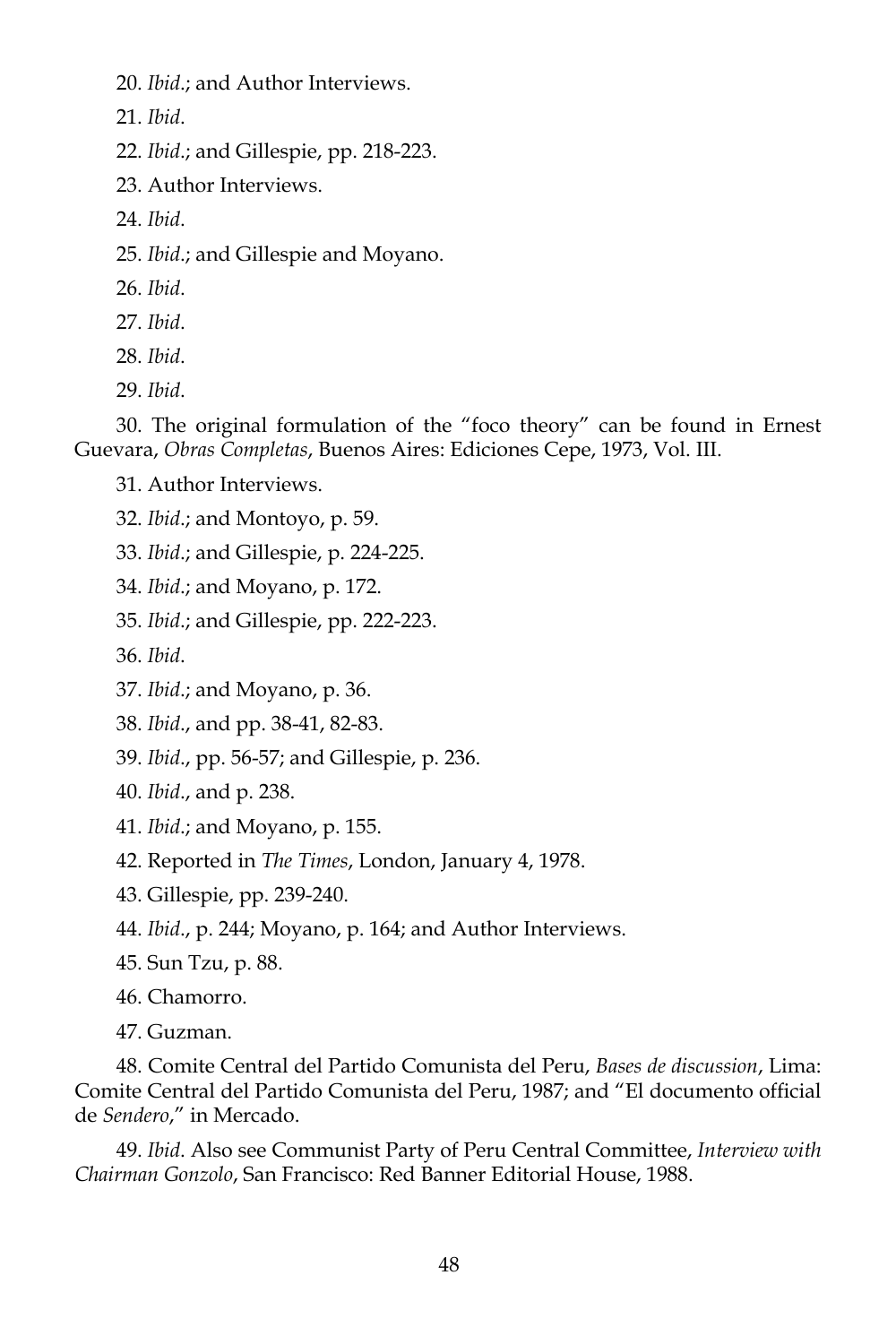20. *Ibid*.; and Author Interviews.

21. *Ibid*.

22. *Ibid*.; and Gillespie, pp. 218-223.

23. Author Interviews.

24. *Ibid*.

25. *Ibid*.; and Gillespie and Moyano.

26. *Ibid*.

27. *Ibid*.

28. *Ibid*.

29. *Ibid*.

30. The original formulation of the "foco theory" can be found in Ernest Guevara, *Obras Completas*, Buenos Aires: Ediciones Cepe, 1973, Vol. III.

31. Author Interviews.

32. *Ibid*.; and Montoyo, p. 59.

33. *Ibid*.; and Gillespie, p. 224-225.

34. *Ibid*.; and Moyano, p. 172.

35. *Ibid*.; and Gillespie, pp. 222-223.

36. *Ibid*.

37. *Ibid*.; and Moyano, p. 36.

38. *Ibid*., and pp. 38-41, 82-83.

39. *Ibid*., pp. 56-57; and Gillespie, p. 236.

40. *Ibid*., and p. 238.

41. *Ibid*.; and Moyano, p. 155.

42. Reported in *The Times*, London, January 4, 1978.

43. Gillespie, pp. 239-240.

44. *Ibid*., p. 244; Moyano, p. 164; and Author Interviews.

45. Sun Tzu, p. 88.

46. Chamorro.

47. Guzman.

48. Comite Central del Partido Comunista del Peru, *Bases de discussion*, Lima: Comite Central del Partido Comunista del Peru, 1987; and "El documento official de *Sendero*," in Mercado.

49. *Ibid*. Also see Communist Party of Peru Central Committee, *Interview with Chairman Gonzolo*, San Francisco: Red Banner Editorial House, 1988.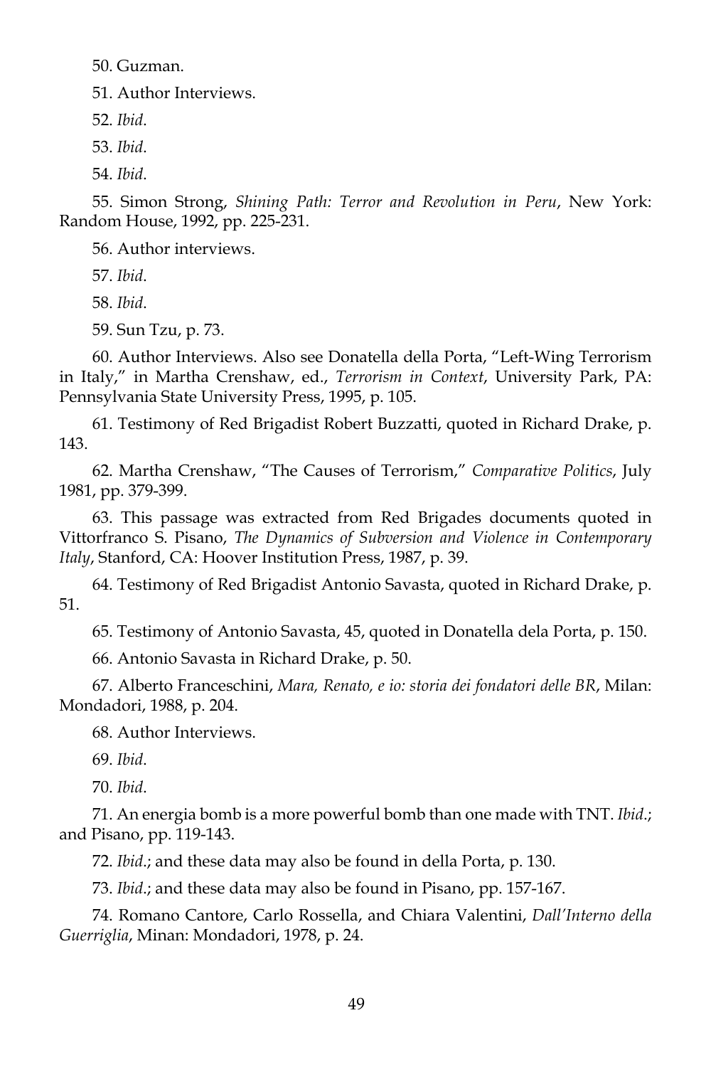50. Guzman.

51. Author Interviews.

52. *Ibid*.

53. *Ibid*.

54. *Ibid*.

55. Simon Strong, *Shining Path: Terror and Revolution in Peru*, New York: Random House, 1992, pp. 225-231.

56. Author interviews.

57. *Ibid*.

58. *Ibid*.

59. Sun Tzu, p. 73.

60. Author Interviews. Also see Donatella della Porta, "Left-Wing Terrorism in Italy," in Martha Crenshaw, ed., *Terrorism in Context*, University Park, PA: Pennsylvania State University Press, 1995, p. 105.

61. Testimony of Red Brigadist Robert Buzzatti, quoted in Richard Drake, p. 143.

62. Martha Crenshaw, "The Causes of Terrorism," *Comparative Politics*, July 1981, pp. 379-399.

63. This passage was extracted from Red Brigades documents quoted in Vittorfranco S. Pisano, *The Dynamics of Subversion and Violence in Contemporary Italy*, Stanford, CA: Hoover Institution Press, 1987, p. 39.

64. Testimony of Red Brigadist Antonio Savasta, quoted in Richard Drake, p. 51.

65. Testimony of Antonio Savasta, 45, quoted in Donatella dela Porta, p. 150.

66. Antonio Savasta in Richard Drake, p. 50.

67. Alberto Franceschini, *Mara, Renato, e io: storia dei fondatori delle BR*, Milan: Mondadori, 1988, p. 204.

68. Author Interviews.

69. *Ibid*.

70. *Ibid*.

71. An energia bomb is a more powerful bomb than one made with TNT. *Ibid*.; and Pisano, pp. 119-143.

72. *Ibid*.; and these data may also be found in della Porta, p. 130.

73. *Ibid*.; and these data may also be found in Pisano, pp. 157-167.

74. Romano Cantore, Carlo Rossella, and Chiara Valentini, *Dall'Interno della Guerriglia*, Minan: Mondadori, 1978, p. 24.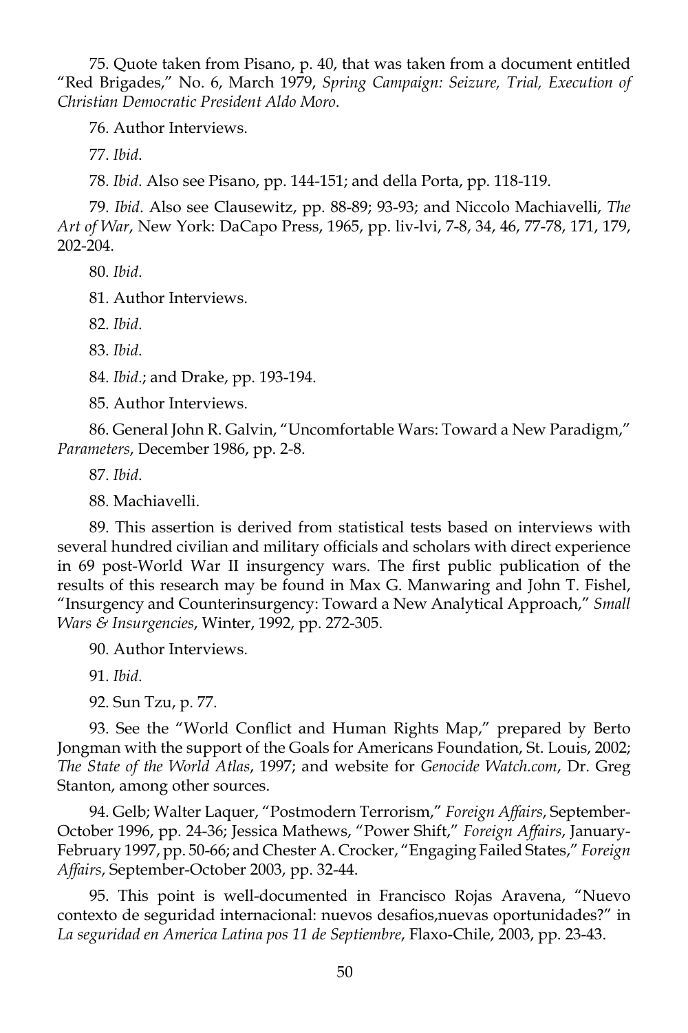75. Quote taken from Pisano, p. 40, that was taken from a document entitled "Red Brigades," No. 6, March 1979, *Spring Campaign: Seizure, Trial, Execution of Christian Democratic President Aldo Moro*.

76. Author Interviews.

77. *Ibid*.

78. *Ibid*. Also see Pisano, pp. 144-151; and della Porta, pp. 118-119.

79. *Ibid*. Also see Clausewitz, pp. 88-89; 93-93; and Niccolo Machiavelli, *The Art of War*, New York: DaCapo Press, 1965, pp. liv-lvi, 7-8, 34, 46, 77-78, 171, 179, 202-204.

80. *Ibid*.

81. Author Interviews.

82. *Ibid*.

83. *Ibid*.

84. *Ibid*.; and Drake, pp. 193-194.

85. Author Interviews.

86. General John R. Galvin, "Uncomfortable Wars: Toward a New Paradigm," *Parameters*, December 1986, pp. 2-8.

87. *Ibid*.

88. Machiavelli.

89. This assertion is derived from statistical tests based on interviews with several hundred civilian and military officials and scholars with direct experience in 69 post-World War II insurgency wars. The first public publication of the results of this research may be found in Max G. Manwaring and John T. Fishel, "Insurgency and Counterinsurgency: Toward a New Analytical Approach," *Small Wars & Insurgencies*, Winter, 1992, pp. 272-305.

90. Author Interviews.

91. *Ibid*.

92. Sun Tzu, p. 77.

93. See the "World Conflict and Human Rights Map," prepared by Berto Jongman with the support of the Goals for Americans Foundation, St. Louis, 2002; *The State of the World Atlas*, 1997; and website for *Genocide Watch.com*, Dr. Greg Stanton, among other sources.

94. Gelb; Walter Laquer, "Postmodern Terrorism," *Foreign Affairs*, September-October 1996, pp. 24-36; Jessica Mathews, "Power Shift," *Foreign Affairs*, January-February 1997, pp. 50-66; and Chester A. Crocker, "Engaging Failed States," *Foreign Affairs*, September-October 2003, pp. 32-44.

95. This point is well-documented in Francisco Rojas Aravena, "Nuevo contexto de seguridad internacional: nuevos desafios,nuevas oportunidades?" in *La seguridad en America Latina pos 11 de Septiembre*, Flaxo-Chile, 2003, pp. 23-43.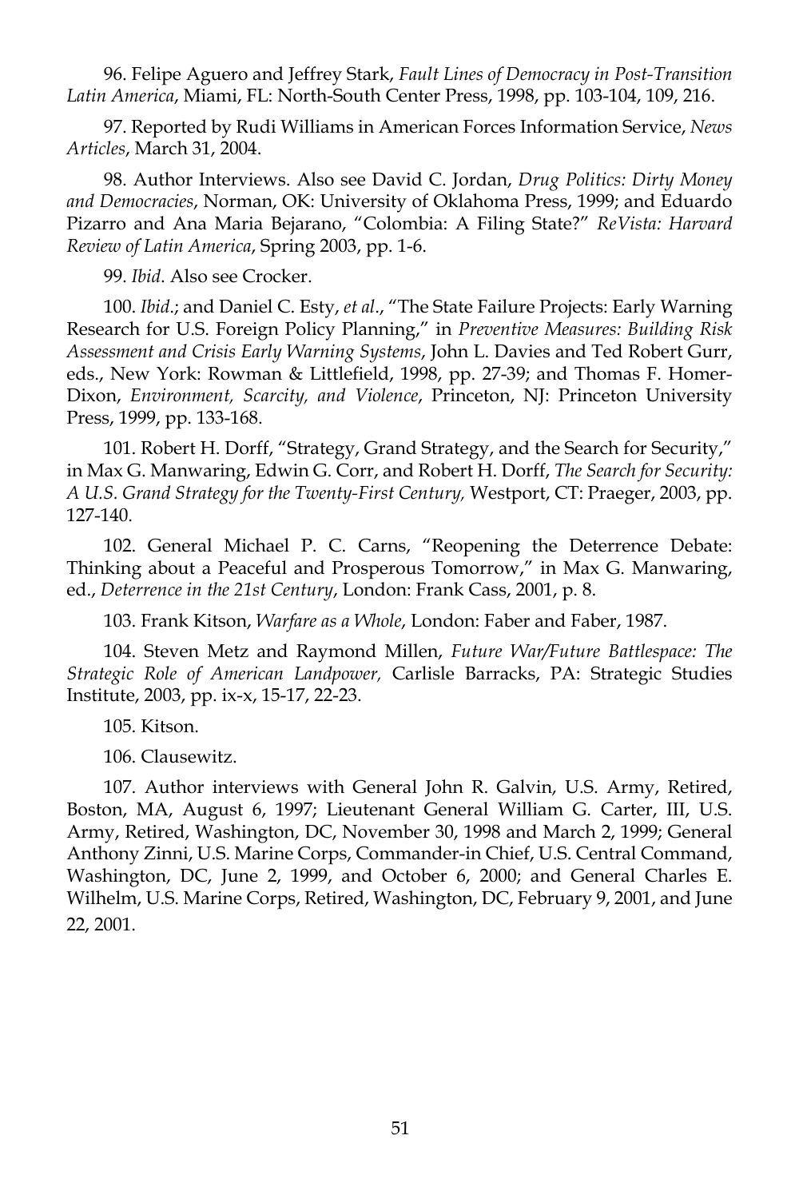96. Felipe Aguero and Jeffrey Stark, *Fault Lines of Democracy in Post-Transition Latin America*, Miami, FL: North-South Center Press, 1998, pp. 103-104, 109, 216.

97. Reported by Rudi Williams in American Forces Information Service, *News Articles*, March 31, 2004.

98. Author Interviews. Also see David C. Jordan, *Drug Politics: Dirty Money and Democracies*, Norman, OK: University of Oklahoma Press, 1999; and Eduardo Pizarro and Ana Maria Bejarano, "Colombia: A Filing State?" *ReVista: Harvard Review of Latin America*, Spring 2003, pp. 1-6.

99. *Ibid*. Also see Crocker.

100. *Ibid*.; and Daniel C. Esty, *et al*., "The State Failure Projects: Early Warning Research for U.S. Foreign Policy Planning," in *Preventive Measures: Building Risk Assessment and Crisis Early Warning Systems*, John L. Davies and Ted Robert Gurr, eds., New York: Rowman & Littlefield, 1998, pp. 27-39; and Thomas F. Homer-Dixon, *Environment, Scarcity, and Violence*, Princeton, NJ: Princeton University Press, 1999, pp. 133-168.

101. Robert H. Dorff, "Strategy, Grand Strategy, and the Search for Security," in Max G. Manwaring, Edwin G. Corr, and Robert H. Dorff, *The Search for Security: A U.S. Grand Strategy for the Twenty-First Century,* Westport, CT: Praeger, 2003, pp. 127-140.

102. General Michael P. C. Carns, "Reopening the Deterrence Debate: Thinking about a Peaceful and Prosperous Tomorrow," in Max G. Manwaring, ed., *Deterrence in the 21st Century*, London: Frank Cass, 2001, p. 8.

103. Frank Kitson, *Warfare as a Whole*, London: Faber and Faber, 1987.

104. Steven Metz and Raymond Millen, *Future War/Future Battlespace: The Strategic Role of American Landpower,* Carlisle Barracks, PA: Strategic Studies Institute, 2003, pp. ix-x, 15-17, 22-23.

105. Kitson.

106. Clausewitz.

107. Author interviews with General John R. Galvin, U.S. Army, Retired, Boston, MA, August 6, 1997; Lieutenant General William G. Carter, III, U.S. Army, Retired, Washington, DC, November 30, 1998 and March 2, 1999; General Anthony Zinni, U.S. Marine Corps, Commander-in Chief, U.S. Central Command, Washington, DC, June 2, 1999, and October 6, 2000; and General Charles E. Wilhelm, U.S. Marine Corps, Retired, Washington, DC, February 9, 2001, and June 22, 2001.